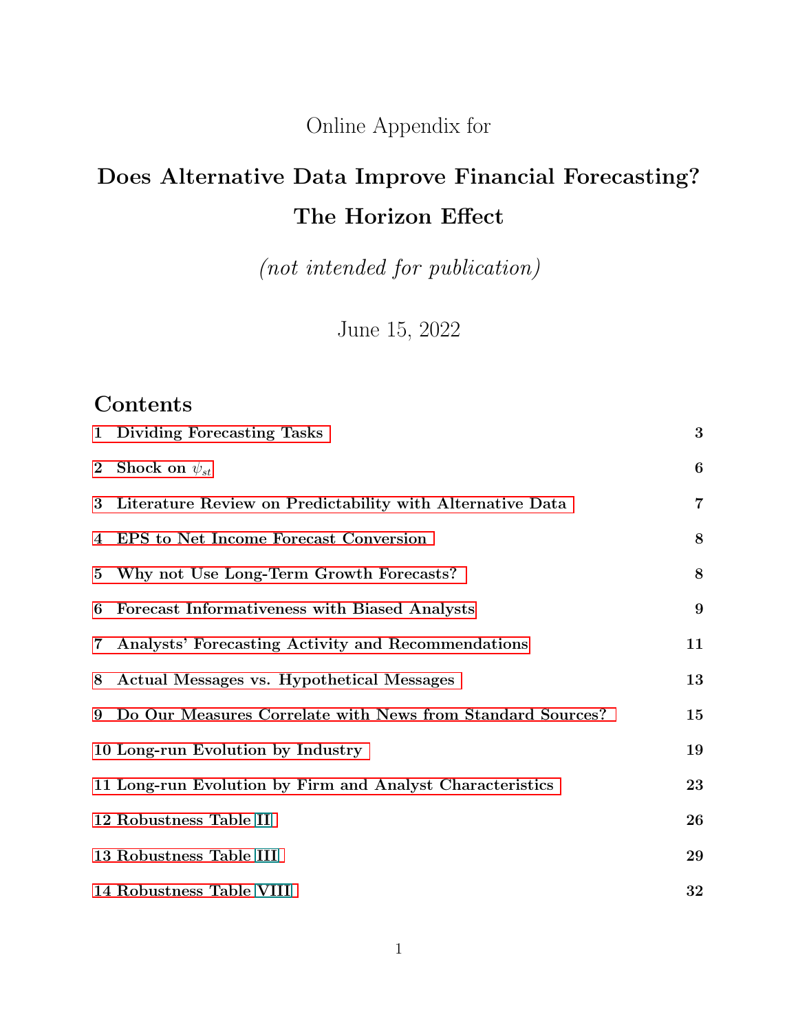Online Appendix for

# Does Alternative Data Improve Financial Forecasting? The Horizon Effect

*(not intended for publication)*

June 15, 2022

## Contents

1 Dividing Forecasting Tasks — 3

2 Shock on $\psi_{st}$ — 6

3 Literature Review on Predictability with Alternative Data — 7

4 EPS to Net Income Forecast Conversion — 8

5 Why not Use Long-Term Growth Forecasts? — 8

6 Forecast Informativeness with Biased Analysts — 9

7 Analysts' Forecasting Activity and Recommendations — 11

8 Actual Messages vs. Hypothetical Messages — 13

9 Do Our Measures Correlate with News from Standard Sources? — 15

10 Long-run Evolution by Industry — 19

11 Long-run Evolution by Firm and Analyst Characteristics — 23

12 Robustness Table II — 26

13 Robustness Table III — 29

14 Robustness Table VIII — 32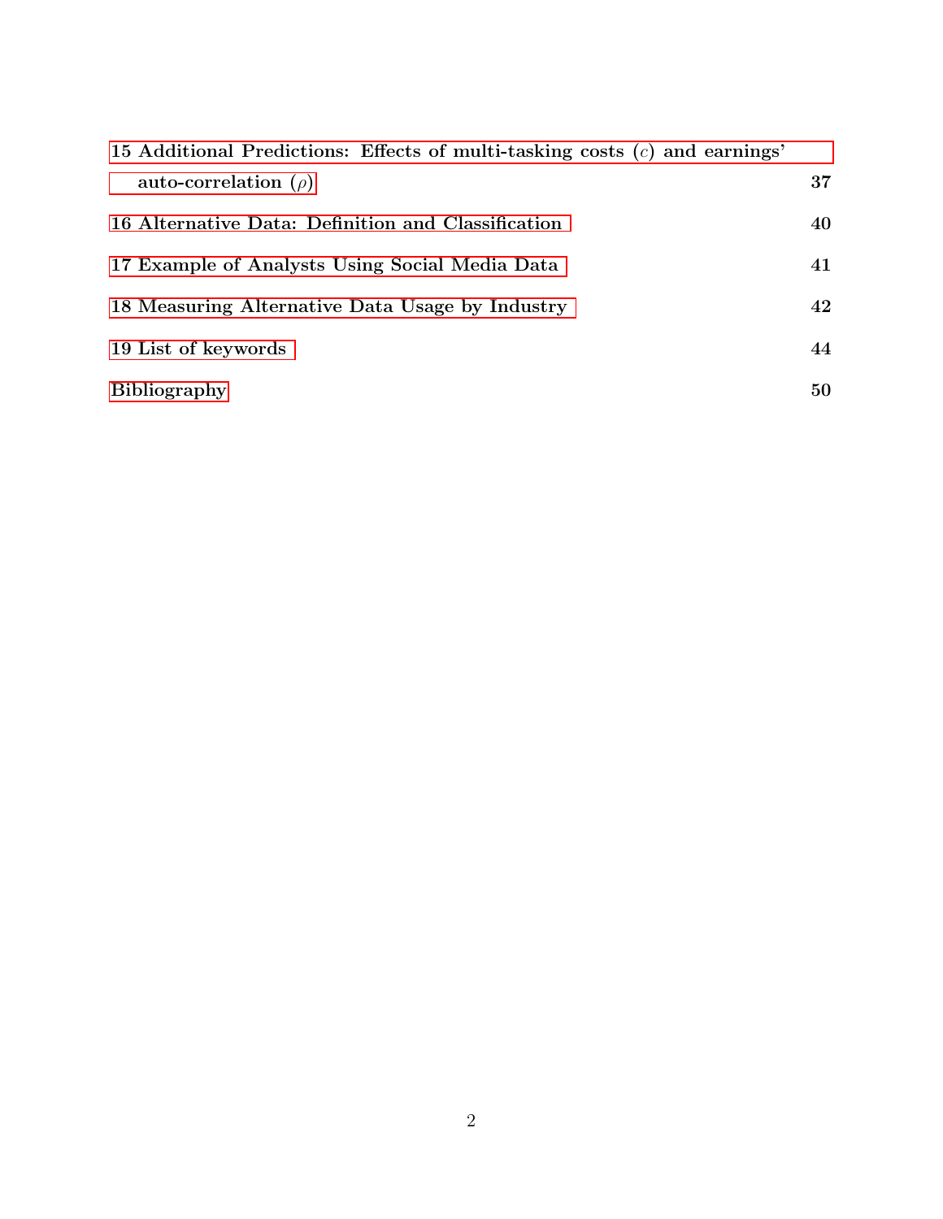**15 Additional Predictions: Effects of multi-tasking costs ($c$) and earnings' auto-correlation ($\rho$)** **37**

**16 Alternative Data: Definition and Classification** **40**

**17 Example of Analysts Using Social Media Data** **41**

**18 Measuring Alternative Data Usage by Industry** **42**

**19 List of keywords** **44**

**Bibliography** **50**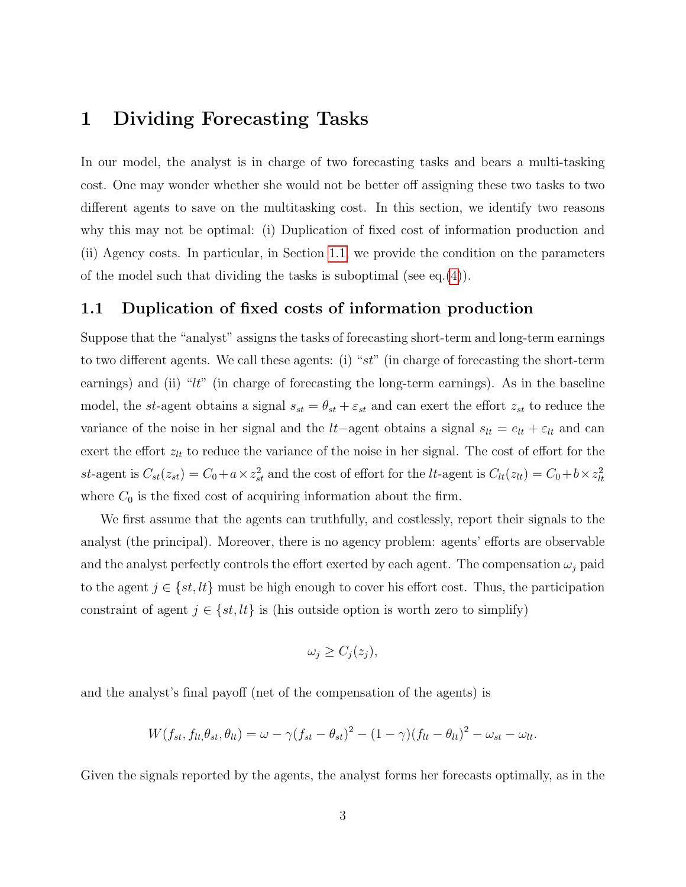# 1 Dividing Forecasting Tasks

In our model, the analyst is in charge of two forecasting tasks and bears a multi-tasking cost. One may wonder whether she would not be better off assigning these two tasks to two different agents to save on the multitasking cost. In this section, we identify two reasons why this may not be optimal: (i) Duplication of fixed cost of information production and (ii) Agency costs. In particular, in Section 1.1, we provide the condition on the parameters of the model such that dividing the tasks is suboptimal (see eq.(4)).

## 1.1 Duplication of fixed costs of information production

Suppose that the "analyst" assigns the tasks of forecasting short-term and long-term earnings to two different agents. We call these agents: (i) "$st$" (in charge of forecasting the short-term earnings) and (ii) "$lt$" (in charge of forecasting the long-term earnings). As in the baseline model, the $st$-agent obtains a signal $s_{st} = \theta_{st} + \varepsilon_{st}$ and can exert the effort $z_{st}$ to reduce the variance of the noise in her signal and the $lt-$agent obtains a signal $s_{lt} = e_{lt} + \varepsilon_{lt}$ and can exert the effort $z_{lt}$ to reduce the variance of the noise in her signal. The cost of effort for the $st$-agent is $C_{st}(z_{st}) = C_0 + a \times z_{st}^2$ and the cost of effort for the $lt$-agent is $C_{lt}(z_{lt}) = C_0 + b \times z_{lt}^2$ where $C_0$ is the fixed cost of acquiring information about the firm.

We first assume that the agents can truthfully, and costlessly, report their signals to the analyst (the principal). Moreover, there is no agency problem: agents' efforts are observable and the analyst perfectly controls the effort exerted by each agent. The compensation $\omega_j$ paid to the agent $j \in \{st, lt\}$ must be high enough to cover his effort cost. Thus, the participation constraint of agent $j \in \{st, lt\}$ is (his outside option is worth zero to simplify)

$$\omega_j \geq C_j(z_j),$$

and the analyst's final payoff (net of the compensation of the agents) is

$$W(f_{st}, f_{lt,} \theta_{st}, \theta_{lt}) = \omega - \gamma(f_{st} - \theta_{st})^2 - (1 - \gamma)(f_{lt} - \theta_{lt})^2 - \omega_{st} - \omega_{lt}.$$

Given the signals reported by the agents, the analyst forms her forecasts optimally, as in the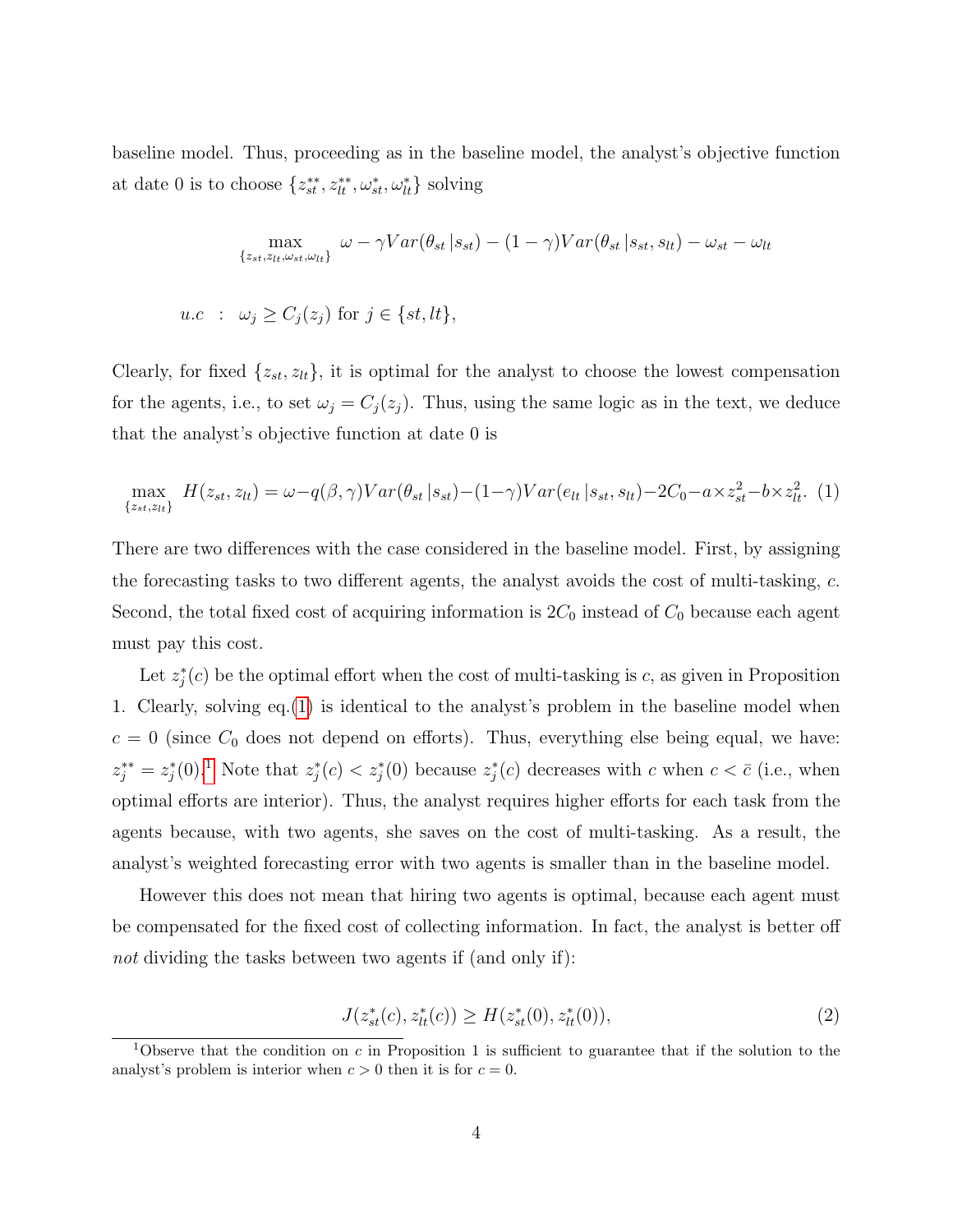baseline model. Thus, proceeding as in the baseline model, the analyst's objective function at date 0 is to choose $\{z_{st}^{**}, z_{lt}^{**}, \omega_{st}^{*}, \omega_{lt}^{*}\}$ solving

$$\max_{\{z_{st}, z_{lt}, \omega_{st}, \omega_{lt}\}} \; \omega - \gamma Var(\theta_{st} \,|s_{st}) - (1-\gamma) Var(\theta_{st} \,|s_{st}, s_{lt}) - \omega_{st} - \omega_{lt}$$

$$u.c \;\; : \;\; \omega_j \geq C_j(z_j) \text{ for } j \in \{st, lt\},$$

Clearly, for fixed $\{z_{st}, z_{lt}\}$, it is optimal for the analyst to choose the lowest compensation for the agents, i.e., to set $\omega_j = C_j(z_j)$. Thus, using the same logic as in the text, we deduce that the analyst's objective function at date 0 is

$$\max_{\{z_{st}, z_{lt}\}} \; H(z_{st}, z_{lt}) = \omega - q(\beta, \gamma) Var(\theta_{st} \,|s_{st}) - (1-\gamma) Var(e_{lt} \,|s_{st}, s_{lt}) - 2C_0 - a \times z_{st}^2 - b \times z_{lt}^2. \quad (1)$$

There are two differences with the case considered in the baseline model. First, by assigning the forecasting tasks to two different agents, the analyst avoids the cost of multi-tasking, $c$. Second, the total fixed cost of acquiring information is $2C_0$ instead of $C_0$ because each agent must pay this cost.

Let $z_j^*(c)$ be the optimal effort when the cost of multi-tasking is $c$, as given in Proposition 1. Clearly, solving eq.(1) is identical to the analyst's problem in the baseline model when $c = 0$ (since $C_0$ does not depend on efforts). Thus, everything else being equal, we have: $z_j^{**} = z_j^*(0)$.[1] Note that $z_j^*(c) < z_j^*(0)$ because $z_j^*(c)$ decreases with $c$ when $c < \bar{c}$ (i.e., when optimal efforts are interior). Thus, the analyst requires higher efforts for each task from the agents because, with two agents, she saves on the cost of multi-tasking. As a result, the analyst's weighted forecasting error with two agents is smaller than in the baseline model.

However this does not mean that hiring two agents is optimal, because each agent must be compensated for the fixed cost of collecting information. In fact, the analyst is better off *not* dividing the tasks between two agents if (and only if):

$$J(z_{st}^*(c), z_{lt}^*(c)) \geq H(z_{st}^*(0), z_{lt}^*(0)), \quad (2)$$

[1] Observe that the condition on $c$ in Proposition 1 is sufficient to guarantee that if the solution to the analyst's problem is interior when $c > 0$ then it is for $c = 0$.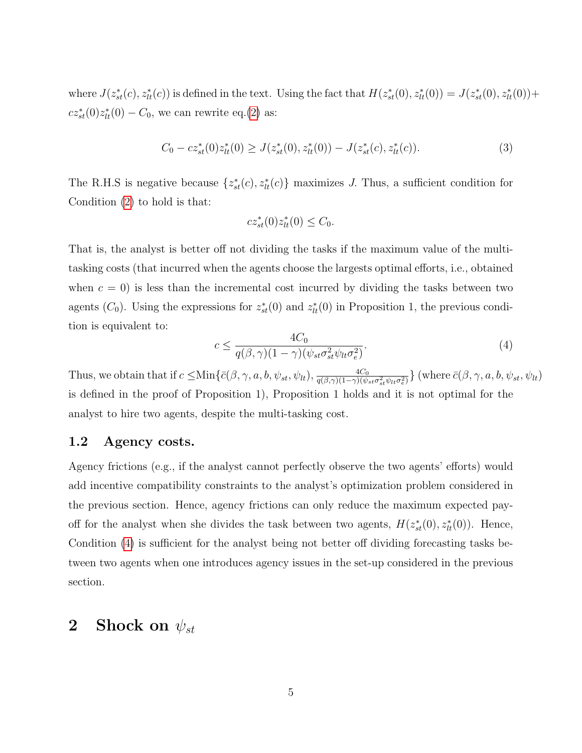where $J(z^*_{st}(c), z^*_{lt}(c))$ is defined in the text. Using the fact that $H(z^*_{st}(0), z^*_{lt}(0)) = J(z^*_{st}(0), z^*_{lt}(0)) + cz^*_{st}(0)z^*_{lt}(0) - C_0$, we can rewrite eq.(2) as:

$$C_0 - cz^*_{st}(0)z^*_{lt}(0) \geq J(z^*_{st}(0), z^*_{lt}(0)) - J(z^*_{st}(c), z^*_{lt}(c)). \tag{3}$$

The R.H.S is negative because $\{z^*_{st}(c), z^*_{lt}(c)\}$ maximizes $J$. Thus, a sufficient condition for Condition (2) to hold is that:

$$cz^*_{st}(0)z^*_{lt}(0) \leq C_0.$$

That is, the analyst is better off not dividing the tasks if the maximum value of the multi-tasking costs (that incurred when the agents choose the largests optimal efforts, i.e., obtained when $c = 0$) is less than the incremental cost incurred by dividing the tasks between two agents ($C_0$). Using the expressions for $z^*_{st}(0)$ and $z^*_{lt}(0)$ in Proposition 1, the previous condition is equivalent to:

$$c \leq \frac{4C_0}{q(\beta, \gamma)(1-\gamma)(\psi_{st}\sigma^2_{st}\psi_{lt}\sigma^2_e)}. \tag{4}$$

Thus, we obtain that if $c \leq \text{Min}\{\bar{c}(\beta, \gamma, a, b, \psi_{st}, \psi_{lt}), \frac{4C_0}{q(\beta,\gamma)(1-\gamma)(\psi_{st}\sigma^2_{st}\psi_{lt}\sigma^2_e)}\}$ (where $\bar{c}(\beta, \gamma, a, b, \psi_{st}, \psi_{lt})$ is defined in the proof of Proposition 1), Proposition 1 holds and it is not optimal for the analyst to hire two agents, despite the multi-tasking cost.

### 1.2 Agency costs.

Agency frictions (e.g., if the analyst cannot perfectly observe the two agents' efforts) would add incentive compatibility constraints to the analyst's optimization problem considered in the previous section. Hence, agency frictions can only reduce the maximum expected payoff for the analyst when she divides the task between two agents, $H(z^*_{st}(0), z^*_{lt}(0))$. Hence, Condition (4) is sufficient for the analyst being not better off dividing forecasting tasks between two agents when one introduces agency issues in the set-up considered in the previous section.

## 2 Shock on $\psi_{st}$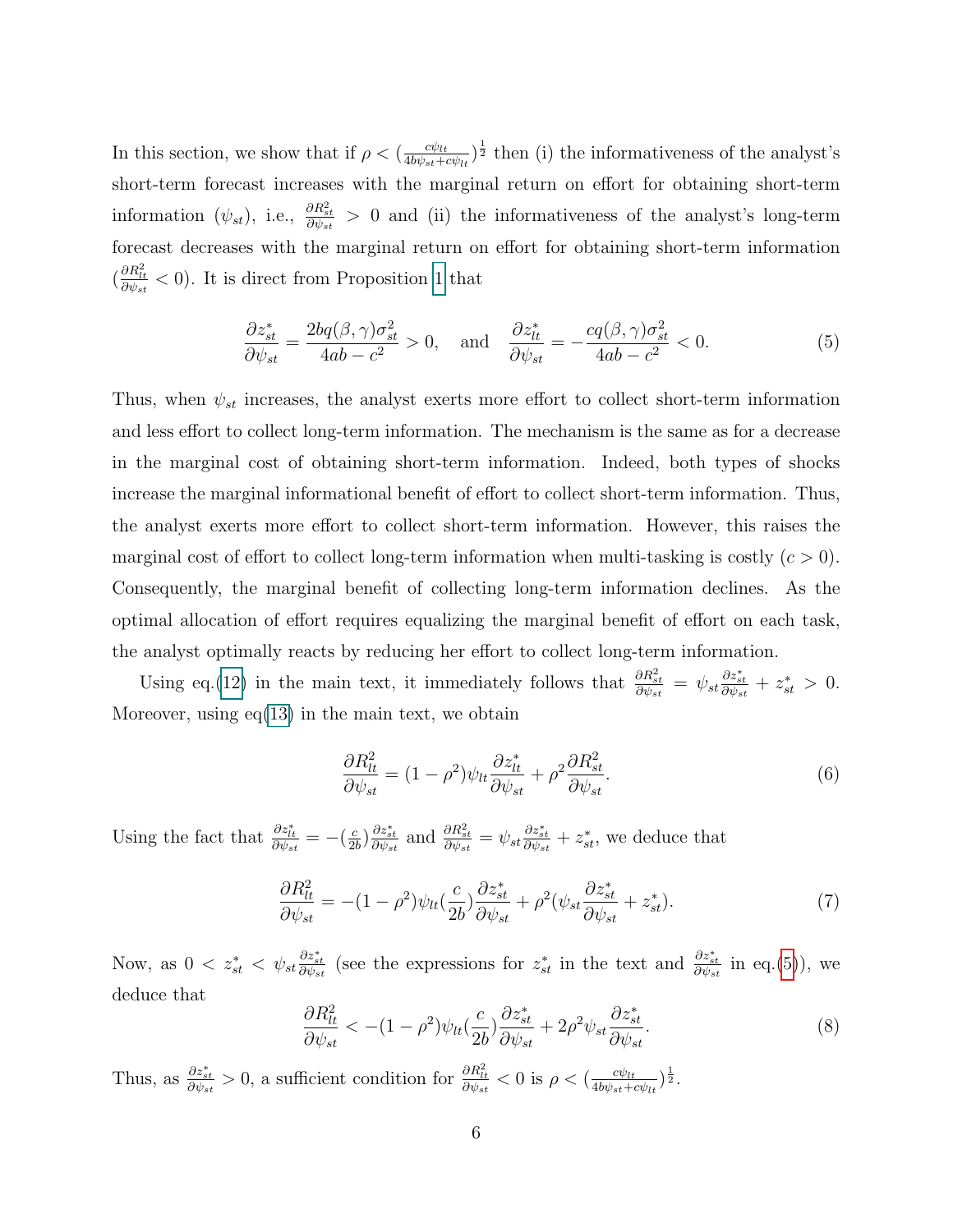In this section, we show that if $\rho < (\frac{c\psi_{lt}}{4b\psi_{st}+c\psi_{lt}})^{\frac{1}{2}}$ then (i) the informativeness of the analyst's short-term forecast increases with the marginal return on effort for obtaining short-term information ($\psi_{st}$), i.e., $\frac{\partial R^2_{st}}{\partial \psi_{st}} > 0$ and (ii) the informativeness of the analyst's long-term forecast decreases with the marginal return on effort for obtaining short-term information ($\frac{\partial R^2_{lt}}{\partial \psi_{st}} < 0$). It is direct from Proposition 1 that

$$\frac{\partial z^*_{st}}{\partial \psi_{st}} = \frac{2bq(\beta,\gamma)\sigma^2_{st}}{4ab - c^2} > 0, \quad \text{and} \quad \frac{\partial z^*_{lt}}{\partial \psi_{st}} = -\frac{cq(\beta,\gamma)\sigma^2_{st}}{4ab - c^2} < 0. \tag{5}$$

Thus, when $\psi_{st}$ increases, the analyst exerts more effort to collect short-term information and less effort to collect long-term information. The mechanism is the same as for a decrease in the marginal cost of obtaining short-term information. Indeed, both types of shocks increase the marginal informational benefit of effort to collect short-term information. Thus, the analyst exerts more effort to collect short-term information. However, this raises the marginal cost of effort to collect long-term information when multi-tasking is costly ($c > 0$). Consequently, the marginal benefit of collecting long-term information declines. As the optimal allocation of effort requires equalizing the marginal benefit of effort on each task, the analyst optimally reacts by reducing her effort to collect long-term information.

Using eq.(12) in the main text, it immediately follows that $\frac{\partial R^2_{st}}{\partial \psi_{st}} = \psi_{st}\frac{\partial z^*_{st}}{\partial \psi_{st}} + z^*_{st} > 0$. Moreover, using eq(13) in the main text, we obtain

$$\frac{\partial R^2_{lt}}{\partial \psi_{st}} = (1-\rho^2)\psi_{lt}\frac{\partial z^*_{lt}}{\partial \psi_{st}} + \rho^2\frac{\partial R^2_{st}}{\partial \psi_{st}}. \tag{6}$$

Using the fact that $\frac{\partial z^*_{lt}}{\partial \psi_{st}} = -(\frac{c}{2b})\frac{\partial z^*_{st}}{\partial \psi_{st}}$ and $\frac{\partial R^2_{st}}{\partial \psi_{st}} = \psi_{st}\frac{\partial z^*_{st}}{\partial \psi_{st}} + z^*_{st}$, we deduce that

$$\frac{\partial R^2_{lt}}{\partial \psi_{st}} = -(1-\rho^2)\psi_{lt}(\frac{c}{2b})\frac{\partial z^*_{st}}{\partial \psi_{st}} + \rho^2(\psi_{st}\frac{\partial z^*_{st}}{\partial \psi_{st}} + z^*_{st}). \tag{7}$$

Now, as $0 < z^*_{st} < \psi_{st}\frac{\partial z^*_{st}}{\partial \psi_{st}}$ (see the expressions for $z^*_{st}$ in the text and $\frac{\partial z^*_{st}}{\partial \psi_{st}}$ in eq.(5)), we deduce that

$$\frac{\partial R^2_{lt}}{\partial \psi_{st}} < -(1-\rho^2)\psi_{lt}(\frac{c}{2b})\frac{\partial z^*_{st}}{\partial \psi_{st}} + 2\rho^2\psi_{st}\frac{\partial z^*_{st}}{\partial \psi_{st}}. \tag{8}$$

Thus, as $\frac{\partial z^*_{st}}{\partial \psi_{st}} > 0$, a sufficient condition for $\frac{\partial R^2_{lt}}{\partial \psi_{st}} < 0$ is $\rho < (\frac{c\psi_{lt}}{4b\psi_{st}+c\psi_{lt}})^{\frac{1}{2}}$.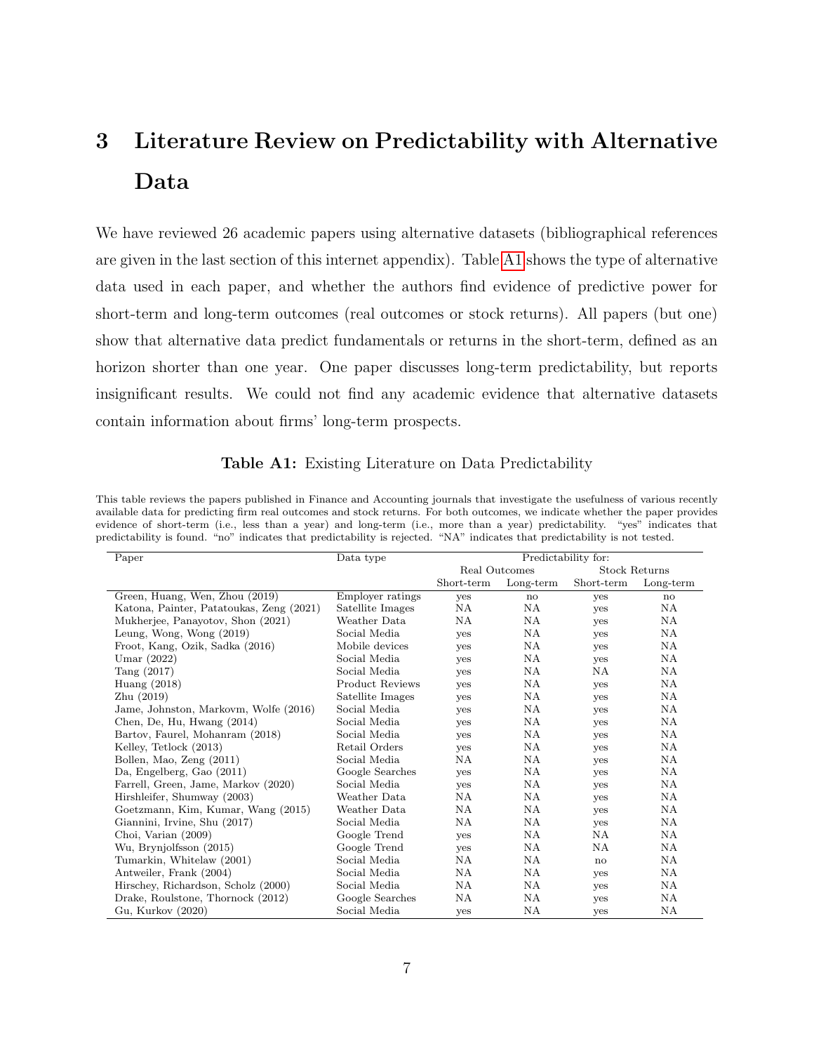# 3 Literature Review on Predictability with Alternative Data

We have reviewed 26 academic papers using alternative datasets (bibliographical references are given in the last section of this internet appendix). Table A1 shows the type of alternative data used in each paper, and whether the authors find evidence of predictive power for short-term and long-term outcomes (real outcomes or stock returns). All papers (but one) show that alternative data predict fundamentals or returns in the short-term, defined as an horizon shorter than one year. One paper discusses long-term predictability, but reports insignificant results. We could not find any academic evidence that alternative datasets contain information about firms' long-term prospects.

**Table A1:** Existing Literature on Data Predictability

This table reviews the papers published in Finance and Accounting journals that investigate the usefulness of various recently available data for predicting firm real outcomes and stock returns. For both outcomes, we indicate whether the paper provides evidence of short-term (i.e., less than a year) and long-term (i.e., more than a year) predictability. "yes" indicates that predictability is found. "no" indicates that predictability is rejected. "NA" indicates that predictability is not tested.

| Paper | Data type | Predictability for: | | | |
|---|---|---|---|---|---|
| | | Real Outcomes | | Stock Returns | |
| | | Short-term | Long-term | Short-term | Long-term |
| Green, Huang, Wen, Zhou (2019) | Employer ratings | yes | no | yes | no |
| Katona, Painter, Patatoukas, Zeng (2021) | Satellite Images | NA | NA | yes | NA |
| Mukherjee, Panayotov, Shon (2021) | Weather Data | NA | NA | yes | NA |
| Leung, Wong, Wong (2019) | Social Media | yes | NA | yes | NA |
| Froot, Kang, Ozik, Sadka (2016) | Mobile devices | yes | NA | yes | NA |
| Umar (2022) | Social Media | yes | NA | yes | NA |
| Tang (2017) | Social Media | yes | NA | NA | NA |
| Huang (2018) | Product Reviews | yes | NA | yes | NA |
| Zhu (2019) | Satellite Images | yes | NA | yes | NA |
| Jame, Johnston, Markovm, Wolfe (2016) | Social Media | yes | NA | yes | NA |
| Chen, De, Hu, Hwang (2014) | Social Media | yes | NA | yes | NA |
| Bartov, Faurel, Mohanram (2018) | Social Media | yes | NA | yes | NA |
| Kelley, Tetlock (2013) | Retail Orders | yes | NA | yes | NA |
| Bollen, Mao, Zeng (2011) | Social Media | NA | NA | yes | NA |
| Da, Engelberg, Gao (2011) | Google Searches | yes | NA | yes | NA |
| Farrell, Green, Jame, Markov (2020) | Social Media | yes | NA | yes | NA |
| Hirshleifer, Shumway (2003) | Weather Data | NA | NA | yes | NA |
| Goetzmann, Kim, Kumar, Wang (2015) | Weather Data | NA | NA | yes | NA |
| Giannini, Irvine, Shu (2017) | Social Media | NA | NA | yes | NA |
| Choi, Varian (2009) | Google Trend | yes | NA | NA | NA |
| Wu, Brynjolfsson (2015) | Google Trend | yes | NA | NA | NA |
| Tumarkin, Whitelaw (2001) | Social Media | NA | NA | no | NA |
| Antweiler, Frank (2004) | Social Media | NA | NA | yes | NA |
| Hirschey, Richardson, Scholz (2000) | Social Media | NA | NA | yes | NA |
| Drake, Roulstone, Thornock (2012) | Google Searches | NA | NA | yes | NA |
| Gu, Kurkov (2020) | Social Media | yes | NA | yes | NA |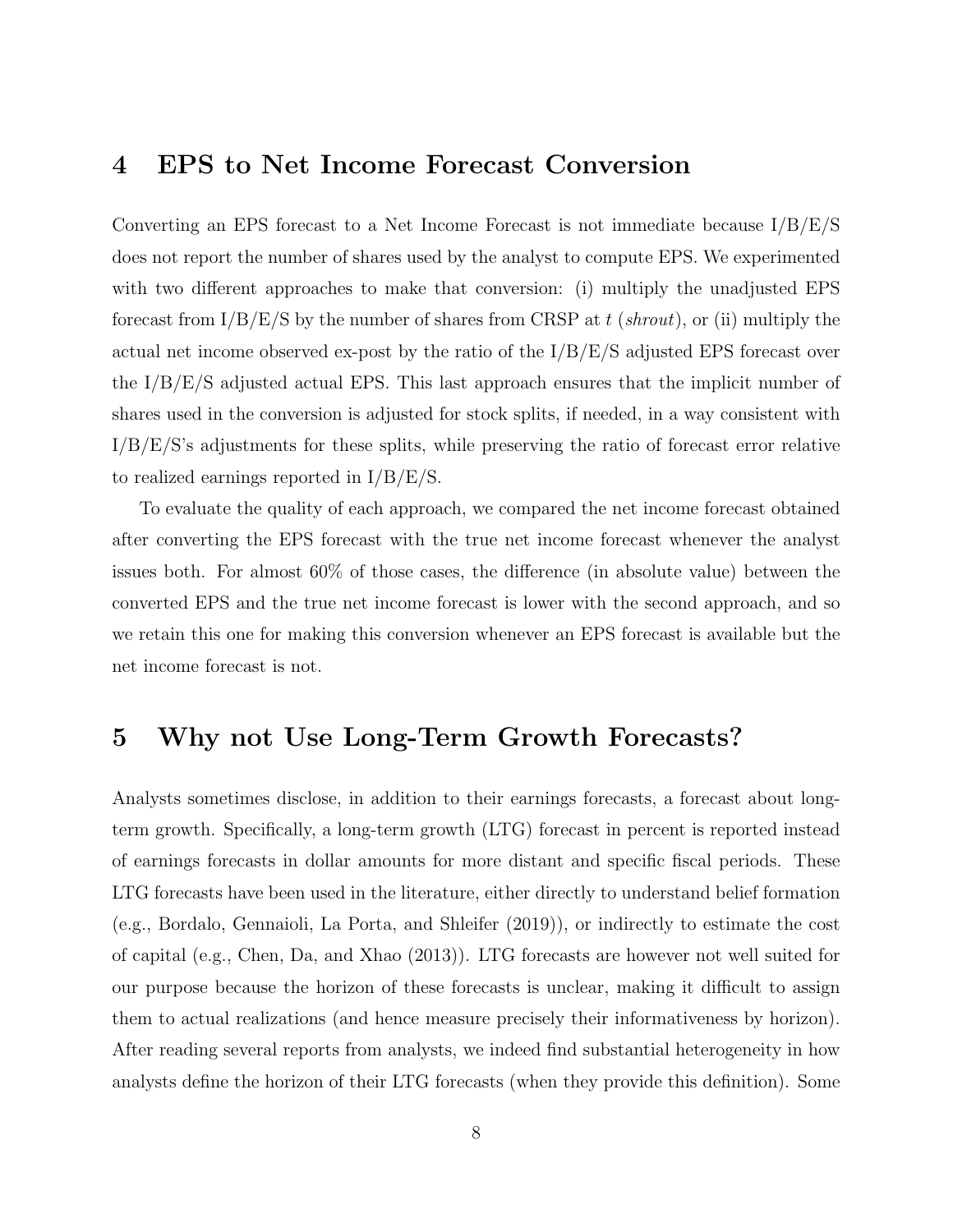# 4 EPS to Net Income Forecast Conversion

Converting an EPS forecast to a Net Income Forecast is not immediate because I/B/E/S does not report the number of shares used by the analyst to compute EPS. We experimented with two different approaches to make that conversion: (i) multiply the unadjusted EPS forecast from I/B/E/S by the number of shares from CRSP at $t$ (*shrout*), or (ii) multiply the actual net income observed ex-post by the ratio of the I/B/E/S adjusted EPS forecast over the I/B/E/S adjusted actual EPS. This last approach ensures that the implicit number of shares used in the conversion is adjusted for stock splits, if needed, in a way consistent with I/B/E/S's adjustments for these splits, while preserving the ratio of forecast error relative to realized earnings reported in I/B/E/S.

To evaluate the quality of each approach, we compared the net income forecast obtained after converting the EPS forecast with the true net income forecast whenever the analyst issues both. For almost 60% of those cases, the difference (in absolute value) between the converted EPS and the true net income forecast is lower with the second approach, and so we retain this one for making this conversion whenever an EPS forecast is available but the net income forecast is not.

# 5 Why not Use Long-Term Growth Forecasts?

Analysts sometimes disclose, in addition to their earnings forecasts, a forecast about long-term growth. Specifically, a long-term growth (LTG) forecast in percent is reported instead of earnings forecasts in dollar amounts for more distant and specific fiscal periods. These LTG forecasts have been used in the literature, either directly to understand belief formation (e.g., Bordalo, Gennaioli, La Porta, and Shleifer (2019)), or indirectly to estimate the cost of capital (e.g., Chen, Da, and Xhao (2013)). LTG forecasts are however not well suited for our purpose because the horizon of these forecasts is unclear, making it difficult to assign them to actual realizations (and hence measure precisely their informativeness by horizon). After reading several reports from analysts, we indeed find substantial heterogeneity in how analysts define the horizon of their LTG forecasts (when they provide this definition). Some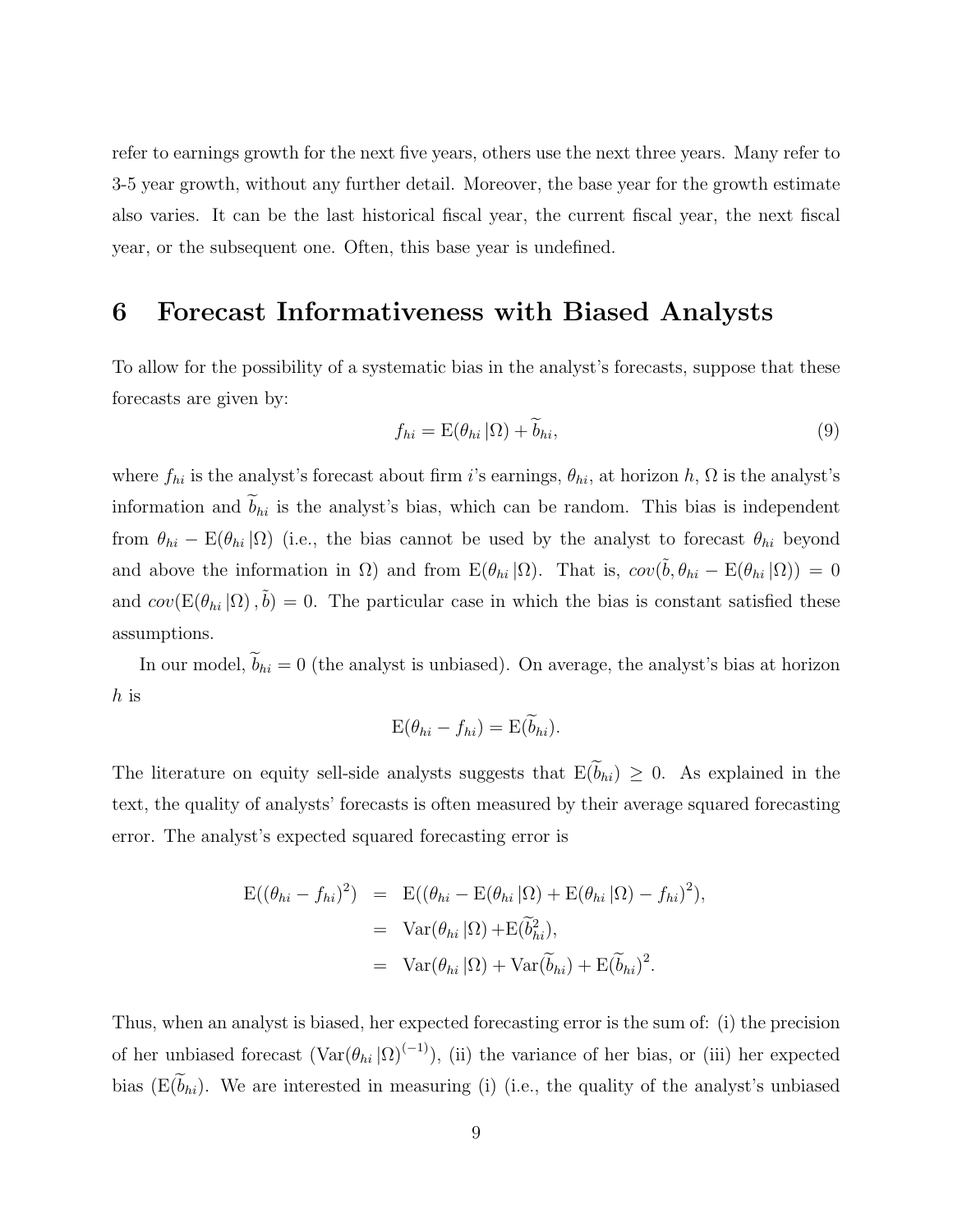refer to earnings growth for the next five years, others use the next three years. Many refer to 3-5 year growth, without any further detail. Moreover, the base year for the growth estimate also varies. It can be the last historical fiscal year, the current fiscal year, the next fiscal year, or the subsequent one. Often, this base year is undefined.

# 6 Forecast Informativeness with Biased Analysts

To allow for the possibility of a systematic bias in the analyst's forecasts, suppose that these forecasts are given by:

$$f_{hi} = \mathrm{E}(\theta_{hi}\,|\Omega) + \widetilde{b}_{hi}, \tag{9}$$

where $f_{hi}$ is the analyst's forecast about firm $i$'s earnings, $\theta_{hi}$, at horizon $h$, $\Omega$ is the analyst's information and $\widetilde{b}_{hi}$ is the analyst's bias, which can be random. This bias is independent from $\theta_{hi} - \mathrm{E}(\theta_{hi}\,|\Omega)$ (i.e., the bias cannot be used by the analyst to forecast $\theta_{hi}$ beyond and above the information in $\Omega$) and from $\mathrm{E}(\theta_{hi}\,|\Omega)$. That is, $cov(\tilde{b}, \theta_{hi} - \mathrm{E}(\theta_{hi}\,|\Omega)) = 0$ and $cov(\mathrm{E}(\theta_{hi}\,|\Omega)\,, \tilde{b}) = 0$. The particular case in which the bias is constant satisfied these assumptions.

In our model, $\widetilde{b}_{hi} = 0$ (the analyst is unbiased). On average, the analyst's bias at horizon $h$ is

$$\mathrm{E}(\theta_{hi} - f_{hi}) = \mathrm{E}(\widetilde{b}_{hi}).$$

The literature on equity sell-side analysts suggests that $\mathrm{E}(\widetilde{b}_{hi}) \geq 0$. As explained in the text, the quality of analysts' forecasts is often measured by their average squared forecasting error. The analyst's expected squared forecasting error is

$$\begin{aligned}
\mathrm{E}((\theta_{hi} - f_{hi})^2) &= \mathrm{E}((\theta_{hi} - \mathrm{E}(\theta_{hi}\,|\Omega) + \mathrm{E}(\theta_{hi}\,|\Omega) - f_{hi})^2), \\
&= \mathrm{Var}(\theta_{hi}\,|\Omega) + \mathrm{E}(\widetilde{b}_{hi}^2), \\
&= \mathrm{Var}(\theta_{hi}\,|\Omega) + \mathrm{Var}(\widetilde{b}_{hi}) + \mathrm{E}(\widetilde{b}_{hi})^2.
\end{aligned}$$

Thus, when an analyst is biased, her expected forecasting error is the sum of: (i) the precision of her unbiased forecast ($\mathrm{Var}(\theta_{hi}\,|\Omega)^{(-1)}$), (ii) the variance of her bias, or (iii) her expected bias ($\mathrm{E}(\widetilde{b}_{hi})$. We are interested in measuring (i) (i.e., the quality of the analyst's unbiased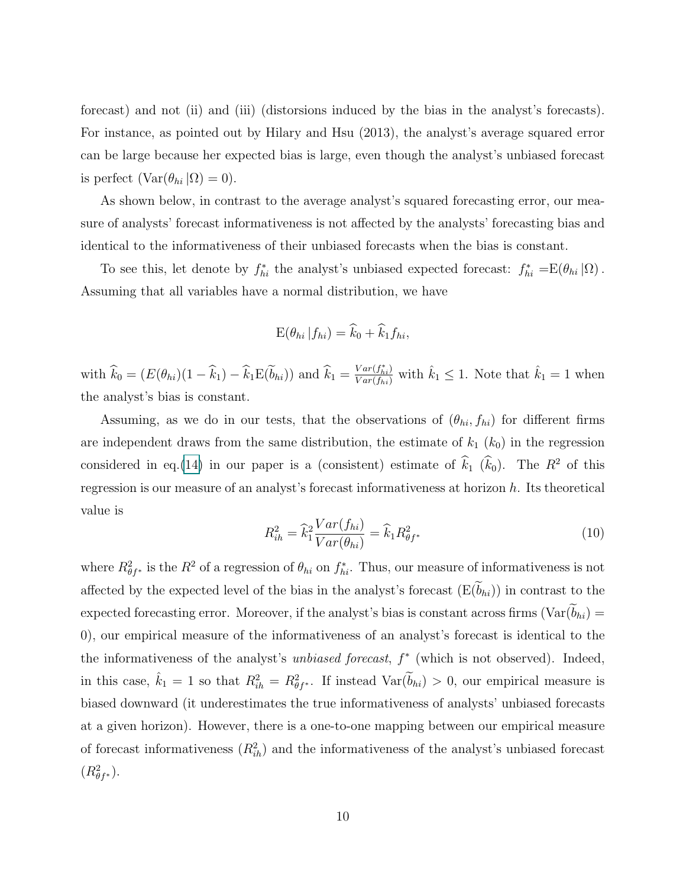forecast) and not (ii) and (iii) (distorsions induced by the bias in the analyst's forecasts). For instance, as pointed out by Hilary and Hsu (2013), the analyst's average squared error can be large because her expected bias is large, even though the analyst's unbiased forecast is perfect ($\text{Var}(\theta_{hi}\,|\Omega) = 0$).

As shown below, in contrast to the average analyst's squared forecasting error, our measure of analysts' forecast informativeness is not affected by the analysts' forecasting bias and identical to the informativeness of their unbiased forecasts when the bias is constant.

To see this, let denote by $f_{hi}^{*}$ the analyst's unbiased expected forecast: $f_{hi}^{*} = \text{E}(\theta_{hi}\,|\Omega)$. Assuming that all variables have a normal distribution, we have

$$\text{E}(\theta_{hi}\,|f_{hi}) = \widehat{k}_0 + \widehat{k}_1 f_{hi},$$

with $\widehat{k}_0 = (E(\theta_{hi})(1 - \widehat{k}_1) - \widehat{k}_1 \text{E}(\widetilde{b}_{hi}))$ and $\widehat{k}_1 = \frac{Var(f_{hi}^{*})}{Var(f_{hi})}$ with $\hat{k}_1 \leq 1$. Note that $\hat{k}_1 = 1$ when the analyst's bias is constant.

Assuming, as we do in our tests, that the observations of $(\theta_{hi}, f_{hi})$ for different firms are independent draws from the same distribution, the estimate of $k_1$ ($k_0$) in the regression considered in eq.(14) in our paper is a (consistent) estimate of $\widehat{k}_1$ ($\widehat{k}_0$). The $R^2$ of this regression is our measure of an analyst's forecast informativeness at horizon $h$. Its theoretical value is

$$R_{ih}^2 = \widehat{k}_1^2 \frac{Var(f_{hi})}{Var(\theta_{hi})} = \widehat{k}_1 R_{\theta f^*}^2 \tag{10}$$

where $R_{\theta f^*}^2$ is the $R^2$ of a regression of $\theta_{hi}$ on $f_{hi}^{*}$. Thus, our measure of informativeness is not affected by the expected level of the bias in the analyst's forecast ($\text{E}(\widetilde{b}_{hi})$) in contrast to the expected forecasting error. Moreover, if the analyst's bias is constant across firms ($\text{Var}(\widetilde{b}_{hi}) = 0$), our empirical measure of the informativeness of an analyst's forecast is identical to the the informativeness of the analyst's *unbiased forecast*, $f^*$ (which is not observed). Indeed, in this case, $\hat{k}_1 = 1$ so that $R_{ih}^2 = R_{\theta f^*}^2$. If instead $\text{Var}(\widetilde{b}_{hi}) > 0$, our empirical measure is biased downward (it underestimates the true informativeness of analysts' unbiased forecasts at a given horizon). However, there is a one-to-one mapping between our empirical measure of forecast informativeness ($R_{ih}^2$) and the informativeness of the analyst's unbiased forecast ($R_{\theta f^*}^2$).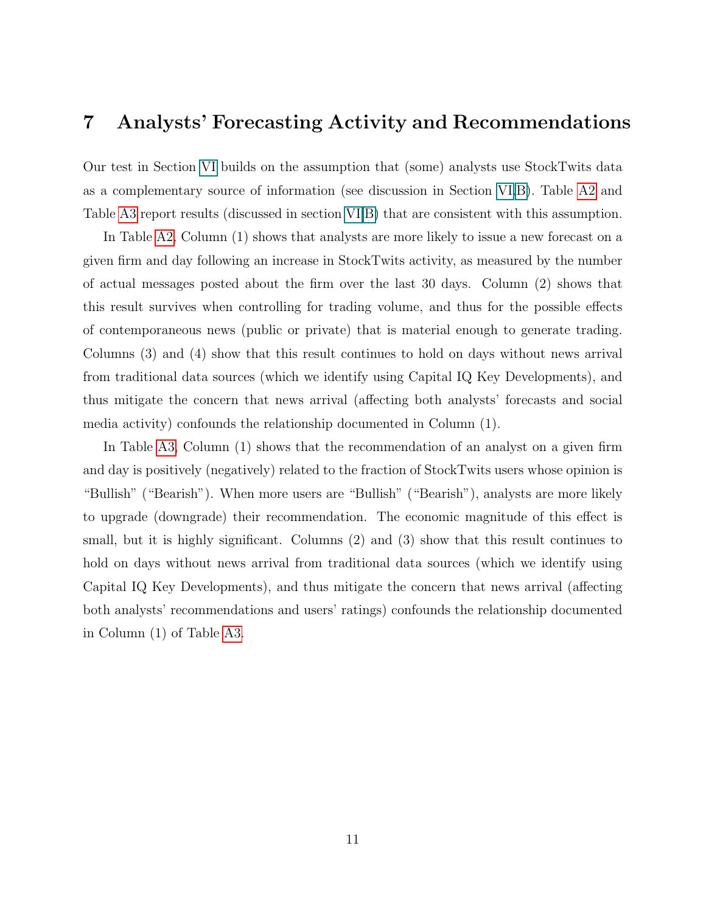# 7 Analysts' Forecasting Activity and Recommendations

Our test in Section VI builds on the assumption that (some) analysts use StockTwits data as a complementary source of information (see discussion in Section VI.B). Table A2 and Table A3 report results (discussed in section VI.B) that are consistent with this assumption.

In Table A2, Column (1) shows that analysts are more likely to issue a new forecast on a given firm and day following an increase in StockTwits activity, as measured by the number of actual messages posted about the firm over the last 30 days. Column (2) shows that this result survives when controlling for trading volume, and thus for the possible effects of contemporaneous news (public or private) that is material enough to generate trading. Columns (3) and (4) show that this result continues to hold on days without news arrival from traditional data sources (which we identify using Capital IQ Key Developments), and thus mitigate the concern that news arrival (affecting both analysts' forecasts and social media activity) confounds the relationship documented in Column (1).

In Table A3, Column (1) shows that the recommendation of an analyst on a given firm and day is positively (negatively) related to the fraction of StockTwits users whose opinion is "Bullish" ("Bearish"). When more users are "Bullish" ("Bearish"), analysts are more likely to upgrade (downgrade) their recommendation. The economic magnitude of this effect is small, but it is highly significant. Columns (2) and (3) show that this result continues to hold on days without news arrival from traditional data sources (which we identify using Capital IQ Key Developments), and thus mitigate the concern that news arrival (affecting both analysts' recommendations and users' ratings) confounds the relationship documented in Column (1) of Table A3.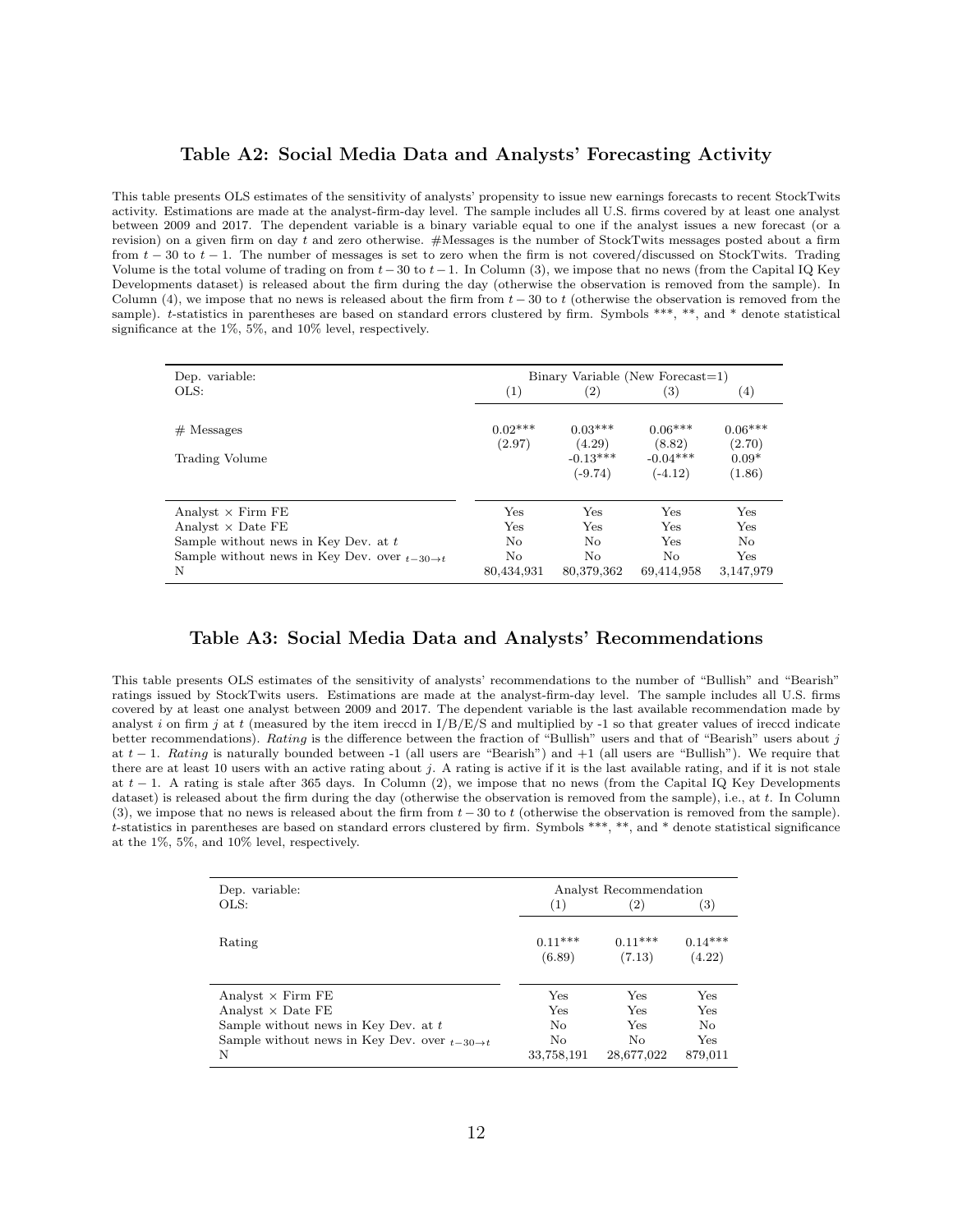### Table A2: Social Media Data and Analysts' Forecasting Activity

This table presents OLS estimates of the sensitivity of analysts' propensity to issue new earnings forecasts to recent StockTwits activity. Estimations are made at the analyst-firm-day level. The sample includes all U.S. firms covered by at least one analyst between 2009 and 2017. The dependent variable is a binary variable equal to one if the analyst issues a new forecast (or a revision) on a given firm on day $t$ and zero otherwise. #Messages is the number of StockTwits messages posted about a firm from $t-30$ to $t-1$. The number of messages is set to zero when the firm is not covered/discussed on StockTwits. Trading Volume is the total volume of trading on from $t-30$ to $t-1$. In Column (3), we impose that no news (from the Capital IQ Key Developments dataset) is released about the firm during the day (otherwise the observation is removed from the sample). In Column (4), we impose that no news is released about the firm from $t-30$ to $t$ (otherwise the observation is removed from the sample). $t$-statistics in parentheses are based on standard errors clustered by firm. Symbols ***, **, and * denote statistical significance at the 1%, 5%, and 10% level, respectively.

| Dep. variable: | Binary Variable (New Forecast=1) | | | |
|---|---|---|---|---|
| OLS: | (1) | (2) | (3) | (4) |
| # Messages | 0.02*** | 0.03*** | 0.06*** | 0.06*** |
| | (2.97) | (4.29) | (8.82) | (2.70) |
| Trading Volume | | -0.13*** | -0.04*** | 0.09* |
| | | (-9.74) | (-4.12) | (1.86) |
| Analyst × Firm FE | Yes | Yes | Yes | Yes |
| Analyst × Date FE | Yes | Yes | Yes | Yes |
| Sample without news in Key Dev. at $t$ | No | No | Yes | No |
| Sample without news in Key Dev. over $_{t-30 \to t}$ | No | No | No | Yes |
| N | 80,434,931 | 80,379,362 | 69,414,958 | 3,147,979 |

### Table A3: Social Media Data and Analysts' Recommendations

This table presents OLS estimates of the sensitivity of analysts' recommendations to the number of "Bullish" and "Bearish" ratings issued by StockTwits users. Estimations are made at the analyst-firm-day level. The sample includes all U.S. firms covered by at least one analyst between 2009 and 2017. The dependent variable is the last available recommendation made by analyst $i$ on firm $j$ at $t$ (measured by the item ireccd in I/B/E/S and multiplied by -1 so that greater values of ireccd indicate better recommendations). *Rating* is the difference between the fraction of "Bullish" users and that of "Bearish" users about $j$ at $t-1$. *Rating* is naturally bounded between -1 (all users are "Bearish") and +1 (all users are "Bullish"). We require that there are at least 10 users with an active rating about $j$. A rating is active if it is the last available rating, and if it is not stale at $t-1$. A rating is stale after 365 days. In Column (2), we impose that no news (from the Capital IQ Key Developments dataset) is released about the firm during the day (otherwise the observation is removed from the sample), i.e., at $t$. In Column (3), we impose that no news is released about the firm from $t-30$ to $t$ (otherwise the observation is removed from the sample). $t$-statistics in parentheses are based on standard errors clustered by firm. Symbols ***, **, and * denote statistical significance at the 1%, 5%, and 10% level, respectively.

| Dep. variable: | Analyst Recommendation | | |
|---|---|---|---|
| OLS: | (1) | (2) | (3) |
| Rating | 0.11*** | 0.11*** | 0.14*** |
| | (6.89) | (7.13) | (4.22) |
| Analyst × Firm FE | Yes | Yes | Yes |
| Analyst × Date FE | Yes | Yes | Yes |
| Sample without news in Key Dev. at $t$ | No | Yes | No |
| Sample without news in Key Dev. over $_{t-30 \to t}$ | No | No | Yes |
| N | 33,758,191 | 28,677,022 | 879,011 |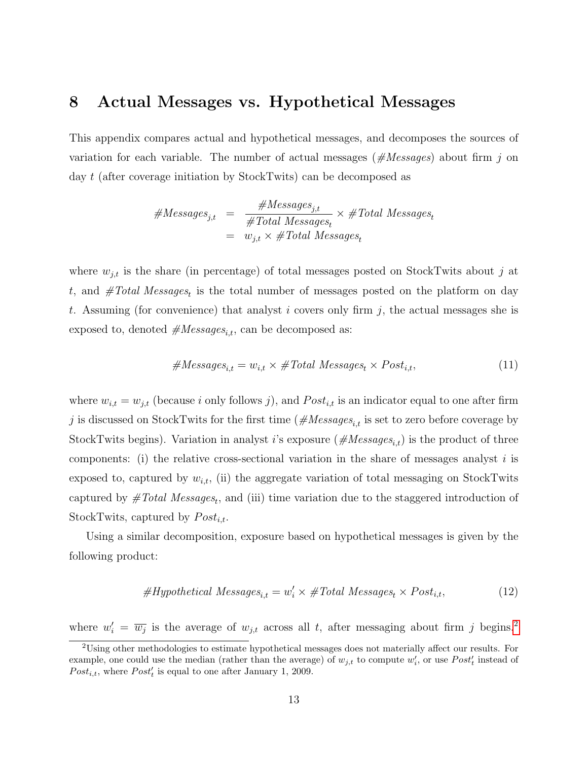# 8 Actual Messages vs. Hypothetical Messages

This appendix compares actual and hypothetical messages, and decomposes the sources of variation for each variable. The number of actual messages (*#Messages*) about firm $j$ on day $t$ (after coverage initiation by StockTwits) can be decomposed as

$$
\begin{aligned}
\#Messages_{j,t} &= \frac{\#Messages_{j,t}}{\#Total\ Messages_t} \times \#Total\ Messages_t \\
&= w_{j,t} \times \#Total\ Messages_t
\end{aligned}
$$

where $w_{j,t}$ is the share (in percentage) of total messages posted on StockTwits about $j$ at $t$, and $\#Total\ Messages_t$ is the total number of messages posted on the platform on day $t$. Assuming (for convenience) that analyst $i$ covers only firm $j$, the actual messages she is exposed to, denoted $\#Messages_{i,t}$, can be decomposed as:

$$
\#Messages_{i,t} = w_{i,t} \times \#Total\ Messages_t \times Post_{i,t}, \tag{11}
$$

where $w_{i,t} = w_{j,t}$ (because $i$ only follows $j$), and $Post_{i,t}$ is an indicator equal to one after firm $j$ is discussed on StockTwits for the first time ($\#Messages_{i,t}$ is set to zero before coverage by StockTwits begins). Variation in analyst $i$'s exposure ($\#Messages_{i,t}$) is the product of three components: (i) the relative cross-sectional variation in the share of messages analyst $i$ is exposed to, captured by $w_{i,t}$, (ii) the aggregate variation of total messaging on StockTwits captured by $\#Total\ Messages_t$, and (iii) time variation due to the staggered introduction of StockTwits, captured by $Post_{i,t}$.

Using a similar decomposition, exposure based on hypothetical messages is given by the following product:

$$
\#Hypothetical\ Messages_{i,t} = w_i' \times \#Total\ Messages_t \times Post_{i,t}, \tag{12}
$$

where $w_i' = \overline{w_j}$ is the average of $w_{j,t}$ across all $t$, after messaging about firm $j$ begins.[2]

[2] Using other methodologies to estimate hypothetical messages does not materially affect our results. For example, one could use the median (rather than the average) of $w_{j,t}$ to compute $w_i'$, or use $Post_t'$ instead of $Post_{i,t}$, where $Post_t'$ is equal to one after January 1, 2009.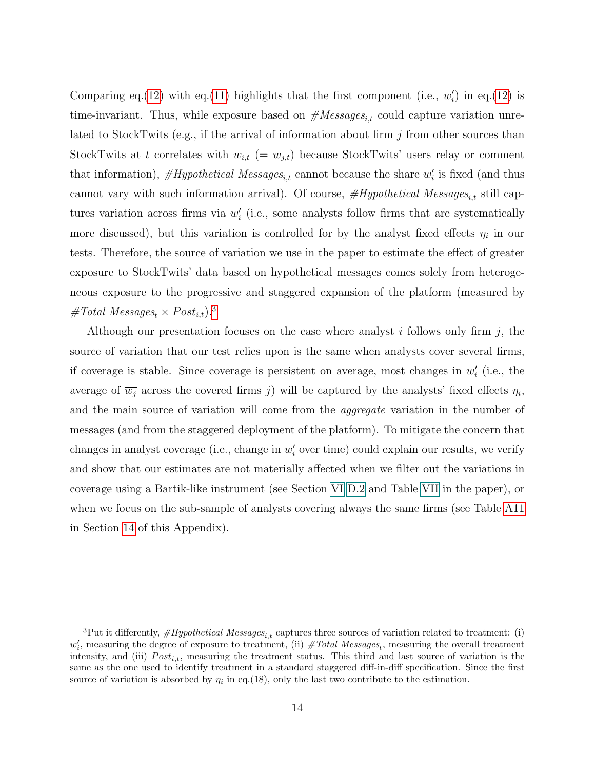Comparing eq.(12) with eq.(11) highlights that the first component (i.e., $w'_i$) in eq.(12) is time-invariant. Thus, while exposure based on $\#Messages_{i,t}$ could capture variation unrelated to StockTwits (e.g., if the arrival of information about firm $j$ from other sources than StockTwits at $t$ correlates with $w_{i,t}$ ($= w_{j,t}$) because StockTwits' users relay or comment that information), $\#Hypothetical\ Messages_{i,t}$ cannot because the share $w'_i$ is fixed (and thus cannot vary with such information arrival). Of course, $\#Hypothetical\ Messages_{i,t}$ still captures variation across firms via $w'_i$ (i.e., some analysts follow firms that are systematically more discussed), but this variation is controlled for by the analyst fixed effects $\eta_i$ in our tests. Therefore, the source of variation we use in the paper to estimate the effect of greater exposure to StockTwits' data based on hypothetical messages comes solely from heterogeneous exposure to the progressive and staggered expansion of the platform (measured by $\#Total\ Messages_t \times Post_{i,t}$).[3]

Although our presentation focuses on the case where analyst $i$ follows only firm $j$, the source of variation that our test relies upon is the same when analysts cover several firms, if coverage is stable. Since coverage is persistent on average, most changes in $w'_i$ (i.e., the average of $\overline{w_j}$ across the covered firms $j$) will be captured by the analysts' fixed effects $\eta_i$, and the main source of variation will come from the *aggregate* variation in the number of messages (and from the staggered deployment of the platform). To mitigate the concern that changes in analyst coverage (i.e., change in $w'_i$ over time) could explain our results, we verify and show that our estimates are not materially affected when we filter out the variations in coverage using a Bartik-like instrument (see Section VI.D.2 and Table VII in the paper), or when we focus on the sub-sample of analysts covering always the same firms (see Table A11 in Section 14 of this Appendix).

[3] Put it differently, $\#Hypothetical\ Messages_{i,t}$ captures three sources of variation related to treatment: (i) $w'_i$, measuring the degree of exposure to treatment, (ii) $\#Total\ Messages_t$, measuring the overall treatment intensity, and (iii) $Post_{i,t}$, measuring the treatment status. This third and last source of variation is the same as the one used to identify treatment in a standard staggered diff-in-diff specification. Since the first source of variation is absorbed by $\eta_i$ in eq.(18), only the last two contribute to the estimation.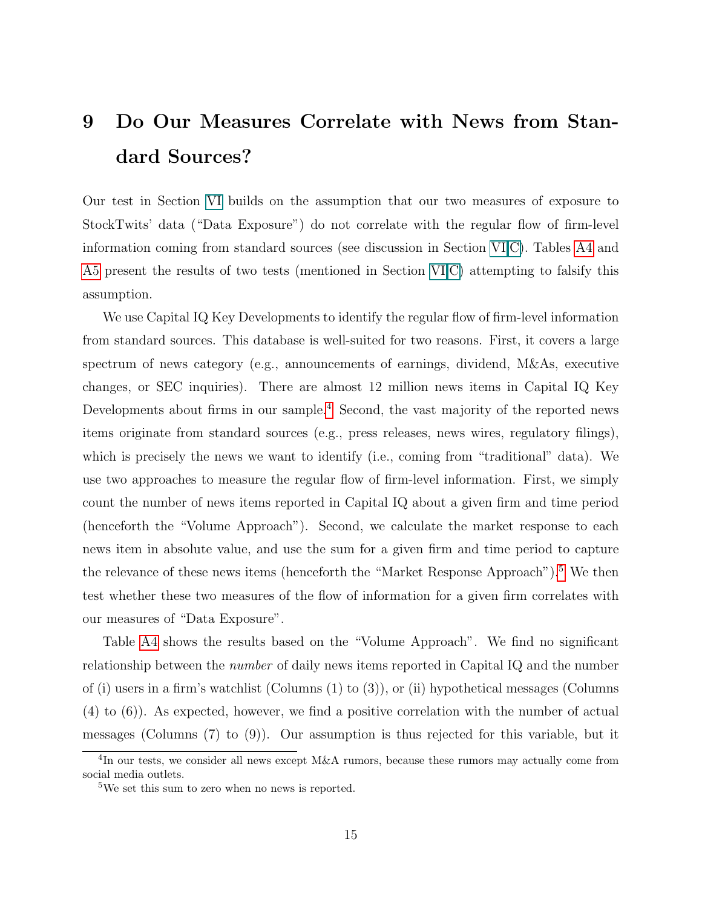# 9 Do Our Measures Correlate with News from Standard Sources?

Our test in Section VI builds on the assumption that our two measures of exposure to StockTwits' data ("Data Exposure") do not correlate with the regular flow of firm-level information coming from standard sources (see discussion in Section VI.C). Tables A4 and A5 present the results of two tests (mentioned in Section VI.C) attempting to falsify this assumption.

We use Capital IQ Key Developments to identify the regular flow of firm-level information from standard sources. This database is well-suited for two reasons. First, it covers a large spectrum of news category (e.g., announcements of earnings, dividend, M&As, executive changes, or SEC inquiries). There are almost 12 million news items in Capital IQ Key Developments about firms in our sample.[4] Second, the vast majority of the reported news items originate from standard sources (e.g., press releases, news wires, regulatory filings), which is precisely the news we want to identify (i.e., coming from "traditional" data). We use two approaches to measure the regular flow of firm-level information. First, we simply count the number of news items reported in Capital IQ about a given firm and time period (henceforth the "Volume Approach"). Second, we calculate the market response to each news item in absolute value, and use the sum for a given firm and time period to capture the relevance of these news items (henceforth the "Market Response Approach").[5] We then test whether these two measures of the flow of information for a given firm correlates with our measures of "Data Exposure".

Table A4 shows the results based on the "Volume Approach". We find no significant relationship between the *number* of daily news items reported in Capital IQ and the number of (i) users in a firm's watchlist (Columns (1) to (3)), or (ii) hypothetical messages (Columns (4) to (6)). As expected, however, we find a positive correlation with the number of actual messages (Columns (7) to (9)). Our assumption is thus rejected for this variable, but it

[4] In our tests, we consider all news except M&A rumors, because these rumors may actually come from social media outlets.

[5] We set this sum to zero when no news is reported.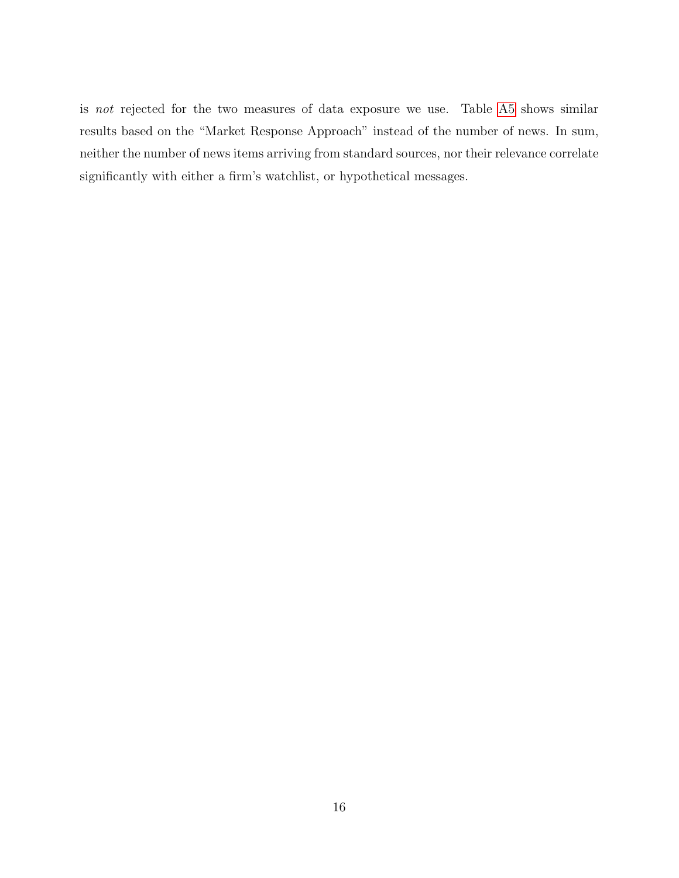is *not* rejected for the two measures of data exposure we use. Table A5 shows similar results based on the "Market Response Approach" instead of the number of news. In sum, neither the number of news items arriving from standard sources, nor their relevance correlate significantly with either a firm's watchlist, or hypothetical messages.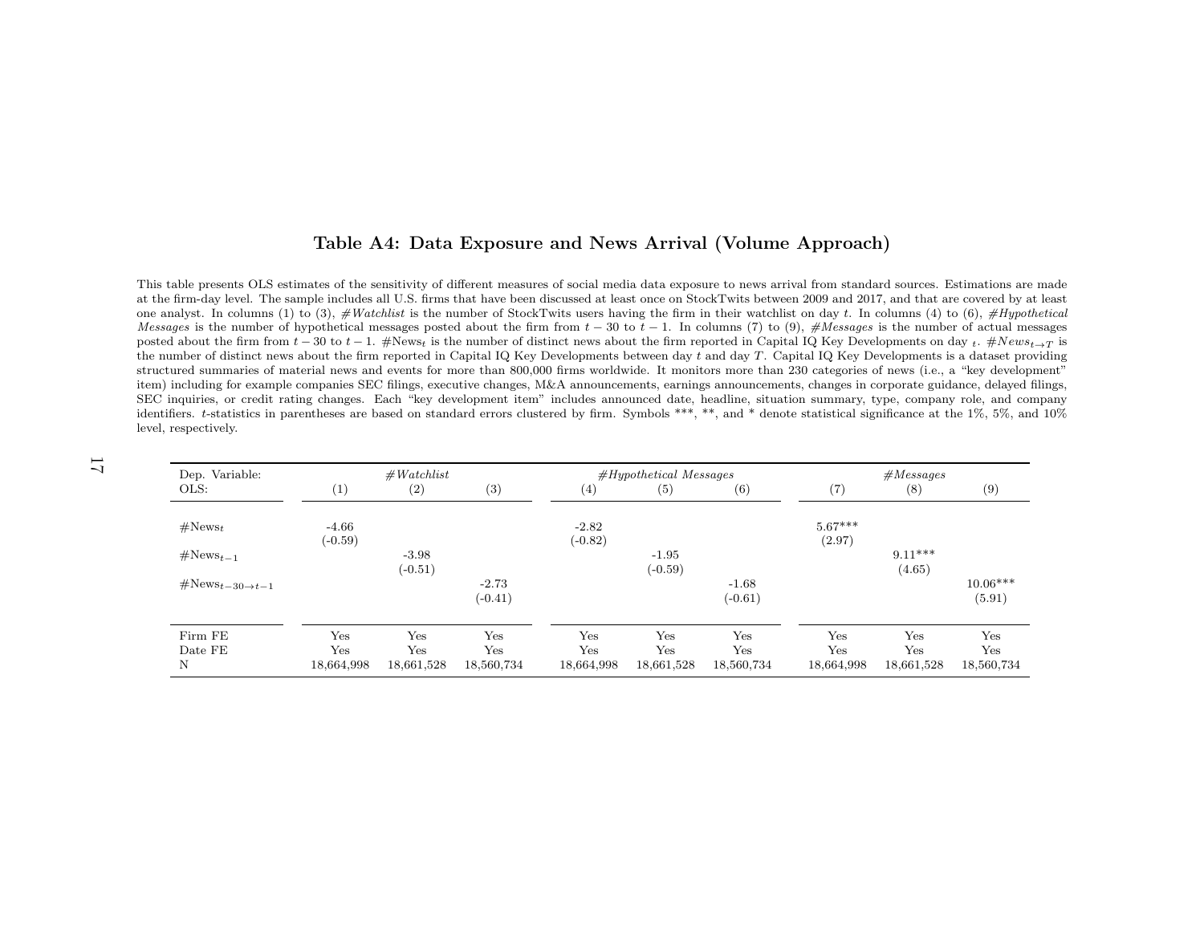## Table A4: Data Exposure and News Arrival (Volume Approach)

This table presents OLS estimates of the sensitivity of different measures of social media data exposure to news arrival from standard sources. Estimations are made at the firm-day level. The sample includes all U.S. firms that have been discussed at least once on StockTwits between 2009 and 2017, and that are covered by at least one analyst. In columns (1) to (3), *#Watchlist* is the number of StockTwits users having the firm in their watchlist on day $t$. In columns (4) to (6), *#Hypothetical Messages* is the number of hypothetical messages posted about the firm from $t-30$ to $t-1$. In columns (7) to (9), *#Messages* is the number of actual messages posted about the firm from $t-30$ to $t-1$. $\#\text{News}_t$ is the number of distinct news about the firm reported in Capital IQ Key Developments on day $t$. $\#News_{t \rightarrow T}$ is the number of distinct news about the firm reported in Capital IQ Key Developments between day $t$ and day $T$. Capital IQ Key Developments is a dataset providing structured summaries of material news and events for more than 800,000 firms worldwide. It monitors more than 230 categories of news (i.e., a "key development" item) including for example companies SEC filings, executive changes, M&A announcements, earnings announcements, changes in corporate guidance, delayed filings, SEC inquiries, or credit rating changes. Each "key development item" includes announced date, headline, situation summary, type, company role, and company identifiers. $t$-statistics in parentheses are based on standard errors clustered by firm. Symbols ***, **, and * denote statistical significance at the 1%, 5%, and 10% level, respectively.

| Dep. Variable: | *#Watchlist* | | | *#Hypothetical Messages* | | | *#Messages* | | |
|---|---|---|---|---|---|---|---|---|---|
| OLS: | (1) | (2) | (3) | (4) | (5) | (6) | (7) | (8) | (9) |
| $\#\text{News}_t$ | -4.66 | | | -2.82 | | | 5.67*** | | |
| | (-0.59) | | | (-0.82) | | | (2.97) | | |
| $\#\text{News}_{t-1}$ | | -3.98 | | | -1.95 | | | 9.11*** | |
| | | (-0.51) | | | (-0.59) | | | (4.65) | |
| $\#\text{News}_{t-30 \rightarrow t-1}$ | | | -2.73 | | | -1.68 | | | 10.06*** |
| | | | (-0.41) | | | (-0.61) | | | (5.91) |
| Firm FE | Yes | Yes | Yes | Yes | Yes | Yes | Yes | Yes | Yes |
| Date FE | Yes | Yes | Yes | Yes | Yes | Yes | Yes | Yes | Yes |
| N | 18,664,998 | 18,661,528 | 18,560,734 | 18,664,998 | 18,661,528 | 18,560,734 | 18,664,998 | 18,661,528 | 18,560,734 |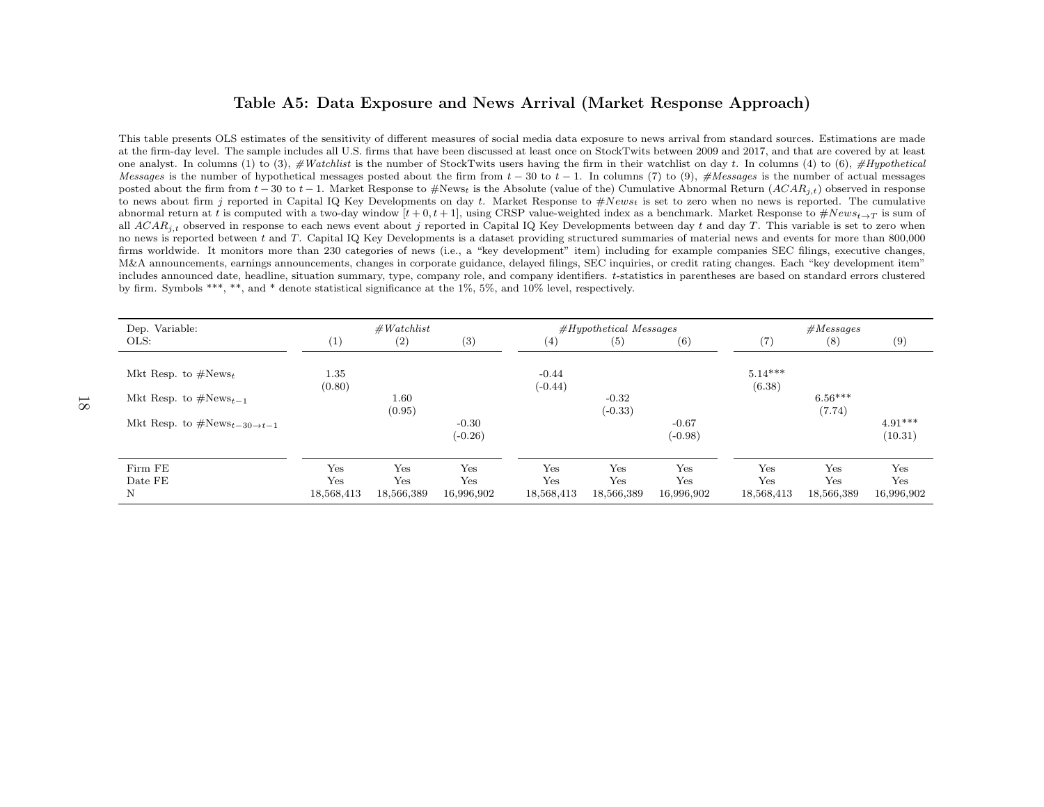## Table A5: Data Exposure and News Arrival (Market Response Approach)

This table presents OLS estimates of the sensitivity of different measures of social media data exposure to news arrival from standard sources. Estimations are made at the firm-day level. The sample includes all U.S. firms that have been discussed at least once on StockTwits between 2009 and 2017, and that are covered by at least one analyst. In columns (1) to (3), *#Watchlist* is the number of StockTwits users having the firm in their watchlist on day $t$. In columns (4) to (6), *#Hypothetical Messages* is the number of hypothetical messages posted about the firm from $t-30$ to $t-1$. In columns (7) to (9), *#Messages* is the number of actual messages posted about the firm from $t-30$ to $t-1$. Market Response to #News$_t$ is the Absolute (value of the) Cumulative Abnormal Return ($ACAR_{j,t}$) observed in response to news about firm $j$ reported in Capital IQ Key Developments on day $t$. Market Response to $\#News_t$ is set to zero when no news is reported. The cumulative abnormal return at $t$ is computed with a two-day window $[t+0, t+1]$, using CRSP value-weighted index as a benchmark. Market Response to $\#News_{t \rightarrow T}$ is sum of all $ACAR_{j,t}$ observed in response to each news event about $j$ reported in Capital IQ Key Developments between day $t$ and day $T$. This variable is set to zero when no news is reported between $t$ and $T$. Capital IQ Key Developments is a dataset providing structured summaries of material news and events for more than 800,000 firms worldwide. It monitors more than 230 categories of news (i.e., a "key development" item) including for example companies SEC filings, executive changes, M&A announcements, earnings announcements, changes in corporate guidance, delayed filings, SEC inquiries, or credit rating changes. Each "key development item" includes announced date, headline, situation summary, type, company role, and company identifiers. $t$-statistics in parentheses are based on standard errors clustered by firm. Symbols ***, **, and * denote statistical significance at the 1%, 5%, and 10% level, respectively.

| Dep. Variable: | *#Watchlist* | | | *#Hypothetical Messages* | | | *#Messages* | | |
|---|---|---|---|---|---|---|---|---|---|
| OLS: | (1) | (2) | (3) | (4) | (5) | (6) | (7) | (8) | (9) |
| Mkt Resp. to #News$_t$ | 1.35 | | | -0.44 | | | 5.14*** | | |
| | (0.80) | | | (-0.44) | | | (6.38) | | |
| Mkt Resp. to #News$_{t-1}$ | | 1.60 | | | -0.32 | | | 6.56*** | |
| | | (0.95) | | | (-0.33) | | | (7.74) | |
| Mkt Resp. to #News$_{t-30 \rightarrow t-1}$ | | | -0.30 | | | -0.67 | | | 4.91*** |
| | | | (-0.26) | | | (-0.98) | | | (10.31) |
| Firm FE | Yes | Yes | Yes | Yes | Yes | Yes | Yes | Yes | Yes |
| Date FE | Yes | Yes | Yes | Yes | Yes | Yes | Yes | Yes | Yes |
| N | 18,568,413 | 18,566,389 | 16,996,902 | 18,568,413 | 18,566,389 | 16,996,902 | 18,568,413 | 18,566,389 | 16,996,902 |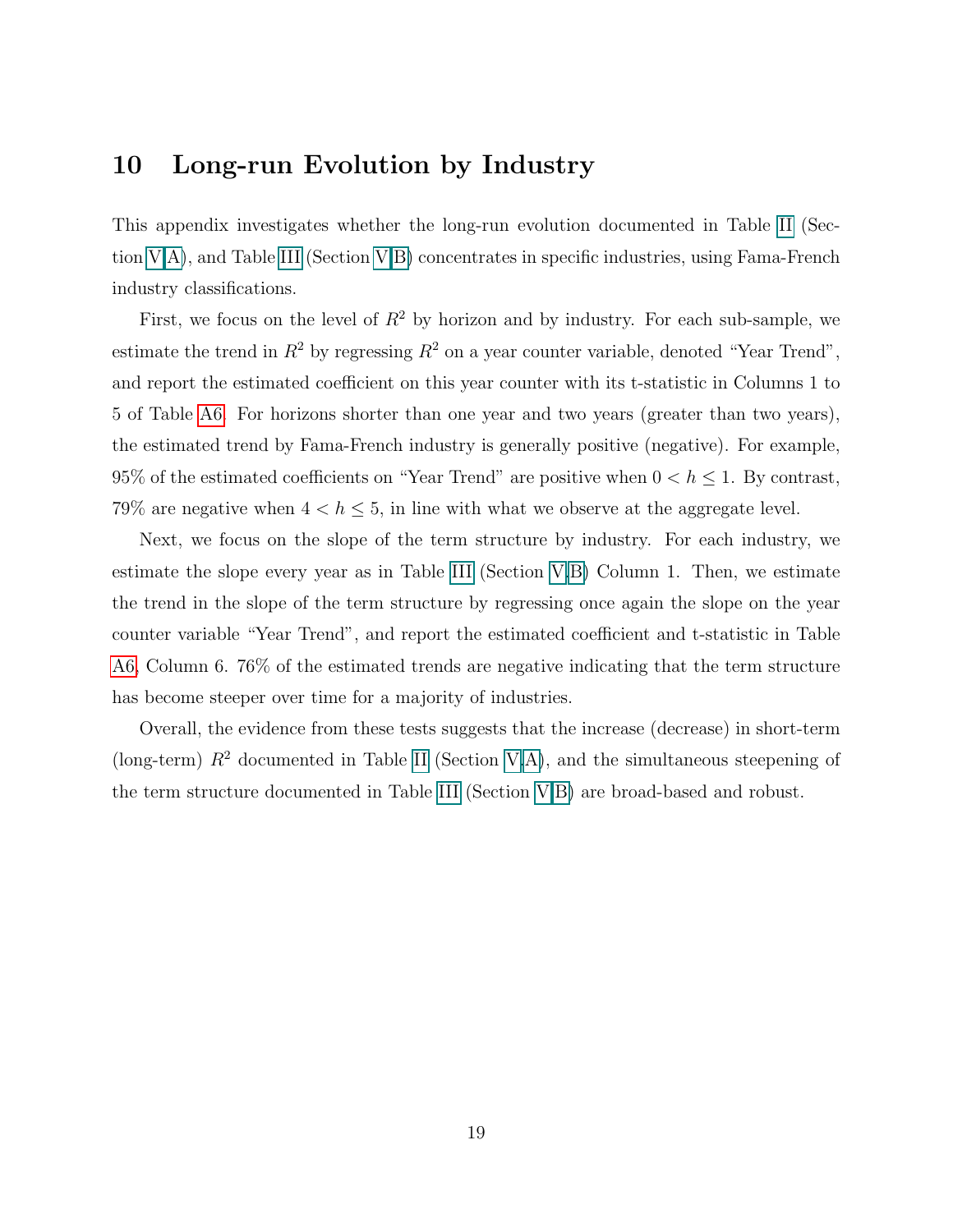# 10 Long-run Evolution by Industry

This appendix investigates whether the long-run evolution documented in Table II (Section V.A), and Table III (Section V.B) concentrates in specific industries, using Fama-French industry classifications.

First, we focus on the level of $R^2$ by horizon and by industry. For each sub-sample, we estimate the trend in $R^2$ by regressing $R^2$ on a year counter variable, denoted "Year Trend", and report the estimated coefficient on this year counter with its t-statistic in Columns 1 to 5 of Table A6. For horizons shorter than one year and two years (greater than two years), the estimated trend by Fama-French industry is generally positive (negative). For example, 95% of the estimated coefficients on "Year Trend" are positive when $0 < h \leq 1$. By contrast, 79% are negative when $4 < h \leq 5$, in line with what we observe at the aggregate level.

Next, we focus on the slope of the term structure by industry. For each industry, we estimate the slope every year as in Table III (Section V.B) Column 1. Then, we estimate the trend in the slope of the term structure by regressing once again the slope on the year counter variable "Year Trend", and report the estimated coefficient and t-statistic in Table A6, Column 6. 76% of the estimated trends are negative indicating that the term structure has become steeper over time for a majority of industries.

Overall, the evidence from these tests suggests that the increase (decrease) in short-term (long-term) $R^2$ documented in Table II (Section V.A), and the simultaneous steepening of the term structure documented in Table III (Section V.B) are broad-based and robust.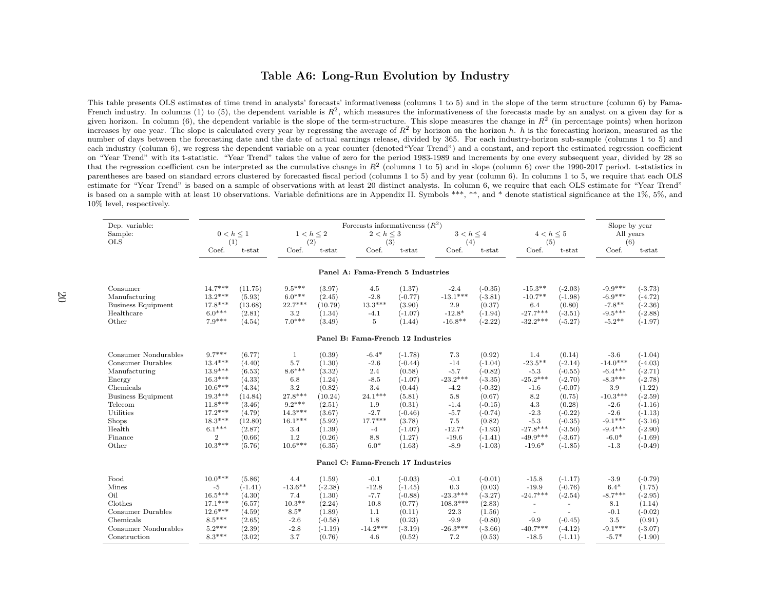# Table A6: Long-Run Evolution by Industry

This table presents OLS estimates of time trend in analysts' forecasts' informativeness (columns 1 to 5) and in the slope of the term structure (column 6) by Fama-French industry. In columns (1) to (5), the dependent variable is $R^2$, which measures the informativeness of the forecasts made by an analyst on a given day for a given horizon. In column (6), the dependent variable is the slope of the term-structure. This slope measures the change in $R^2$ (in percentage points) when horizon increases by one year. The slope is calculated every year by regressing the average of $R^2$ by horizon on the horizon $h$. $h$ is the forecasting horizon, measured as the number of days between the forecasting date and the date of actual earnings release, divided by 365. For each industry-horizon sub-sample (columns 1 to 5) and each industry (column 6), we regress the dependent variable on a year counter (denoted "Year Trend") and a constant, and report the estimated regression coefficient on "Year Trend" with its t-statistic. "Year Trend" takes the value of zero for the period 1983-1989 and increments by one every subsequent year, divided by 28 so that the regression coefficient can be interpreted as the cumulative change in $R^2$ (columns 1 to 5) and in slope (column 6) over the 1990-2017 period. t-statistics in parentheses are based on standard errors clustered by forecasted fiscal period (columns 1 to 5) and by year (column 6). In columns 1 to 5, we require that each OLS estimate for "Year Trend" is based on a sample of observations with at least 20 distinct analysts. In column 6, we require that each OLS estimate for "Year Trend" is based on a sample with at least 10 observations. Variable definitions are in Appendix II. Symbols ***, **, and * denote statistical significance at the 1%, 5%, and 10% level, respectively.

| Dep. variable: | Forecasts informativeness ($R^2$) | | | | | | | | | | Slope by year | |
|---|---|---|---|---|---|---|---|---|---|---|---|---|
| Sample: | $0 < h \leq 1$ | | $1 < h \leq 2$ | | $2 < h \leq 3$ | | $3 < h \leq 4$ | | $4 < h \leq 5$ | | All years | |
| OLS | (1) | | (2) | | (3) | | (4) | | (5) | | (6) | |
| | Coef. | t-stat | Coef. | t-stat | Coef. | t-stat | Coef. | t-stat | Coef. | t-stat | Coef. | t-stat |
| **Panel A: Fama-French 5 Industries** | | | | | | | | | | | | |
| Consumer | 14.7*** | (11.75) | 9.5*** | (3.97) | 4.5 | (1.37) | -2.4 | (-0.35) | -15.3** | (-2.03) | -9.9*** | (-3.73) |
| Manufacturing | 13.2*** | (5.93) | 6.0*** | (2.45) | -2.8 | (-0.77) | -13.1*** | (-3.81) | -10.7** | (-1.98) | -6.9*** | (-4.72) |
| Business Equipment | 17.8*** | (13.68) | 22.7*** | (10.79) | 13.3*** | (3.90) | 2.9 | (0.37) | 6.4 | (0.80) | -7.8** | (-2.36) |
| Healthcare | 6.0*** | (2.81) | 3.2 | (1.34) | -4.1 | (-1.07) | -12.8* | (-1.94) | -27.7*** | (-3.51) | -9.5*** | (-2.88) |
| Other | 7.9*** | (4.54) | 7.0*** | (3.49) | 5 | (1.44) | -16.8** | (-2.22) | -32.2*** | (-5.27) | -5.2** | (-1.97) |
| **Panel B: Fama-French 12 Industries** | | | | | | | | | | | | |
| Consumer Nondurables | 9.7*** | (6.77) | 1 | (0.39) | -6.4* | (-1.78) | 7.3 | (0.92) | 1.4 | (0.14) | -3.6 | (-1.04) |
| Consumer Durables | 13.4*** | (4.40) | 5.7 | (1.30) | -2.6 | (-0.44) | -14 | (-1.04) | -23.5** | (-2.14) | -14.0*** | (-4.03) |
| Manufacturing | 13.9*** | (6.53) | 8.6*** | (3.32) | 2.4 | (0.58) | -5.7 | (-0.82) | -5.3 | (-0.55) | -6.4*** | (-2.71) |
| Energy | 16.3*** | (4.33) | 6.8 | (1.24) | -8.5 | (-1.07) | -23.2*** | (-3.35) | -25.2*** | (-2.70) | -8.3*** | (-2.78) |
| Chemicals | 10.6*** | (4.34) | 3.2 | (0.82) | 3.4 | (0.44) | -4.2 | (-0.32) | -1.6 | (-0.07) | 3.9 | (1.22) |
| Business Equipment | 19.3*** | (14.84) | 27.8*** | (10.24) | 24.1*** | (5.81) | 5.8 | (0.67) | 8.2 | (0.75) | -10.3*** | (-2.59) |
| Telecom | 11.8*** | (3.46) | 9.2*** | (2.51) | 1.9 | (0.31) | -1.4 | (-0.15) | 4.3 | (0.28) | -2.6 | (-1.16) |
| Utilities | 17.2*** | (4.79) | 14.3*** | (3.67) | -2.7 | (-0.46) | -5.7 | (-0.74) | -2.3 | (-0.22) | -2.6 | (-1.13) |
| Shops | 18.3*** | (12.80) | 16.1*** | (5.92) | 17.7*** | (3.78) | 7.5 | (0.82) | -5.3 | (-0.35) | -9.1*** | (-3.16) |
| Health | 6.1*** | (2.87) | 3.4 | (1.39) | -4 | (-1.07) | -12.7* | (-1.93) | -27.8*** | (-3.50) | -9.4*** | (-2.90) |
| Finance | 2 | (0.66) | 1.2 | (0.26) | 8.8 | (1.27) | -19.6 | (-1.41) | -49.9*** | (-3.67) | -6.0* | (-1.69) |
| Other | 10.3*** | (5.76) | 10.6*** | (6.35) | 6.0* | (1.63) | -8.9 | (-1.03) | -19.6* | (-1.85) | -1.3 | (-0.49) |
| **Panel C: Fama-French 17 Industries** | | | | | | | | | | | | |
| Food | 10.0*** | (5.86) | 4.4 | (1.59) | -0.1 | (-0.03) | -0.1 | (-0.01) | -15.8 | (-1.17) | -3.9 | (-0.79) |
| Mines | -5 | (-1.41) | -13.6** | (-2.38) | -12.8 | (-1.45) | 0.3 | (0.03) | -19.9 | (-0.76) | 6.4* | (1.75) |
| Oil | 16.5*** | (4.30) | 7.4 | (1.30) | -7.7 | (-0.88) | -23.3*** | (-3.27) | -24.7*** | (-2.54) | -8.7*** | (-2.95) |
| Clothes | 17.1*** | (6.57) | 10.3** | (2.24) | 10.8 | (0.77) | 108.3*** | (2.83) | - | - | 8.1 | (1.14) |
| Consumer Durables | 12.6*** | (4.59) | 8.5* | (1.89) | 1.1 | (0.11) | 22.3 | (1.56) | - | - | -0.1 | (-0.02) |
| Chemicals | 8.5*** | (2.65) | -2.6 | (-0.58) | 1.8 | (0.23) | -9.9 | (-0.80) | -9.9 | (-0.45) | 3.5 | (0.91) |
| Consumer Nondurables | 5.2*** | (2.39) | -2.8 | (-1.19) | -14.2*** | (-3.19) | -26.3*** | (-3.66) | -40.7*** | (-4.12) | -9.1*** | (-3.07) |
| Construction | 8.3*** | (3.02) | 3.7 | (0.76) | 4.6 | (0.52) | 7.2 | (0.53) | -18.5 | (-1.11) | -5.7* | (-1.90) |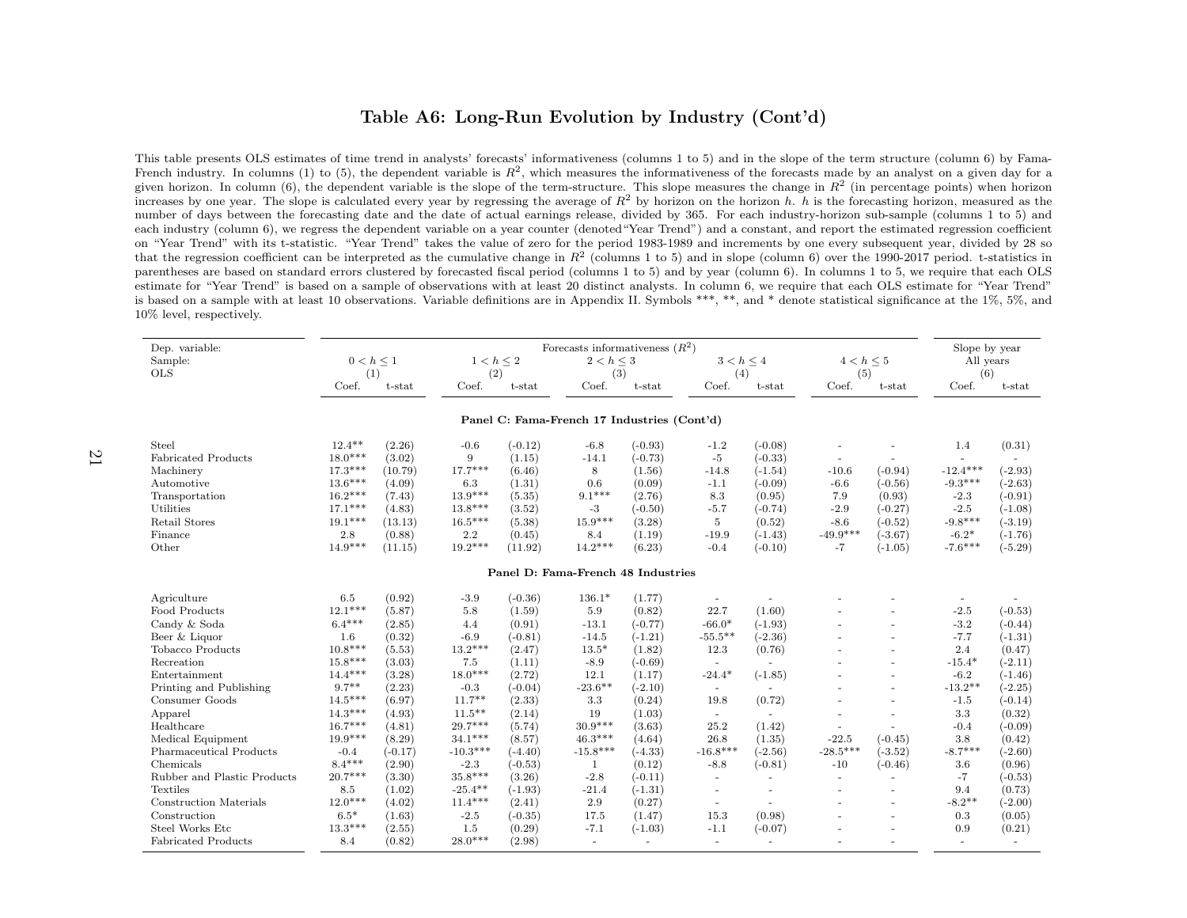## Table A6: Long-Run Evolution by Industry (Cont'd)

This table presents OLS estimates of time trend in analysts' forecasts' informativeness (columns 1 to 5) and in the slope of the term structure (column 6) by Fama-French industry. In columns (1) to (5), the dependent variable is $R^2$, which measures the informativeness of the forecasts made by an analyst on a given day for a given horizon. In column (6), the dependent variable is the slope of the term-structure. This slope measures the change in $R^2$ (in percentage points) when horizon increases by one year. The slope is calculated every year by regressing the average of $R^2$ by horizon on the horizon $h$. $h$ is the forecasting horizon, measured as the number of days between the forecasting date and the date of actual earnings release, divided by 365. For each industry-horizon sub-sample (columns 1 to 5) and each industry (column 6), we regress the dependent variable on a year counter (denoted "Year Trend") and a constant, and report the estimated regression coefficient on "Year Trend" with its t-statistic. "Year Trend" takes the value of zero for the period 1983-1989 and increments by one every subsequent year, divided by 28 so that the regression coefficient can be interpreted as the cumulative change in $R^2$ (columns 1 to 5) and in slope (column 6) over the 1990-2017 period. t-statistics in parentheses are based on standard errors clustered by forecasted fiscal period (columns 1 to 5) and by year (column 6). In columns 1 to 5, we require that each OLS estimate for "Year Trend" is based on a sample of observations with at least 20 distinct analysts. In column 6, we require that each OLS estimate for "Year Trend" is based on a sample with at least 10 observations. Variable definitions are in Appendix II. Symbols ***, **, and * denote statistical significance at the 1%, 5%, and 10% level, respectively.

| Dep. variable: | Forecasts informativeness ($R^2$) | | | | | | | | | | Slope by year | |
|---|---|---|---|---|---|---|---|---|---|---|---|---|
| Sample: | $0 < h \leq 1$ | | $1 < h \leq 2$ | | $2 < h \leq 3$ | | $3 < h \leq 4$ | | $4 < h \leq 5$ | | All years | |
| OLS | (1) | | (2) | | (3) | | (4) | | (5) | | (6) | |
| | Coef. | t-stat | Coef. | t-stat | Coef. | t-stat | Coef. | t-stat | Coef. | t-stat | Coef. | t-stat |
| **Panel C: Fama-French 17 Industries (Cont'd)** | | | | | | | | | | | | |
| Steel | 12.4** | (2.26) | -0.6 | (-0.12) | -6.8 | (-0.93) | -1.2 | (-0.08) | - | - | 1.4 | (0.31) |
| Fabricated Products | 18.0*** | (3.02) | 9 | (1.15) | -14.1 | (-0.73) | -5 | (-0.33) | - | - | - | - |
| Machinery | 17.3*** | (10.79) | 17.7*** | (6.46) | 8 | (1.56) | -14.8 | (-1.54) | -10.6 | (-0.94) | -12.4*** | (-2.93) |
| Automotive | 13.6*** | (4.09) | 6.3 | (1.31) | 0.6 | (0.09) | -1.1 | (-0.09) | -6.6 | (-0.56) | -9.3*** | (-2.63) |
| Transportation | 16.2*** | (7.43) | 13.9*** | (5.35) | 9.1*** | (2.76) | 8.3 | (0.95) | 7.9 | (0.93) | -2.3 | (-0.91) |
| Utilities | 17.1*** | (4.83) | 13.8*** | (3.52) | -3 | (-0.50) | -5.7 | (-0.74) | -2.9 | (-0.27) | -2.5 | (-1.08) |
| Retail Stores | 19.1*** | (13.13) | 16.5*** | (5.38) | 15.9*** | (3.28) | 5 | (0.52) | -8.6 | (-0.52) | -9.8*** | (-3.19) |
| Finance | 2.8 | (0.88) | 2.2 | (0.45) | 8.4 | (1.19) | -19.9 | (-1.43) | -49.9*** | (-3.67) | -6.2* | (-1.76) |
| Other | 14.9*** | (11.15) | 19.2*** | (11.92) | 14.2*** | (6.23) | -0.4 | (-0.10) | -7 | (-1.05) | -7.6*** | (-5.29) |
| **Panel D: Fama-French 48 Industries** | | | | | | | | | | | | |
| Agriculture | 6.5 | (0.92) | -3.9 | (-0.36) | 136.1* | (1.77) | - | - | - | - | - | - |
| Food Products | 12.1*** | (5.87) | 5.8 | (1.59) | 5.9 | (0.82) | 22.7 | (1.60) | - | - | -2.5 | (-0.53) |
| Candy & Soda | 6.4*** | (2.85) | 4.4 | (0.91) | -13.1 | (-0.77) | -66.0* | (-1.93) | - | - | -3.2 | (-0.44) |
| Beer & Liquor | 1.6 | (0.32) | -6.9 | (-0.81) | -14.5 | (-1.21) | -55.5** | (-2.36) | - | - | -7.7 | (-1.31) |
| Tobacco Products | 10.8*** | (5.53) | 13.2*** | (2.47) | 13.5* | (1.82) | 12.3 | (0.76) | - | - | 2.4 | (0.47) |
| Recreation | 15.8*** | (3.03) | 7.5 | (1.11) | -8.9 | (-0.69) | - | - | - | - | -15.4* | (-2.11) |
| Entertainment | 14.4*** | (3.28) | 18.0*** | (2.72) | 12.1 | (1.17) | -24.4* | (-1.85) | - | - | -6.2 | (-1.46) |
| Printing and Publishing | 9.7** | (2.23) | -0.3 | (-0.04) | -23.6** | (-2.10) | - | - | - | - | -13.2** | (-2.25) |
| Consumer Goods | 14.5*** | (6.97) | 11.7** | (2.33) | 3.3 | (0.24) | 19.8 | (0.72) | - | - | -1.5 | (-0.14) |
| Apparel | 14.3*** | (4.93) | 11.5** | (2.14) | 19 | (1.03) | - | - | - | - | 3.3 | (0.32) |
| Healthcare | 16.7*** | (4.81) | 29.7*** | (5.74) | 30.9*** | (3.63) | 25.2 | (1.42) | - | - | -0.4 | (-0.09) |
| Medical Equipment | 19.9*** | (8.29) | 34.1*** | (8.57) | 46.3*** | (4.64) | 26.8 | (1.35) | -22.5 | (-0.45) | 3.8 | (0.42) |
| Pharmaceutical Products | -0.4 | (-0.17) | -10.3*** | (-4.40) | -15.8*** | (-4.33) | -16.8*** | (-2.56) | -28.5*** | (-3.52) | -8.7*** | (-2.60) |
| Chemicals | 8.4*** | (2.90) | -2.3 | (-0.53) | 1 | (0.12) | -8.8 | (-0.81) | -10 | (-0.46) | 3.6 | (0.96) |
| Rubber and Plastic Products | 20.7*** | (3.30) | 35.8*** | (3.26) | -2.8 | (-0.11) | - | - | - | - | -7 | (-0.53) |
| Textiles | 8.5 | (1.02) | -25.4** | (-1.93) | -21.4 | (-1.31) | - | - | - | - | 9.4 | (0.73) |
| Construction Materials | 12.0*** | (4.02) | 11.4*** | (2.41) | 2.9 | (0.27) | - | - | - | - | -8.2** | (-2.00) |
| Construction | 6.5* | (1.63) | -2.5 | (-0.35) | 17.5 | (1.47) | 15.3 | (0.98) | - | - | 0.3 | (0.05) |
| Steel Works Etc | 13.3*** | (2.55) | 1.5 | (0.29) | -7.1 | (-1.03) | -1.1 | (-0.07) | - | - | 0.9 | (0.21) |
| Fabricated Products | 8.4 | (0.82) | 28.0*** | (2.98) | - | - | - | - | - | - | - | - |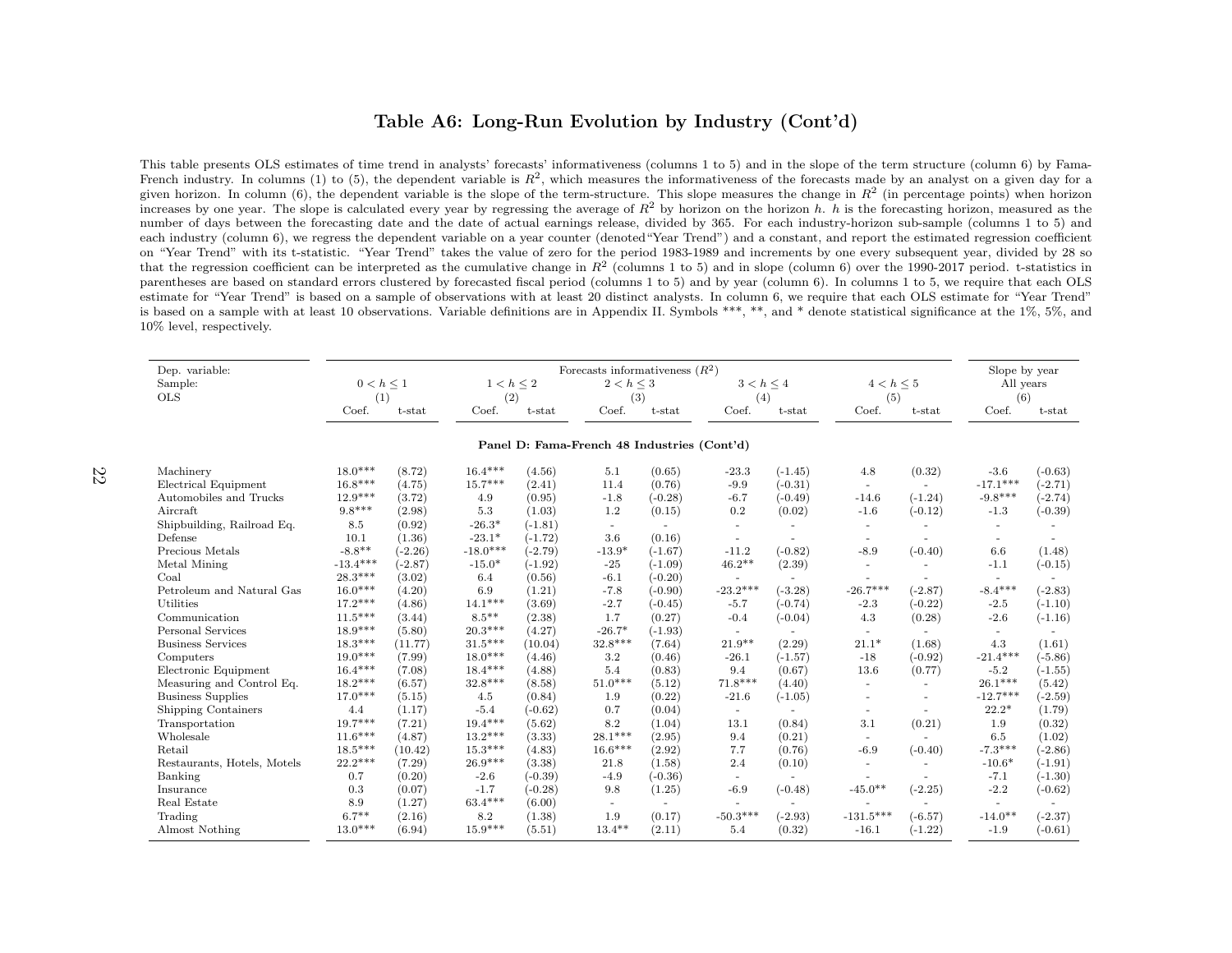# Table A6: Long-Run Evolution by Industry (Cont'd)

This table presents OLS estimates of time trend in analysts' forecasts' informativeness (columns 1 to 5) and in the slope of the term structure (column 6) by Fama-French industry. In columns (1) to (5), the dependent variable is $R^2$, which measures the informativeness of the forecasts made by an analyst on a given day for a given horizon. In column (6), the dependent variable is the slope of the term-structure. This slope measures the change in $R^2$ (in percentage points) when horizon increases by one year. The slope is calculated every year by regressing the average of $R^2$ by horizon on the horizon $h$. $h$ is the forecasting horizon, measured as the number of days between the forecasting date and the date of actual earnings release, divided by 365. For each industry-horizon sub-sample (columns 1 to 5) and each industry (column 6), we regress the dependent variable on a year counter (denoted"Year Trend") and a constant, and report the estimated regression coefficient on "Year Trend" with its t-statistic. "Year Trend" takes the value of zero for the period 1983-1989 and increments by one every subsequent year, divided by 28 so that the regression coefficient can be interpreted as the cumulative change in $R^2$ (columns 1 to 5) and in slope (column 6) over the 1990-2017 period. t-statistics in parentheses are based on standard errors clustered by forecasted fiscal period (columns 1 to 5) and by year (column 6). In columns 1 to 5, we require that each OLS estimate for "Year Trend" is based on a sample of observations with at least 20 distinct analysts. In column 6, we require that each OLS estimate for "Year Trend" is based on a sample with at least 10 observations. Variable definitions are in Appendix II. Symbols ***, **, and * denote statistical significance at the 1%, 5%, and 10% level, respectively.

| Dep. variable: | Forecasts informativeness ($R^2$) | | | | | | | | | | Slope by year | |
|---|---|---|---|---|---|---|---|---|---|---|---|---|
| Sample: | $0 < h \leq 1$ | | $1 < h \leq 2$ | | $2 < h \leq 3$ | | $3 < h \leq 4$ | | $4 < h \leq 5$ | | All years | |
| OLS | (1) | | (2) | | (3) | | (4) | | (5) | | (6) | |
| | Coef. | t-stat | Coef. | t-stat | Coef. | t-stat | Coef. | t-stat | Coef. | t-stat | Coef. | t-stat |
| **Panel D: Fama-French 48 Industries (Cont'd)** | | | | | | | | | | | | |
| Machinery | 18.0*** | (8.72) | 16.4*** | (4.56) | 5.1 | (0.65) | -23.3 | (-1.45) | 4.8 | (0.32) | -3.6 | (-0.63) |
| Electrical Equipment | 16.8*** | (4.75) | 15.7*** | (2.41) | 11.4 | (0.76) | -9.9 | (-0.31) | - | - | -17.1*** | (-2.71) |
| Automobiles and Trucks | 12.9*** | (3.72) | 4.9 | (0.95) | -1.8 | (-0.28) | -6.7 | (-0.49) | -14.6 | (-1.24) | -9.8*** | (-2.74) |
| Aircraft | 9.8*** | (2.98) | 5.3 | (1.03) | 1.2 | (0.15) | 0.2 | (0.02) | -1.6 | (-0.12) | -1.3 | (-0.39) |
| Shipbuilding, Railroad Eq. | 8.5 | (0.92) | -26.3* | (-1.81) | - | - | - | - | - | - | - | - |
| Defense | 10.1 | (1.36) | -23.1* | (-1.72) | 3.6 | (0.16) | - | - | - | - | - | - |
| Precious Metals | -8.8** | (-2.26) | -18.0*** | (-2.79) | -13.9* | (-1.67) | -11.2 | (-0.82) | -8.9 | (-0.40) | 6.6 | (1.48) |
| Metal Mining | -13.4*** | (-2.87) | -15.0* | (-1.92) | -25 | (-1.09) | 46.2** | (2.39) | - | - | -1.1 | (-0.15) |
| Coal | 28.3*** | (3.02) | 6.4 | (0.56) | -6.1 | (-0.20) | - | - | - | - | - | - |
| Petroleum and Natural Gas | 16.0*** | (4.20) | 6.9 | (1.21) | -7.8 | (-0.90) | -23.2*** | (-3.28) | -26.7*** | (-2.87) | -8.4*** | (-2.83) |
| Utilities | 17.2*** | (4.86) | 14.1*** | (3.69) | -2.7 | (-0.45) | -5.7 | (-0.74) | -2.3 | (-0.22) | -2.5 | (-1.10) |
| Communication | 11.5*** | (3.44) | 8.5** | (2.38) | 1.7 | (0.27) | -0.4 | (-0.04) | 4.3 | (0.28) | -2.6 | (-1.16) |
| Personal Services | 18.9*** | (5.80) | 20.3*** | (4.27) | -26.7* | (-1.93) | - | - | - | - | - | - |
| Business Services | 18.3*** | (11.77) | 31.5*** | (10.04) | 32.8*** | (7.64) | 21.9** | (2.29) | 21.1* | (1.68) | 4.3 | (1.61) |
| Computers | 19.0*** | (7.99) | 18.0*** | (4.46) | 3.2 | (0.46) | -26.1 | (-1.57) | -18 | (-0.92) | -21.4*** | (-5.86) |
| Electronic Equipment | 16.4*** | (7.08) | 18.4*** | (4.88) | 5.4 | (0.83) | 9.4 | (0.67) | 13.6 | (0.77) | -5.2 | (-1.55) |
| Measuring and Control Eq. | 18.2*** | (6.57) | 32.8*** | (8.58) | 51.0*** | (5.12) | 71.8*** | (4.40) | - | - | 26.1*** | (5.42) |
| Business Supplies | 17.0*** | (5.15) | 4.5 | (0.84) | 1.9 | (0.22) | -21.6 | (-1.05) | - | - | -12.7*** | (-2.59) |
| Shipping Containers | 4.4 | (1.17) | -5.4 | (-0.62) | 0.7 | (0.04) | - | - | - | - | 22.2* | (1.79) |
| Transportation | 19.7*** | (7.21) | 19.4*** | (5.62) | 8.2 | (1.04) | 13.1 | (0.84) | 3.1 | (0.21) | 1.9 | (0.32) |
| Wholesale | 11.6*** | (4.87) | 13.2*** | (3.33) | 28.1*** | (2.95) | 9.4 | (0.21) | - | - | 6.5 | (1.02) |
| Retail | 18.5*** | (10.42) | 15.3*** | (4.83) | 16.6*** | (2.92) | 7.7 | (0.76) | -6.9 | (-0.40) | -7.3*** | (-2.86) |
| Restaurants, Hotels, Motels | 22.2*** | (7.29) | 26.9*** | (3.38) | 21.8 | (1.58) | 2.4 | (0.10) | - | - | -10.6* | (-1.91) |
| Banking | 0.7 | (0.20) | -2.6 | (-0.39) | -4.9 | (-0.36) | - | - | - | - | -7.1 | (-1.30) |
| Insurance | 0.3 | (0.07) | -1.7 | (-0.28) | 9.8 | (1.25) | -6.9 | (-0.48) | -45.0** | (-2.25) | -2.2 | (-0.62) |
| Real Estate | 8.9 | (1.27) | 63.4*** | (6.00) | - | - | - | - | - | - | - | - |
| Trading | 6.7** | (2.16) | 8.2 | (1.38) | 1.9 | (0.17) | -50.3*** | (-2.93) | -131.5*** | (-6.57) | -14.0** | (-2.37) |
| Almost Nothing | 13.0*** | (6.94) | 15.9*** | (5.51) | 13.4** | (2.11) | 5.4 | (0.32) | -16.1 | (-1.22) | -1.9 | (-0.61) |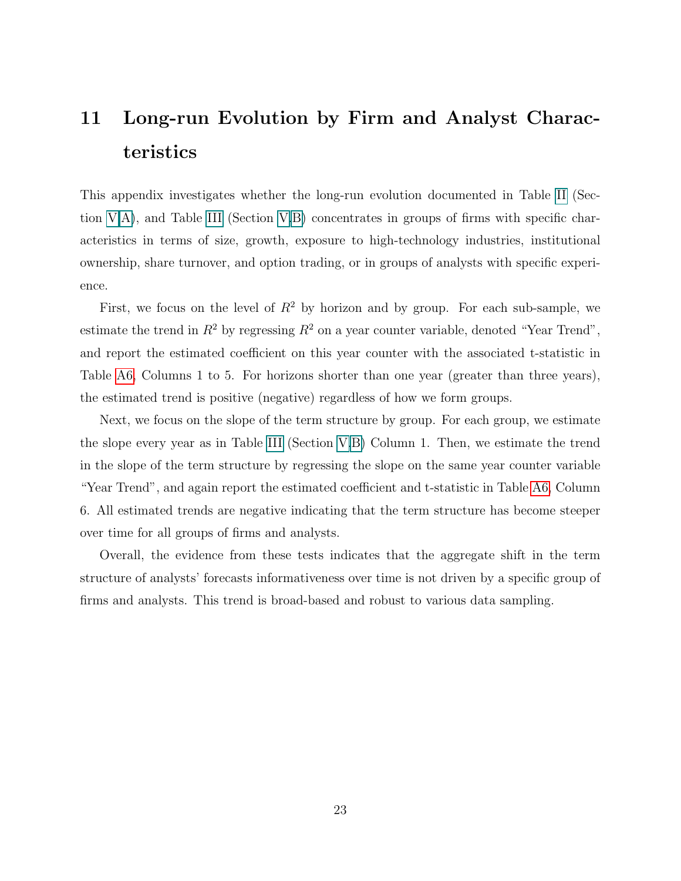# 11 Long-run Evolution by Firm and Analyst Characteristics

This appendix investigates whether the long-run evolution documented in Table II (Section V.A), and Table III (Section V.B) concentrates in groups of firms with specific characteristics in terms of size, growth, exposure to high-technology industries, institutional ownership, share turnover, and option trading, or in groups of analysts with specific experience.

First, we focus on the level of $R^2$ by horizon and by group. For each sub-sample, we estimate the trend in $R^2$ by regressing $R^2$ on a year counter variable, denoted "Year Trend", and report the estimated coefficient on this year counter with the associated t-statistic in Table A6, Columns 1 to 5. For horizons shorter than one year (greater than three years), the estimated trend is positive (negative) regardless of how we form groups.

Next, we focus on the slope of the term structure by group. For each group, we estimate the slope every year as in Table III (Section V.B) Column 1. Then, we estimate the trend in the slope of the term structure by regressing the slope on the same year counter variable "Year Trend", and again report the estimated coefficient and t-statistic in Table A6, Column 6. All estimated trends are negative indicating that the term structure has become steeper over time for all groups of firms and analysts.

Overall, the evidence from these tests indicates that the aggregate shift in the term structure of analysts' forecasts informativeness over time is not driven by a specific group of firms and analysts. This trend is broad-based and robust to various data sampling.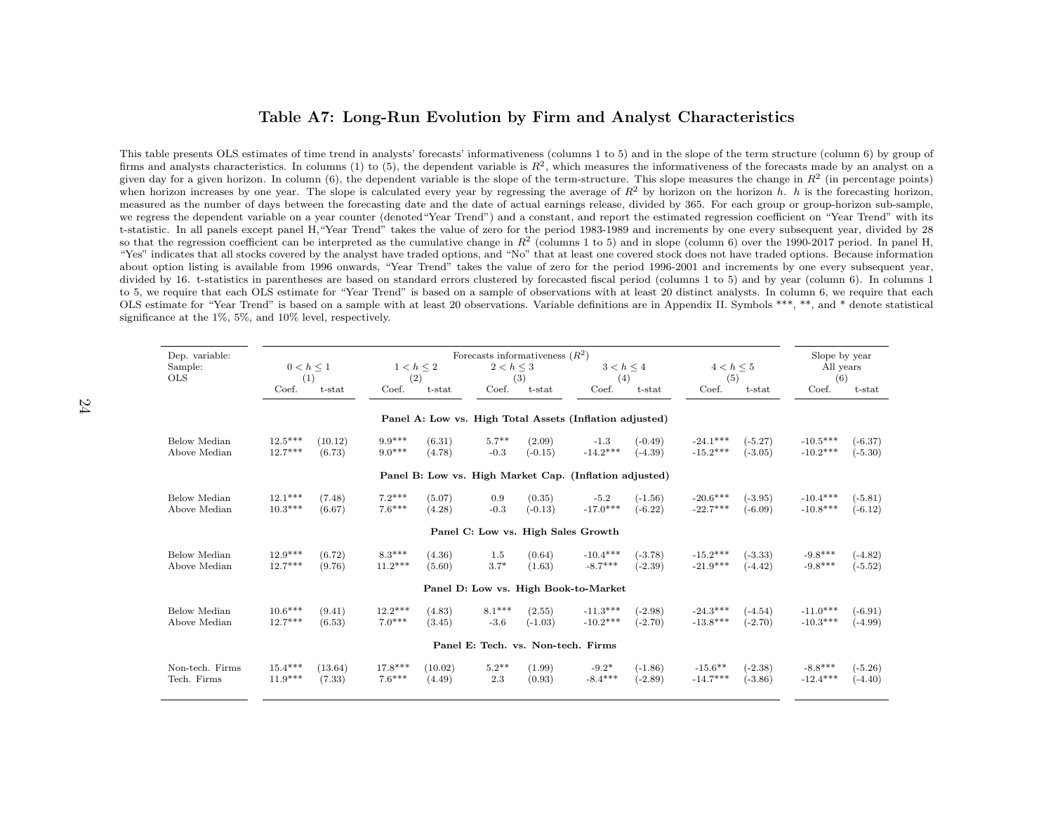# Table A7: Long-Run Evolution by Firm and Analyst Characteristics

This table presents OLS estimates of time trend in analysts' forecasts' informativeness (columns 1 to 5) and in the slope of the term structure (column 6) by group of firms and analysts characteristics. In columns (1) to (5), the dependent variable is $R^2$, which measures the informativeness of the forecasts made by an analyst on a given day for a given horizon. In column (6), the dependent variable is the slope of the term-structure. This slope measures the change in $R^2$ (in percentage points) when horizon increases by one year. The slope is calculated every year by regressing the average of $R^2$ by horizon on the horizon $h$. $h$ is the forecasting horizon, measured as the number of days between the forecasting date and the date of actual earnings release, divided by 365. For each group or group-horizon sub-sample, we regress the dependent variable on a year counter (denoted "Year Trend") and a constant, and report the estimated regression coefficient on "Year Trend" with its t-statistic. In all panels except panel H, "Year Trend" takes the value of zero for the period 1983-1989 and increments by one every subsequent year, divided by 28 so that the regression coefficient can be interpreted as the cumulative change in $R^2$ (columns 1 to 5) and in slope (column 6) over the 1990-2017 period. In panel H, "Yes" indicates that all stocks covered by the analyst have traded options, and "No" that at least one covered stock does not have traded options. Because information about option listing is available from 1996 onwards, "Year Trend" takes the value of zero for the period 1996-2001 and increments by one every subsequent year, divided by 16. t-statistics in parentheses are based on standard errors clustered by forecasted fiscal period (columns 1 to 5) and by year (column 6). In columns 1 to 5, we require that each OLS estimate for "Year Trend" is based on a sample of observations with at least 20 distinct analysts. In column 6, we require that each OLS estimate for "Year Trend" is based on a sample with at least 20 observations. Variable definitions are in Appendix II. Symbols ***, **, and * denote statistical significance at the 1%, 5%, and 10% level, respectively.

| Dep. variable: | Forecasts informativeness ($R^2$) | | | | | | | | | | Slope by year | |
|---|---|---|---|---|---|---|---|---|---|---|---|---|
| Sample: | $0 < h \leq 1$ | | $1 < h \leq 2$ | | $2 < h \leq 3$ | | $3 < h \leq 4$ | | $4 < h \leq 5$ | | All years | |
| OLS | (1) | | (2) | | (3) | | (4) | | (5) | | (6) | |
| | Coef. | t-stat | Coef. | t-stat | Coef. | t-stat | Coef. | t-stat | Coef. | t-stat | Coef. | t-stat |
| **Panel A: Low vs. High Total Assets (Inflation adjusted)** | | | | | | | | | | | | |
| Below Median | 12.5*** | (10.12) | 9.9*** | (6.31) | 5.7** | (2.09) | -1.3 | (-0.49) | -24.1*** | (-5.27) | -10.5*** | (-6.37) |
| Above Median | 12.7*** | (6.73) | 9.0*** | (4.78) | -0.3 | (-0.15) | -14.2*** | (-4.39) | -15.2*** | (-3.05) | -10.2*** | (-5.30) |
| **Panel B: Low vs. High Market Cap. (Inflation adjusted)** | | | | | | | | | | | | |
| Below Median | 12.1*** | (7.48) | 7.2*** | (5.07) | 0.9 | (0.35) | -5.2 | (-1.56) | -20.6*** | (-3.95) | -10.4*** | (-5.81) |
| Above Median | 10.3*** | (6.67) | 7.6*** | (4.28) | -0.3 | (-0.13) | -17.0*** | (-6.22) | -22.7*** | (-6.09) | -10.8*** | (-6.12) |
| **Panel C: Low vs. High Sales Growth** | | | | | | | | | | | | |
| Below Median | 12.9*** | (6.72) | 8.3*** | (4.36) | 1.5 | (0.64) | -10.4*** | (-3.78) | -15.2*** | (-3.33) | -9.8*** | (-4.82) |
| Above Median | 12.7*** | (9.76) | 11.2*** | (5.60) | 3.7* | (1.63) | -8.7*** | (-2.39) | -21.9*** | (-4.42) | -9.8*** | (-5.52) |
| **Panel D: Low vs. High Book-to-Market** | | | | | | | | | | | | |
| Below Median | 10.6*** | (9.41) | 12.2*** | (4.83) | 8.1*** | (2.55) | -11.3*** | (-2.98) | -24.3*** | (-4.54) | -11.0*** | (-6.91) |
| Above Median | 12.7*** | (6.53) | 7.0*** | (3.45) | -3.6 | (-1.03) | -10.2*** | (-2.70) | -13.8*** | (-2.70) | -10.3*** | (-4.99) |
| **Panel E: Tech. vs. Non-tech. Firms** | | | | | | | | | | | | |
| Non-tech. Firms | 15.4*** | (13.64) | 17.8*** | (10.02) | 5.2** | (1.99) | -9.2* | (-1.86) | -15.6** | (-2.38) | -8.8*** | (-5.26) |
| Tech. Firms | 11.9*** | (7.33) | 7.6*** | (4.49) | 2.3 | (0.93) | -8.4*** | (-2.89) | -14.7*** | (-3.86) | -12.4*** | (-4.40) |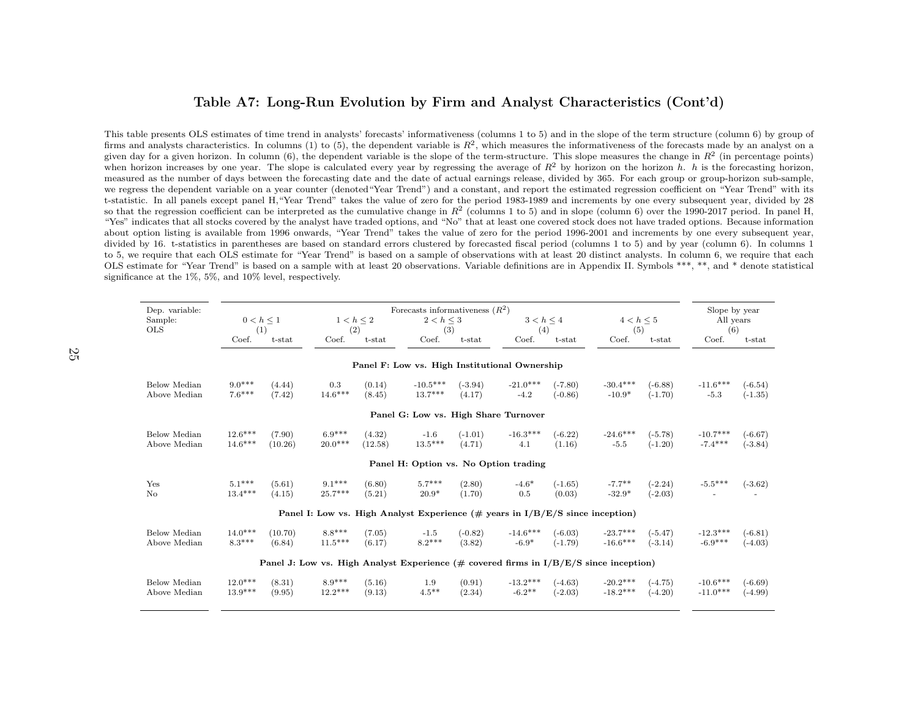## Table A7: Long-Run Evolution by Firm and Analyst Characteristics (Cont'd)

This table presents OLS estimates of time trend in analysts' forecasts' informativeness (columns 1 to 5) and in the slope of the term structure (column 6) by group of firms and analysts characteristics. In columns (1) to (5), the dependent variable is $R^2$, which measures the informativeness of the forecasts made by an analyst on a given day for a given horizon. In column (6), the dependent variable is the slope of the term-structure. This slope measures the change in $R^2$ (in percentage points) when horizon increases by one year. The slope is calculated every year by regressing the average of $R^2$ by horizon on the horizon $h$. $h$ is the forecasting horizon, measured as the number of days between the forecasting date and the date of actual earnings release, divided by 365. For each group or group-horizon sub-sample, we regress the dependent variable on a year counter (denoted "Year Trend") and a constant, and report the estimated regression coefficient on "Year Trend" with its t-statistic. In all panels except panel H, "Year Trend" takes the value of zero for the period 1983-1989 and increments by one every subsequent year, divided by 28 so that the regression coefficient can be interpreted as the cumulative change in $R^2$ (columns 1 to 5) and in slope (column 6) over the 1990-2017 period. In panel H, "Yes" indicates that all stocks covered by the analyst have traded options, and "No" that at least one covered stock does not have traded options. Because information about option listing is available from 1996 onwards, "Year Trend" takes the value of zero for the period 1996-2001 and increments by one every subsequent year, divided by 16. t-statistics in parentheses are based on standard errors clustered by forecasted fiscal period (columns 1 to 5) and by year (column 6). In columns 1 to 5, we require that each OLS estimate for "Year Trend" is based on a sample of observations with at least 20 distinct analysts. In column 6, we require that each OLS estimate for "Year Trend" is based on a sample with at least 20 observations. Variable definitions are in Appendix II. Symbols ***, **, and * denote statistical significance at the 1%, 5%, and 10% level, respectively.

| Dep. variable: | Forecasts informativeness ($R^2$) | | | | | | | | | | Slope by year | |
|---|---|---|---|---|---|---|---|---|---|---|---|---|
| Sample: | $0 < h \leq 1$ | | $1 < h \leq 2$ | | $2 < h \leq 3$ | | $3 < h \leq 4$ | | $4 < h \leq 5$ | | All years | |
| OLS | (1) | | (2) | | (3) | | (4) | | (5) | | (6) | |
| | Coef. | t-stat | Coef. | t-stat | Coef. | t-stat | Coef. | t-stat | Coef. | t-stat | Coef. | t-stat |
| **Panel F: Low vs. High Institutional Ownership** | | | | | | | | | | | | |
| Below Median | 9.0*** | (4.44) | 0.3 | (0.14) | -10.5*** | (-3.94) | -21.0*** | (-7.80) | -30.4*** | (-6.88) | -11.6*** | (-6.54) |
| Above Median | 7.6*** | (7.42) | 14.6*** | (8.45) | 13.7*** | (4.17) | -4.2 | (-0.86) | -10.9* | (-1.70) | -5.3 | (-1.35) |
| **Panel G: Low vs. High Share Turnover** | | | | | | | | | | | | |
| Below Median | 12.6*** | (7.90) | 6.9*** | (4.32) | -1.6 | (-1.01) | -16.3*** | (-6.22) | -24.6*** | (-5.78) | -10.7*** | (-6.67) |
| Above Median | 14.6*** | (10.26) | 20.0*** | (12.58) | 13.5*** | (4.71) | 4.1 | (1.16) | -5.5 | (-1.20) | -7.4*** | (-3.84) |
| **Panel H: Option vs. No Option trading** | | | | | | | | | | | | |
| Yes | 5.1*** | (5.61) | 9.1*** | (6.80) | 5.7*** | (2.80) | -4.6* | (-1.65) | -7.7** | (-2.24) | -5.5*** | (-3.62) |
| No | 13.4*** | (4.15) | 25.7*** | (5.21) | 20.9* | (1.70) | 0.5 | (0.03) | -32.9* | (-2.03) | - | - |
| **Panel I: Low vs. High Analyst Experience (# years in I/B/E/S since inception)** | | | | | | | | | | | | |
| Below Median | 14.0*** | (10.70) | 8.8*** | (7.05) | -1.5 | (-0.82) | -14.6*** | (-6.03) | -23.7*** | (-5.47) | -12.3*** | (-6.81) |
| Above Median | 8.3*** | (6.84) | 11.5*** | (6.17) | 8.2*** | (3.82) | -6.9* | (-1.79) | -16.6*** | (-3.14) | -6.9*** | (-4.03) |
| **Panel J: Low vs. High Analyst Experience (# covered firms in I/B/E/S since inception)** | | | | | | | | | | | | |
| Below Median | 12.0*** | (8.31) | 8.9*** | (5.16) | 1.9 | (0.91) | -13.2*** | (-4.63) | -20.2*** | (-4.75) | -10.6*** | (-6.69) |
| Above Median | 13.9*** | (9.95) | 12.2*** | (9.13) | 4.5** | (2.34) | -6.2** | (-2.03) | -18.2*** | (-4.20) | -11.0*** | (-4.99) |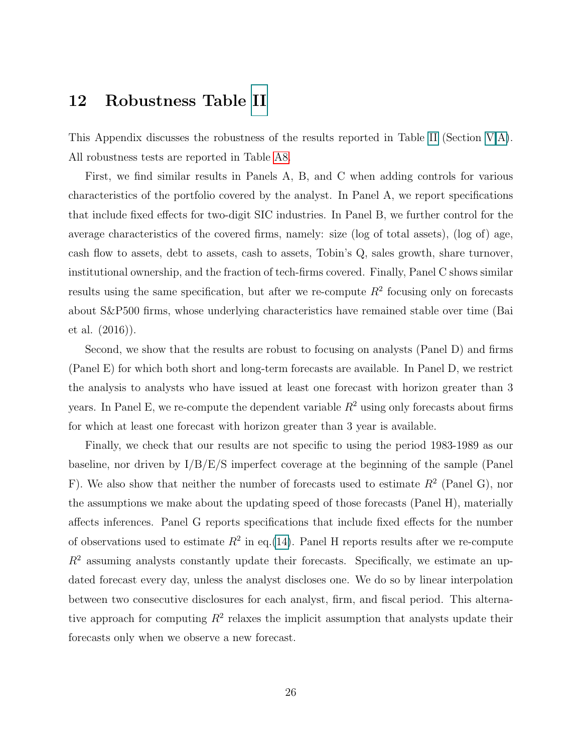# 12 Robustness Table II

This Appendix discusses the robustness of the results reported in Table II (Section V.A). All robustness tests are reported in Table A8.

First, we find similar results in Panels A, B, and C when adding controls for various characteristics of the portfolio covered by the analyst. In Panel A, we report specifications that include fixed effects for two-digit SIC industries. In Panel B, we further control for the average characteristics of the covered firms, namely: size (log of total assets), (log of) age, cash flow to assets, debt to assets, cash to assets, Tobin's Q, sales growth, share turnover, institutional ownership, and the fraction of tech-firms covered. Finally, Panel C shows similar results using the same specification, but after we re-compute $R^2$ focusing only on forecasts about S&P500 firms, whose underlying characteristics have remained stable over time (Bai et al. (2016)).

Second, we show that the results are robust to focusing on analysts (Panel D) and firms (Panel E) for which both short and long-term forecasts are available. In Panel D, we restrict the analysis to analysts who have issued at least one forecast with horizon greater than 3 years. In Panel E, we re-compute the dependent variable $R^2$ using only forecasts about firms for which at least one forecast with horizon greater than 3 year is available.

Finally, we check that our results are not specific to using the period 1983-1989 as our baseline, nor driven by I/B/E/S imperfect coverage at the beginning of the sample (Panel F). We also show that neither the number of forecasts used to estimate $R^2$ (Panel G), nor the assumptions we make about the updating speed of those forecasts (Panel H), materially affects inferences. Panel G reports specifications that include fixed effects for the number of observations used to estimate $R^2$ in eq.(14). Panel H reports results after we re-compute $R^2$ assuming analysts constantly update their forecasts. Specifically, we estimate an updated forecast every day, unless the analyst discloses one. We do so by linear interpolation between two consecutive disclosures for each analyst, firm, and fiscal period. This alternative approach for computing $R^2$ relaxes the implicit assumption that analysts update their forecasts only when we observe a new forecast.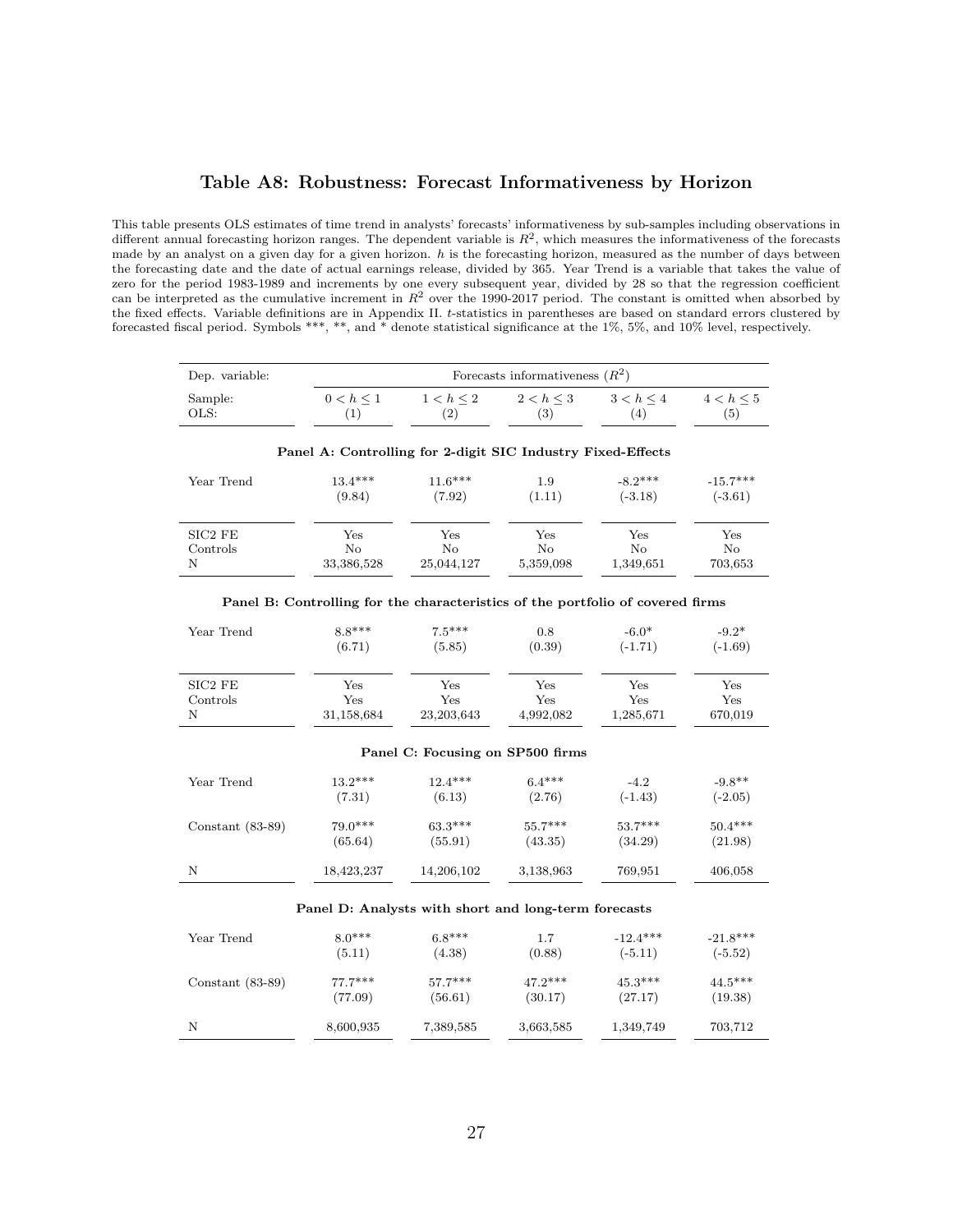## Table A8: Robustness: Forecast Informativeness by Horizon

This table presents OLS estimates of time trend in analysts' forecasts' informativeness by sub-samples including observations in different annual forecasting horizon ranges. The dependent variable is $R^2$, which measures the informativeness of the forecasts made by an analyst on a given day for a given horizon. $h$ is the forecasting horizon, measured as the number of days between the forecasting date and the date of actual earnings release, divided by 365. Year Trend is a variable that takes the value of zero for the period 1983-1989 and increments by one every subsequent year, divided by 28 so that the regression coefficient can be interpreted as the cumulative increment in $R^2$ over the 1990-2017 period. The constant is omitted when absorbed by the fixed effects. Variable definitions are in Appendix II. $t$-statistics in parentheses are based on standard errors clustered by forecasted fiscal period. Symbols ***, **, and * denote statistical significance at the 1%, 5%, and 10% level, respectively.

| Dep. variable: | Forecasts informativeness ($R^2$) | | | | |
|---|---|---|---|---|---|
| Sample: | $0 < h \leq 1$ | $1 < h \leq 2$ | $2 < h \leq 3$ | $3 < h \leq 4$ | $4 < h \leq 5$ |
| OLS: | (1) | (2) | (3) | (4) | (5) |
| **Panel A: Controlling for 2-digit SIC Industry Fixed-Effects** | | | | | |
| Year Trend | 13.4*** | 11.6*** | 1.9 | -8.2*** | -15.7*** |
| | (9.84) | (7.92) | (1.11) | (-3.18) | (-3.61) |
| SIC2 FE | Yes | Yes | Yes | Yes | Yes |
| Controls | No | No | No | No | No |
| N | 33,386,528 | 25,044,127 | 5,359,098 | 1,349,651 | 703,653 |
| **Panel B: Controlling for the characteristics of the portfolio of covered firms** | | | | | |
| Year Trend | 8.8*** | 7.5*** | 0.8 | -6.0* | -9.2* |
| | (6.71) | (5.85) | (0.39) | (-1.71) | (-1.69) |
| SIC2 FE | Yes | Yes | Yes | Yes | Yes |
| Controls | Yes | Yes | Yes | Yes | Yes |
| N | 31,158,684 | 23,203,643 | 4,992,082 | 1,285,671 | 670,019 |
| **Panel C: Focusing on SP500 firms** | | | | | |
| Year Trend | 13.2*** | 12.4*** | 6.4*** | -4.2 | -9.8** |
| | (7.31) | (6.13) | (2.76) | (-1.43) | (-2.05) |
| Constant (83-89) | 79.0*** | 63.3*** | 55.7*** | 53.7*** | 50.4*** |
| | (65.64) | (55.91) | (43.35) | (34.29) | (21.98) |
| N | 18,423,237 | 14,206,102 | 3,138,963 | 769,951 | 406,058 |
| **Panel D: Analysts with short and long-term forecasts** | | | | | |
| Year Trend | 8.0*** | 6.8*** | 1.7 | -12.4*** | -21.8*** |
| | (5.11) | (4.38) | (0.88) | (-5.11) | (-5.52) |
| Constant (83-89) | 77.7*** | 57.7*** | 47.2*** | 45.3*** | 44.5*** |
| | (77.09) | (56.61) | (30.17) | (27.17) | (19.38) |
| N | 8,600,935 | 7,389,585 | 3,663,585 | 1,349,749 | 703,712 |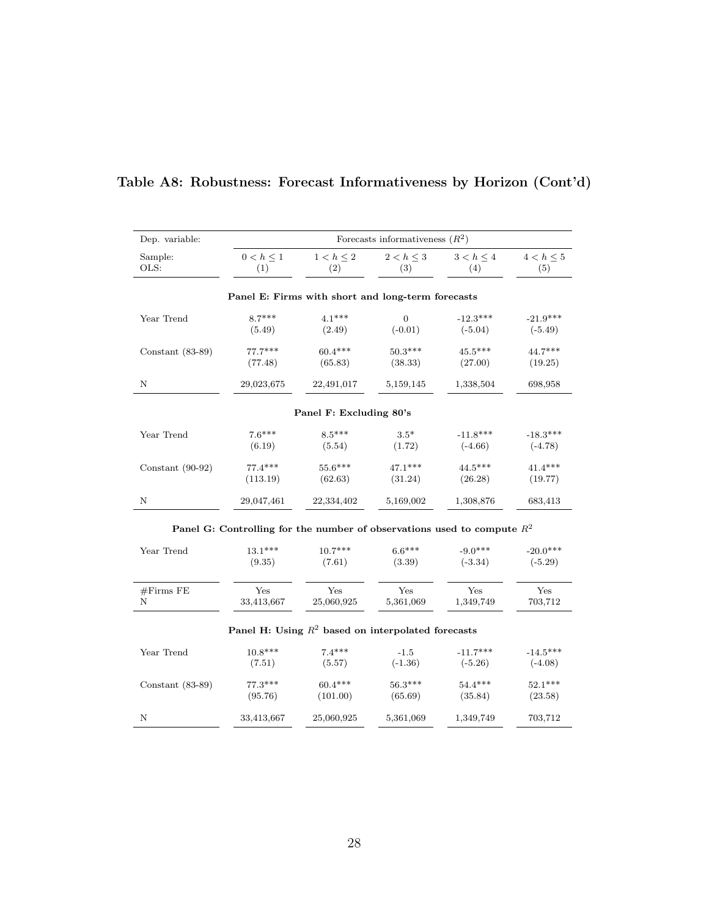## Table A8: Robustness: Forecast Informativeness by Horizon (Cont'd)

| Dep. variable: | Forecasts informativeness ($R^2$) | | | | |
|---|---|---|---|---|---|
| Sample: | $0 < h \leq 1$ | $1 < h \leq 2$ | $2 < h \leq 3$ | $3 < h \leq 4$ | $4 < h \leq 5$ |
| OLS: | (1) | (2) | (3) | (4) | (5) |
| **Panel E: Firms with short and long-term forecasts** | | | | | |
| Year Trend | 8.7*** | 4.1*** | 0 | -12.3*** | -21.9*** |
| | (5.49) | (2.49) | (-0.01) | (-5.04) | (-5.49) |
| Constant (83-89) | 77.7*** | 60.4*** | 50.3*** | 45.5*** | 44.7*** |
| | (77.48) | (65.83) | (38.33) | (27.00) | (19.25) |
| N | 29,023,675 | 22,491,017 | 5,159,145 | 1,338,504 | 698,958 |
| **Panel F: Excluding 80's** | | | | | |
| Year Trend | 7.6*** | 8.5*** | 3.5* | -11.8*** | -18.3*** |
| | (6.19) | (5.54) | (1.72) | (-4.66) | (-4.78) |
| Constant (90-92) | 77.4*** | 55.6*** | 47.1*** | 44.5*** | 41.4*** |
| | (113.19) | (62.63) | (31.24) | (26.28) | (19.77) |
| N | 29,047,461 | 22,334,402 | 5,169,002 | 1,308,876 | 683,413 |
| **Panel G: Controlling for the number of observations used to compute $R^2$** | | | | | |
| Year Trend | 13.1*** | 10.7*** | 6.6*** | -9.0*** | -20.0*** |
| | (9.35) | (7.61) | (3.39) | (-3.34) | (-5.29) |
| #Firms FE | Yes | Yes | Yes | Yes | Yes |
| N | 33,413,667 | 25,060,925 | 5,361,069 | 1,349,749 | 703,712 |
| **Panel H: Using $R^2$ based on interpolated forecasts** | | | | | |
| Year Trend | 10.8*** | 7.4*** | -1.5 | -11.7*** | -14.5*** |
| | (7.51) | (5.57) | (-1.36) | (-5.26) | (-4.08) |
| Constant (83-89) | 77.3*** | 60.4*** | 56.3*** | 54.4*** | 52.1*** |
| | (95.76) | (101.00) | (65.69) | (35.84) | (23.58) |
| N | 33,413,667 | 25,060,925 | 5,361,069 | 1,349,749 | 703,712 |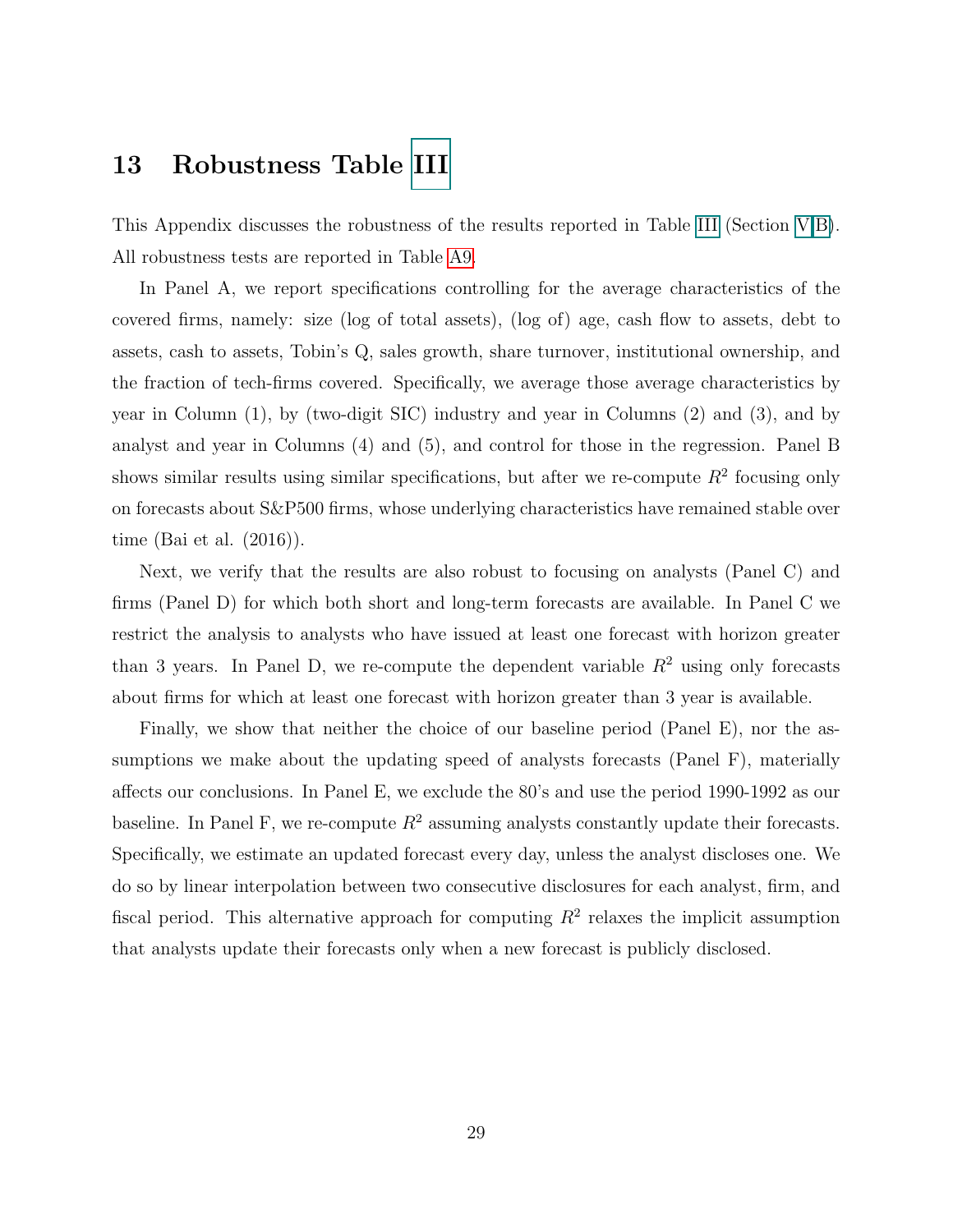# 13 Robustness Table III

This Appendix discusses the robustness of the results reported in Table III (Section V.B). All robustness tests are reported in Table A9.

In Panel A, we report specifications controlling for the average characteristics of the covered firms, namely: size (log of total assets), (log of) age, cash flow to assets, debt to assets, cash to assets, Tobin's Q, sales growth, share turnover, institutional ownership, and the fraction of tech-firms covered. Specifically, we average those average characteristics by year in Column (1), by (two-digit SIC) industry and year in Columns (2) and (3), and by analyst and year in Columns (4) and (5), and control for those in the regression. Panel B shows similar results using similar specifications, but after we re-compute $R^2$ focusing only on forecasts about S&P500 firms, whose underlying characteristics have remained stable over time (Bai et al. (2016)).

Next, we verify that the results are also robust to focusing on analysts (Panel C) and firms (Panel D) for which both short and long-term forecasts are available. In Panel C we restrict the analysis to analysts who have issued at least one forecast with horizon greater than 3 years. In Panel D, we re-compute the dependent variable $R^2$ using only forecasts about firms for which at least one forecast with horizon greater than 3 year is available.

Finally, we show that neither the choice of our baseline period (Panel E), nor the assumptions we make about the updating speed of analysts forecasts (Panel F), materially affects our conclusions. In Panel E, we exclude the 80's and use the period 1990-1992 as our baseline. In Panel F, we re-compute $R^2$ assuming analysts constantly update their forecasts. Specifically, we estimate an updated forecast every day, unless the analyst discloses one. We do so by linear interpolation between two consecutive disclosures for each analyst, firm, and fiscal period. This alternative approach for computing $R^2$ relaxes the implicit assumption that analysts update their forecasts only when a new forecast is publicly disclosed.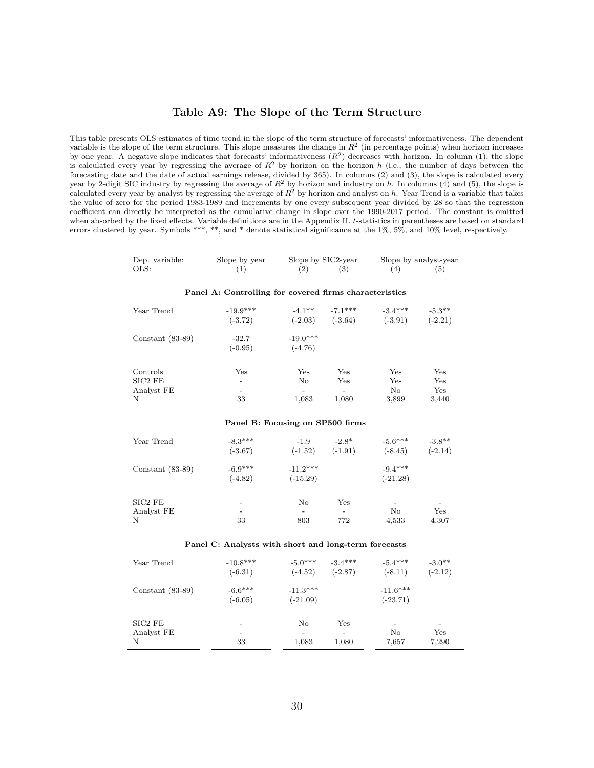## Table A9: The Slope of the Term Structure

This table presents OLS estimates of time trend in the slope of the term structure of forecasts' informativeness. The dependent variable is the slope of the term structure. This slope measures the change in $R^2$ (in percentage points) when horizon increases by one year. A negative slope indicates that forecasts' informativeness ($R^2$) decreases with horizon. In column (1), the slope is calculated every year by regressing the average of $R^2$ by horizon on the horizon $h$ (i.e., the number of days between the forecasting date and the date of actual earnings release, divided by 365). In columns (2) and (3), the slope is calculated every year by 2-digit SIC industry by regressing the average of $R^2$ by horizon and industry on $h$. In columns (4) and (5), the slope is calculated every year by analyst by regressing the average of $R^2$ by horizon and analyst on $h$. Year Trend is a variable that takes the value of zero for the period 1983-1989 and increments by one every subsequent year divided by 28 so that the regression coefficient can directly be interpreted as the cumulative change in slope over the 1990-2017 period. The constant is omitted when absorbed by the fixed effects. Variable definitions are in the Appendix II. $t$-statistics in parentheses are based on standard errors clustered by year. Symbols ***, **, and * denote statistical significance at the 1%, 5%, and 10% level, respectively.

| Dep. variable: | Slope by year | Slope by SIC2-year | | Slope by analyst-year | |
|---|---|---|---|---|---|
| OLS: | (1) | (2) | (3) | (4) | (5) |
| **Panel A: Controlling for covered firms characteristics** | | | | | |
| Year Trend | -19.9*** | -4.1** | -7.1*** | -3.4*** | -5.3** |
| | (-3.72) | (-2.03) | (-3.64) | (-3.91) | (-2.21) |
| Constant (83-89) | -32.7 | -19.0*** | | | |
| | (-0.95) | (-4.76) | | | |
| Controls | Yes | Yes | Yes | Yes | Yes |
| SIC2 FE | - | No | Yes | Yes | Yes |
| Analyst FE | - | - | - | No | Yes |
| N | 33 | 1,083 | 1,080 | 3,899 | 3,440 |
| **Panel B: Focusing on SP500 firms** | | | | | |
| Year Trend | -8.3*** | -1.9 | -2.8* | -5.6*** | -3.8** |
| | (-3.67) | (-1.52) | (-1.91) | (-8.45) | (-2.14) |
| Constant (83-89) | -6.9*** | -11.2*** | | -9.4*** | |
| | (-4.82) | (-15.29) | | (-21.28) | |
| SIC2 FE | - | No | Yes | - | - |
| Analyst FE | - | - | - | No | Yes |
| N | 33 | 803 | 772 | 4,533 | 4,307 |
| **Panel C: Analysts with short and long-term forecasts** | | | | | |
| Year Trend | -10.8*** | -5.0*** | -3.4*** | -5.4*** | -3.0** |
| | (-6.31) | (-4.52) | (-2.87) | (-8.11) | (-2.12) |
| Constant (83-89) | -6.6*** | -11.3*** | | -11.6*** | |
| | (-6.05) | (-21.09) | | (-23.71) | |
| SIC2 FE | - | No | Yes | - | - |
| Analyst FE | - | - | - | No | Yes |
| N | 33 | 1,083 | 1,080 | 7,657 | 7,290 |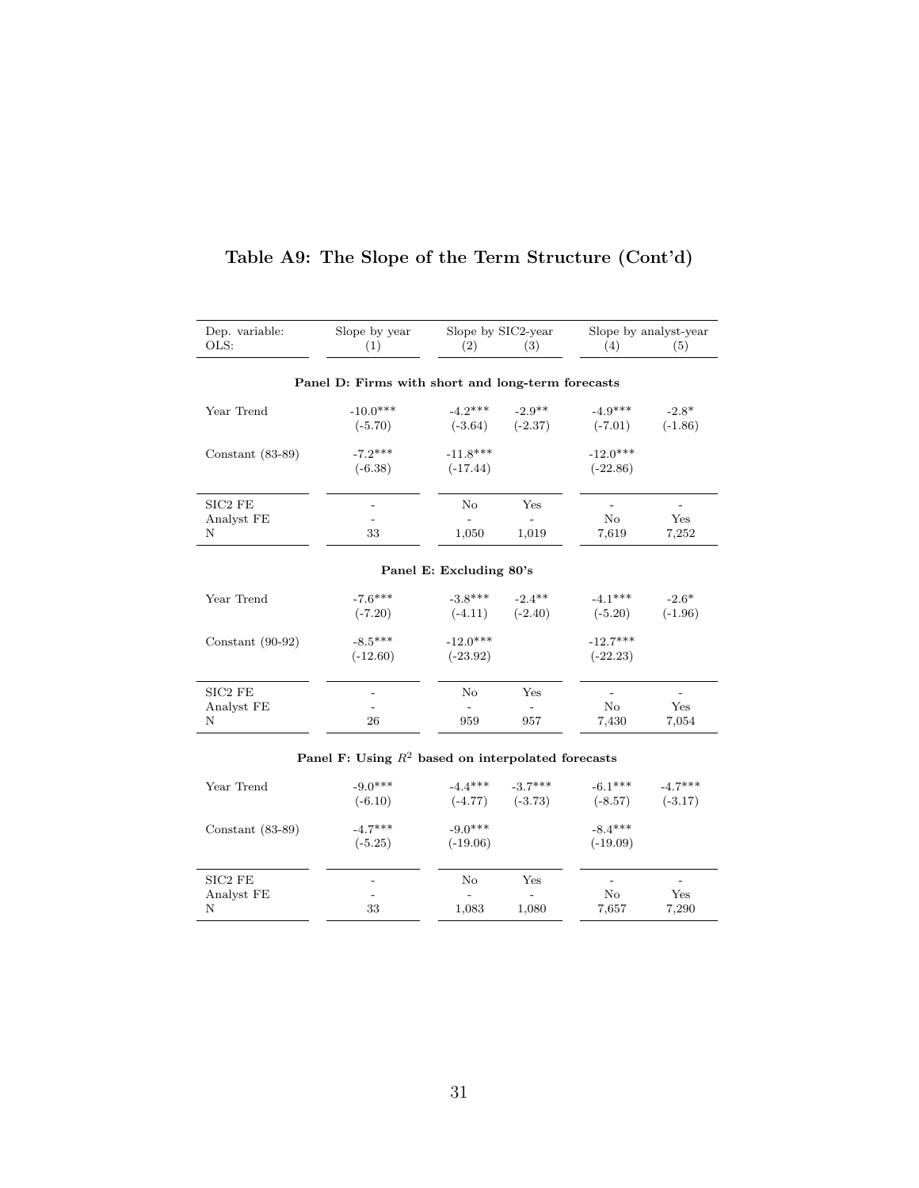# Table A9: The Slope of the Term Structure (Cont'd)

| Dep. variable: | Slope by year | Slope by SIC2-year | | Slope by analyst-year | |
|---|---|---|---|---|---|
| OLS: | (1) | (2) | (3) | (4) | (5) |
| **Panel D: Firms with short and long-term forecasts** | | | | | |
| Year Trend | -10.0*** | -4.2*** | -2.9** | -4.9*** | -2.8* |
| | (-5.70) | (-3.64) | (-2.37) | (-7.01) | (-1.86) |
| Constant (83-89) | -7.2*** | -11.8*** | | -12.0*** | |
| | (-6.38) | (-17.44) | | (-22.86) | |
| SIC2 FE | - | No | Yes | - | - |
| Analyst FE | - | - | - | No | Yes |
| N | 33 | 1,050 | 1,019 | 7,619 | 7,252 |
| **Panel E: Excluding 80's** | | | | | |
| Year Trend | -7.6*** | -3.8*** | -2.4** | -4.1*** | -2.6* |
| | (-7.20) | (-4.11) | (-2.40) | (-5.20) | (-1.96) |
| Constant (90-92) | -8.5*** | -12.0*** | | -12.7*** | |
| | (-12.60) | (-23.92) | | (-22.23) | |
| SIC2 FE | - | No | Yes | - | - |
| Analyst FE | - | - | - | No | Yes |
| N | 26 | 959 | 957 | 7,430 | 7,054 |
| **Panel F: Using $R^2$ based on interpolated forecasts** | | | | | |
| Year Trend | -9.0*** | -4.4*** | -3.7*** | -6.1*** | -4.7*** |
| | (-6.10) | (-4.77) | (-3.73) | (-8.57) | (-3.17) |
| Constant (83-89) | -4.7*** | -9.0*** | | -8.4*** | |
| | (-5.25) | (-19.06) | | (-19.09) | |
| SIC2 FE | - | No | Yes | - | - |
| Analyst FE | - | - | - | No | Yes |
| N | 33 | 1,083 | 1,080 | 7,657 | 7,290 |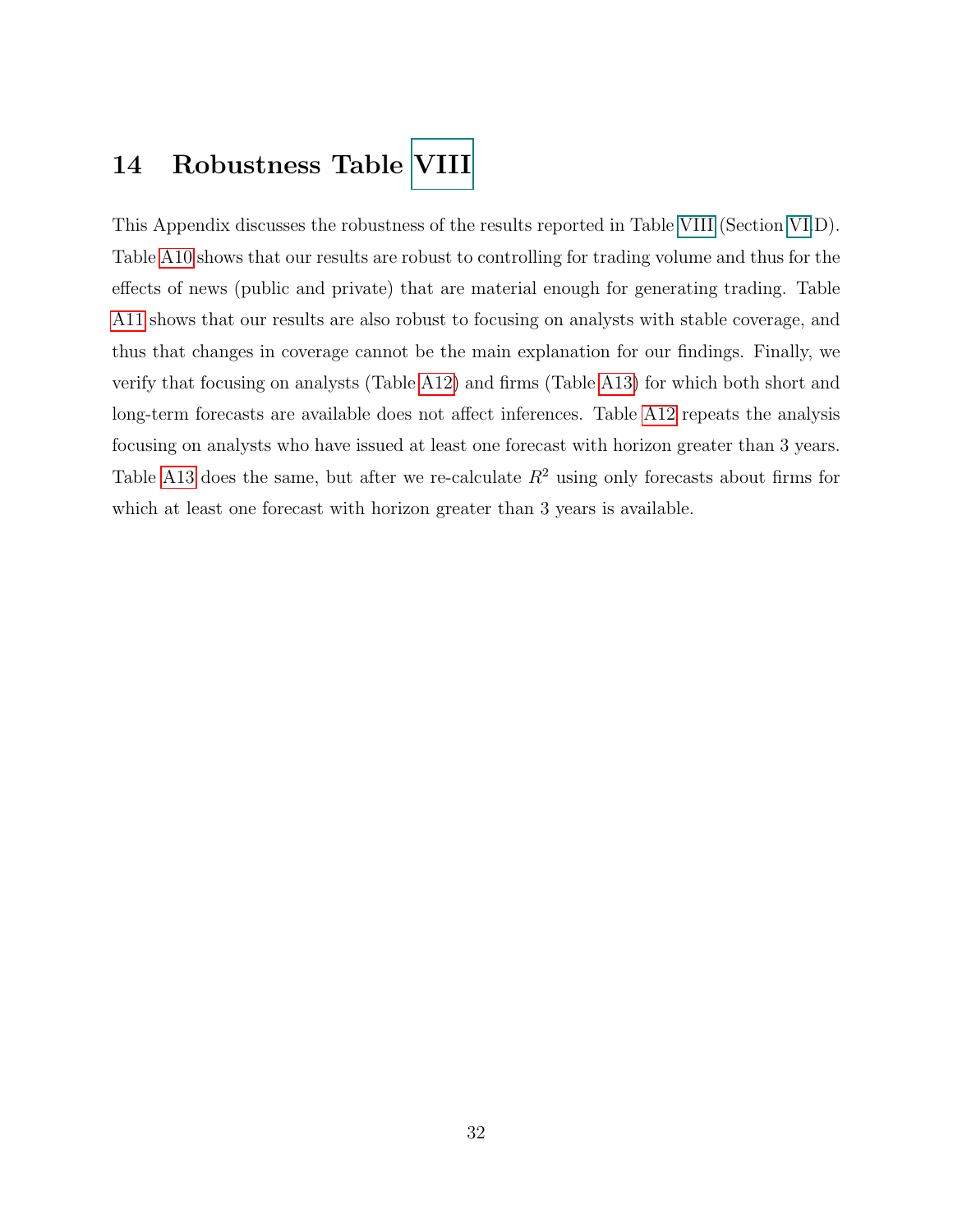# 14 Robustness Table VIII

This Appendix discusses the robustness of the results reported in Table VIII (Section VI.D). Table A10 shows that our results are robust to controlling for trading volume and thus for the effects of news (public and private) that are material enough for generating trading. Table A11 shows that our results are also robust to focusing on analysts with stable coverage, and thus that changes in coverage cannot be the main explanation for our findings. Finally, we verify that focusing on analysts (Table A12) and firms (Table A13) for which both short and long-term forecasts are available does not affect inferences. Table A12 repeats the analysis focusing on analysts who have issued at least one forecast with horizon greater than 3 years. Table A13 does the same, but after we re-calculate $R^2$ using only forecasts about firms for which at least one forecast with horizon greater than 3 years is available.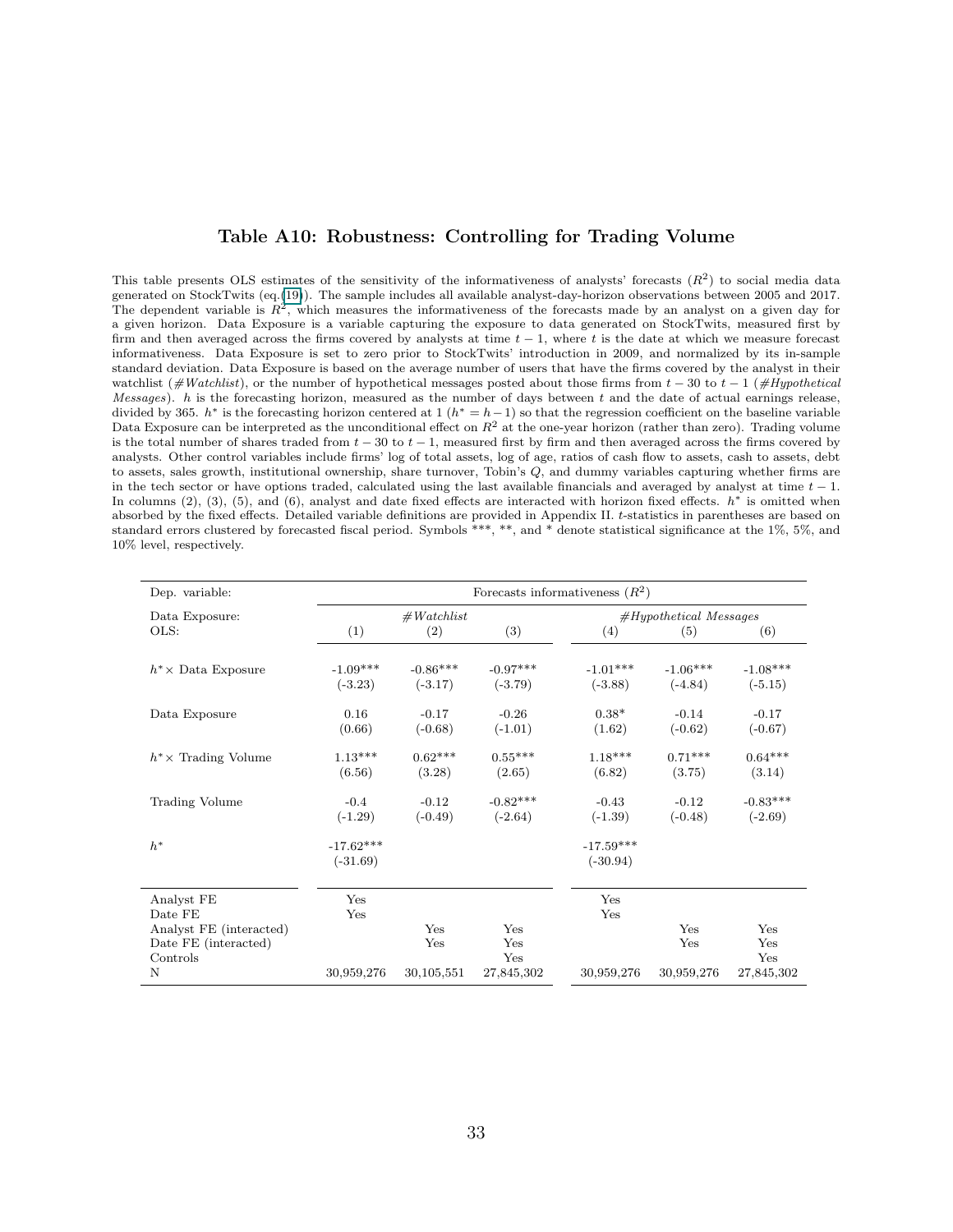# Table A10: Robustness: Controlling for Trading Volume

This table presents OLS estimates of the sensitivity of the informativeness of analysts' forecasts ($R^2$) to social media data generated on StockTwits (eq.(19)). The sample includes all available analyst-day-horizon observations between 2005 and 2017. The dependent variable is $R^2$, which measures the informativeness of the forecasts made by an analyst on a given day for a given horizon. Data Exposure is a variable capturing the exposure to data generated on StockTwits, measured first by firm and then averaged across the firms covered by analysts at time $t-1$, where $t$ is the date at which we measure forecast informativeness. Data Exposure is set to zero prior to StockTwits' introduction in 2009, and normalized by its in-sample standard deviation. Data Exposure is based on the average number of users that have the firms covered by the analyst in their watchlist (*#Watchlist*), or the number of hypothetical messages posted about those firms from $t-30$ to $t-1$ (*#Hypothetical Messages*). $h$ is the forecasting horizon, measured as the number of days between $t$ and the date of actual earnings release, divided by 365. $h^*$ is the forecasting horizon centered at 1 ($h^* = h-1$) so that the regression coefficient on the baseline variable Data Exposure can be interpreted as the unconditional effect on $R^2$ at the one-year horizon (rather than zero). Trading volume is the total number of shares traded from $t-30$ to $t-1$, measured first by firm and then averaged across the firms covered by analysts. Other control variables include firms' log of total assets, log of age, ratios of cash flow to assets, cash to assets, debt to assets, sales growth, institutional ownership, share turnover, Tobin's $Q$, and dummy variables capturing whether firms are in the tech sector or have options traded, calculated using the last available financials and averaged by analyst at time $t-1$. In columns (2), (3), (5), and (6), analyst and date fixed effects are interacted with horizon fixed effects. $h^*$ is omitted when absorbed by the fixed effects. Detailed variable definitions are provided in Appendix II. $t$-statistics in parentheses are based on standard errors clustered by forecasted fiscal period. Symbols ***, **, and * denote statistical significance at the 1%, 5%, and 10% level, respectively.

| Dep. variable: | Forecasts informativeness ($R^2$) | | | | | |
|---|---|---|---|---|---|---|
| Data Exposure: | *#Watchlist* | | | *#Hypothetical Messages* | | |
| OLS: | (1) | (2) | (3) | (4) | (5) | (6) |
| $h^* \times$ Data Exposure | -1.09*** | -0.86*** | -0.97*** | -1.01*** | -1.06*** | -1.08*** |
| | (-3.23) | (-3.17) | (-3.79) | (-3.88) | (-4.84) | (-5.15) |
| Data Exposure | 0.16 | -0.17 | -0.26 | 0.38* | -0.14 | -0.17 |
| | (0.66) | (-0.68) | (-1.01) | (1.62) | (-0.62) | (-0.67) |
| $h^* \times$ Trading Volume | 1.13*** | 0.62*** | 0.55*** | 1.18*** | 0.71*** | 0.64*** |
| | (6.56) | (3.28) | (2.65) | (6.82) | (3.75) | (3.14) |
| Trading Volume | -0.4 | -0.12 | -0.82*** | -0.43 | -0.12 | -0.83*** |
| | (-1.29) | (-0.49) | (-2.64) | (-1.39) | (-0.48) | (-2.69) |
| $h^*$ | -17.62*** | | | -17.59*** | | |
| | (-31.69) | | | (-30.94) | | |
| Analyst FE | Yes | | | Yes | | |
| Date FE | Yes | | | Yes | | |
| Analyst FE (interacted) | | Yes | Yes | | Yes | Yes |
| Date FE (interacted) | | Yes | Yes | | Yes | Yes |
| Controls | | | Yes | | | Yes |
| N | 30,959,276 | 30,105,551 | 27,845,302 | 30,959,276 | 30,959,276 | 27,845,302 |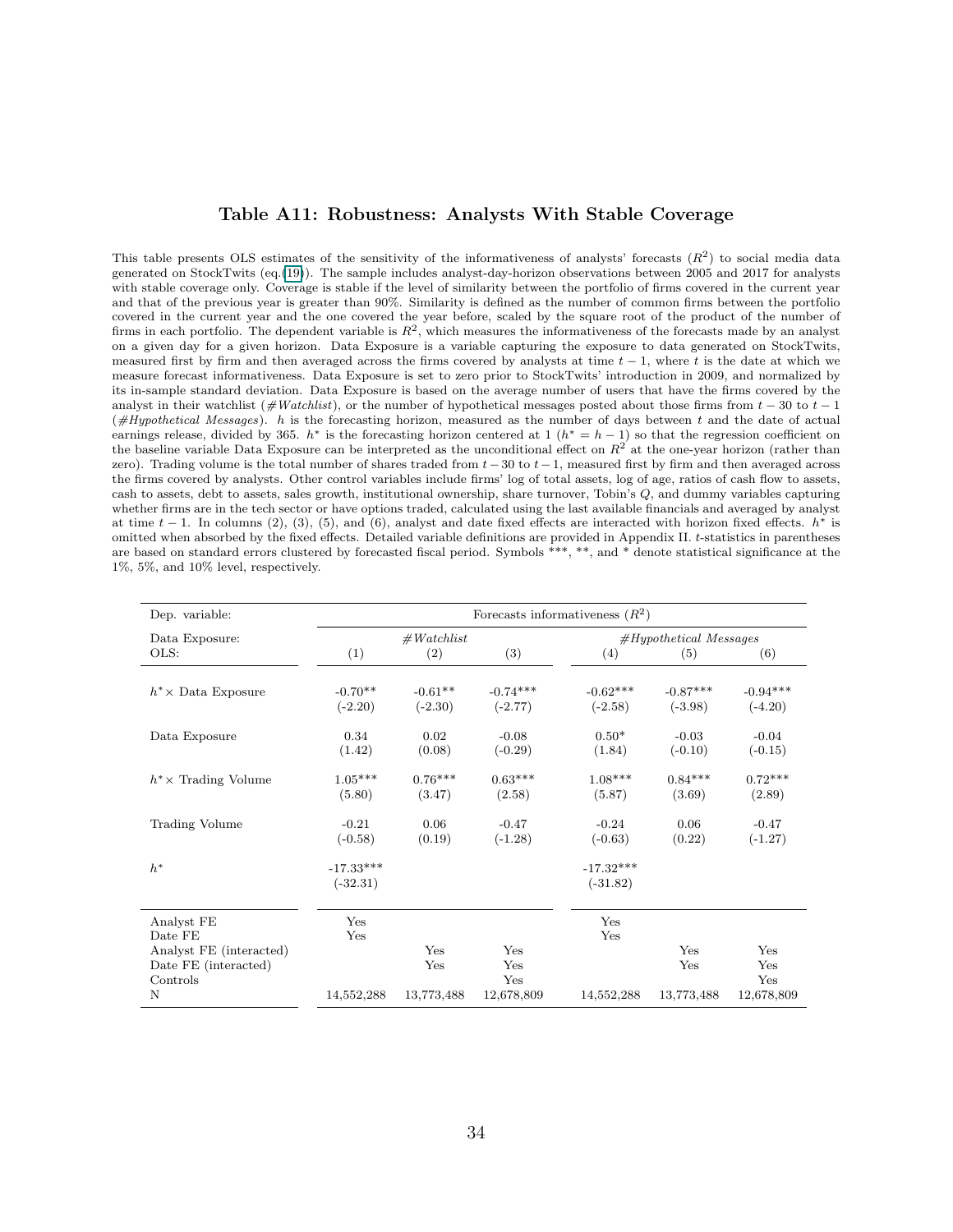# Table A11: Robustness: Analysts With Stable Coverage

This table presents OLS estimates of the sensitivity of the informativeness of analysts' forecasts ($R^2$) to social media data generated on StockTwits (eq.(19)). The sample includes analyst-day-horizon observations between 2005 and 2017 for analysts with stable coverage only. Coverage is stable if the level of similarity between the portfolio of firms covered in the current year and that of the previous year is greater than 90%. Similarity is defined as the number of common firms between the portfolio covered in the current year and the one covered the year before, scaled by the square root of the product of the number of firms in each portfolio. The dependent variable is $R^2$, which measures the informativeness of the forecasts made by an analyst on a given day for a given horizon. Data Exposure is a variable capturing the exposure to data generated on StockTwits, measured first by firm and then averaged across the firms covered by analysts at time $t-1$, where $t$ is the date at which we measure forecast informativeness. Data Exposure is set to zero prior to StockTwits' introduction in 2009, and normalized by its in-sample standard deviation. Data Exposure is based on the average number of users that have the firms covered by the analyst in their watchlist (*#Watchlist*), or the number of hypothetical messages posted about those firms from $t-30$ to $t-1$ (*#Hypothetical Messages*). $h$ is the forecasting horizon, measured as the number of days between $t$ and the date of actual earnings release, divided by 365. $h^*$ is the forecasting horizon centered at 1 ($h^* = h - 1$) so that the regression coefficient on the baseline variable Data Exposure can be interpreted as the unconditional effect on $R^2$ at the one-year horizon (rather than zero). Trading volume is the total number of shares traded from $t-30$ to $t-1$, measured first by firm and then averaged across the firms covered by analysts. Other control variables include firms' log of total assets, log of age, ratios of cash flow to assets, cash to assets, debt to assets, sales growth, institutional ownership, share turnover, Tobin's $Q$, and dummy variables capturing whether firms are in the tech sector or have options traded, calculated using the last available financials and averaged by analyst at time $t-1$. In columns (2), (3), (5), and (6), analyst and date fixed effects are interacted with horizon fixed effects. $h^*$ is omitted when absorbed by the fixed effects. Detailed variable definitions are provided in Appendix II. $t$-statistics in parentheses are based on standard errors clustered by forecasted fiscal period. Symbols ***, **, and * denote statistical significance at the 1%, 5%, and 10% level, respectively.

| Dep. variable: | Forecasts informativeness ($R^2$) | | | | | |
|---|---|---|---|---|---|---|
| Data Exposure: | | *#Watchlist* | | | *#Hypothetical Messages* | |
| OLS: | (1) | (2) | (3) | (4) | (5) | (6) |
| $h^* \times$ Data Exposure | -0.70** | -0.61** | -0.74*** | -0.62*** | -0.87*** | -0.94*** |
| | (-2.20) | (-2.30) | (-2.77) | (-2.58) | (-3.98) | (-4.20) |
| Data Exposure | 0.34 | 0.02 | -0.08 | 0.50* | -0.03 | -0.04 |
| | (1.42) | (0.08) | (-0.29) | (1.84) | (-0.10) | (-0.15) |
| $h^* \times$ Trading Volume | 1.05*** | 0.76*** | 0.63*** | 1.08*** | 0.84*** | 0.72*** |
| | (5.80) | (3.47) | (2.58) | (5.87) | (3.69) | (2.89) |
| Trading Volume | -0.21 | 0.06 | -0.47 | -0.24 | 0.06 | -0.47 |
| | (-0.58) | (0.19) | (-1.28) | (-0.63) | (0.22) | (-1.27) |
| $h^*$ | -17.33*** | | | -17.32*** | | |
| | (-32.31) | | | (-31.82) | | |
| Analyst FE | Yes | | | Yes | | |
| Date FE | Yes | | | Yes | | |
| Analyst FE (interacted) | | Yes | Yes | | Yes | Yes |
| Date FE (interacted) | | Yes | Yes | | Yes | Yes |
| Controls | | | Yes | | | Yes |
| N | 14,552,288 | 13,773,488 | 12,678,809 | 14,552,288 | 13,773,488 | 12,678,809 |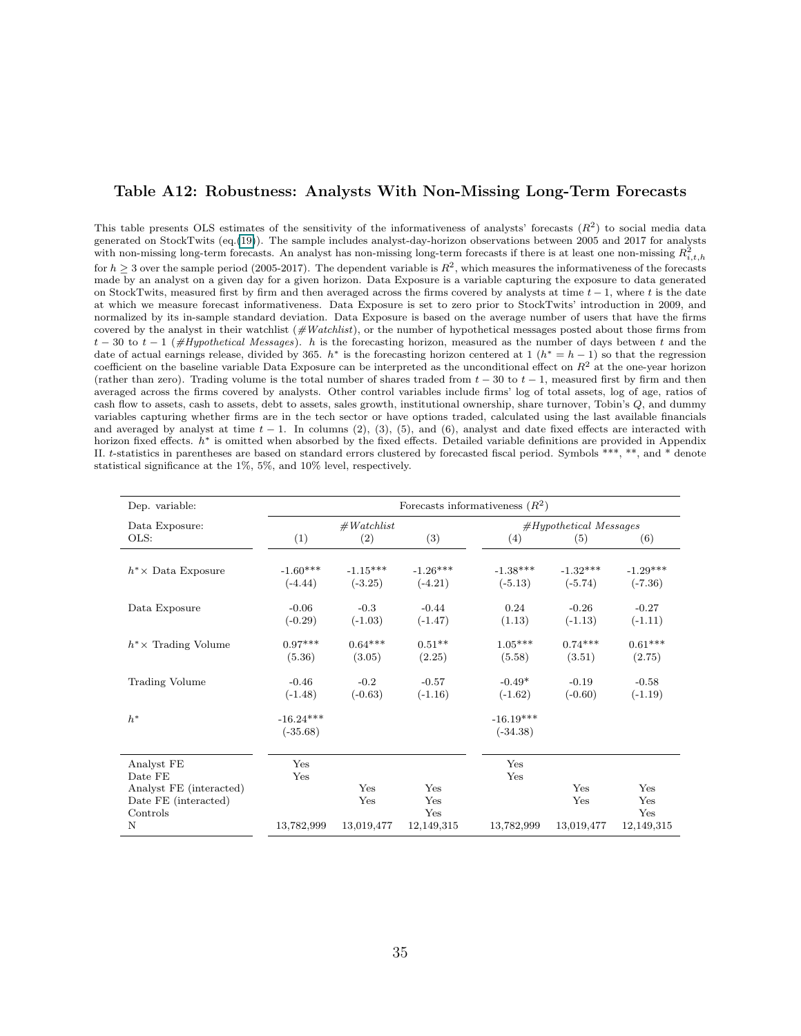### Table A12: Robustness: Analysts With Non-Missing Long-Term Forecasts

This table presents OLS estimates of the sensitivity of the informativeness of analysts' forecasts ($R^2$) to social media data generated on StockTwits (eq.(19)). The sample includes analyst-day-horizon observations between 2005 and 2017 for analysts with non-missing long-term forecasts. An analyst has non-missing long-term forecasts if there is at least one non-missing $R^2_{i,t,h}$ for $h \geq 3$ over the sample period (2005-2017). The dependent variable is $R^2$, which measures the informativeness of the forecasts made by an analyst on a given day for a given horizon. Data Exposure is a variable capturing the exposure to data generated on StockTwits, measured first by firm and then averaged across the firms covered by analysts at time $t-1$, where $t$ is the date at which we measure forecast informativeness. Data Exposure is set to zero prior to StockTwits' introduction in 2009, and normalized by its in-sample standard deviation. Data Exposure is based on the average number of users that have the firms covered by the analyst in their watchlist (*#Watchlist*), or the number of hypothetical messages posted about those firms from $t-30$ to $t-1$ (*#Hypothetical Messages*). $h$ is the forecasting horizon, measured as the number of days between $t$ and the date of actual earnings release, divided by 365. $h^*$ is the forecasting horizon centered at 1 ($h^* = h - 1$) so that the regression coefficient on the baseline variable Data Exposure can be interpreted as the unconditional effect on $R^2$ at the one-year horizon (rather than zero). Trading volume is the total number of shares traded from $t-30$ to $t-1$, measured first by firm and then averaged across the firms covered by analysts. Other control variables include firms' log of total assets, log of age, ratios of cash flow to assets, cash to assets, debt to assets, sales growth, institutional ownership, share turnover, Tobin's $Q$, and dummy variables capturing whether firms are in the tech sector or have options traded, calculated using the last available financials and averaged by analyst at time $t-1$. In columns (2), (3), (5), and (6), analyst and date fixed effects are interacted with horizon fixed effects. $h^*$ is omitted when absorbed by the fixed effects. Detailed variable definitions are provided in Appendix II. $t$-statistics in parentheses are based on standard errors clustered by forecasted fiscal period. Symbols ***, **, and * denote statistical significance at the 1%, 5%, and 10% level, respectively.

| Dep. variable: | Forecasts informativeness ($R^2$) | | | | | |
|---|---|---|---|---|---|---|
| Data Exposure: | *#Watchlist* | | | *#Hypothetical Messages* | | |
| OLS: | (1) | (2) | (3) | (4) | (5) | (6) |
| $h^* \times$ Data Exposure | -1.60*** | -1.15*** | -1.26*** | -1.38*** | -1.32*** | -1.29*** |
| | (-4.44) | (-3.25) | (-4.21) | (-5.13) | (-5.74) | (-7.36) |
| Data Exposure | -0.06 | -0.3 | -0.44 | 0.24 | -0.26 | -0.27 |
| | (-0.29) | (-1.03) | (-1.47) | (1.13) | (-1.13) | (-1.11) |
| $h^* \times$ Trading Volume | 0.97*** | 0.64*** | 0.51** | 1.05*** | 0.74*** | 0.61*** |
| | (5.36) | (3.05) | (2.25) | (5.58) | (3.51) | (2.75) |
| Trading Volume | -0.46 | -0.2 | -0.57 | -0.49* | -0.19 | -0.58 |
| | (-1.48) | (-0.63) | (-1.16) | (-1.62) | (-0.60) | (-1.19) |
| $h^*$ | -16.24*** | | | -16.19*** | | |
| | (-35.68) | | | (-34.38) | | |
| Analyst FE | Yes | | | Yes | | |
| Date FE | Yes | | | Yes | | |
| Analyst FE (interacted) | | Yes | Yes | | Yes | Yes |
| Date FE (interacted) | | Yes | Yes | | Yes | Yes |
| Controls | | | Yes | | | Yes |
| N | 13,782,999 | 13,019,477 | 12,149,315 | 13,782,999 | 13,019,477 | 12,149,315 |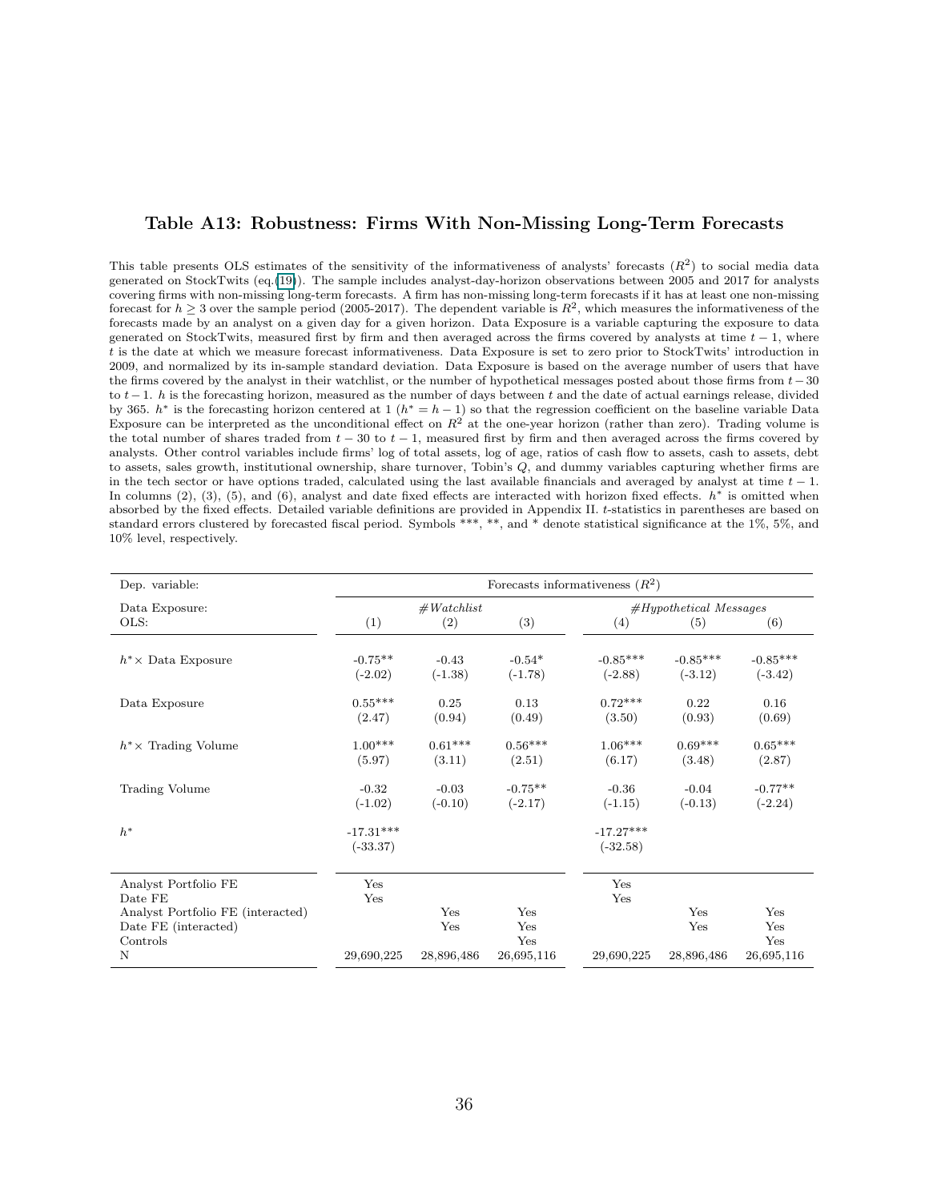## Table A13: Robustness: Firms With Non-Missing Long-Term Forecasts

This table presents OLS estimates of the sensitivity of the informativeness of analysts' forecasts ($R^2$) to social media data generated on StockTwits (eq.(19)). The sample includes analyst-day-horizon observations between 2005 and 2017 for analysts covering firms with non-missing long-term forecasts. A firm has non-missing long-term forecasts if it has at least one non-missing forecast for $h \geq 3$ over the sample period (2005-2017). The dependent variable is $R^2$, which measures the informativeness of the forecasts made by an analyst on a given day for a given horizon. Data Exposure is a variable capturing the exposure to data generated on StockTwits, measured first by firm and then averaged across the firms covered by analysts at time $t-1$, where $t$ is the date at which we measure forecast informativeness. Data Exposure is set to zero prior to StockTwits' introduction in 2009, and normalized by its in-sample standard deviation. Data Exposure is based on the average number of users that have the firms covered by the analyst in their watchlist, or the number of hypothetical messages posted about those firms from $t-30$ to $t-1$. $h$ is the forecasting horizon, measured as the number of days between $t$ and the date of actual earnings release, divided by 365. $h^*$ is the forecasting horizon centered at 1 ($h^* = h - 1$) so that the regression coefficient on the baseline variable Data Exposure can be interpreted as the unconditional effect on $R^2$ at the one-year horizon (rather than zero). Trading volume is the total number of shares traded from $t-30$ to $t-1$, measured first by firm and then averaged across the firms covered by analysts. Other control variables include firms' log of total assets, log of age, ratios of cash flow to assets, cash to assets, debt to assets, sales growth, institutional ownership, share turnover, Tobin's $Q$, and dummy variables capturing whether firms are in the tech sector or have options traded, calculated using the last available financials and averaged by analyst at time $t-1$. In columns (2), (3), (5), and (6), analyst and date fixed effects are interacted with horizon fixed effects. $h^*$ is omitted when absorbed by the fixed effects. Detailed variable definitions are provided in Appendix II. $t$-statistics in parentheses are based on standard errors clustered by forecasted fiscal period. Symbols \*\*\*, \*\*, and \* denote statistical significance at the 1%, 5%, and 10% level, respectively.

| Dep. variable: | Forecasts informativeness ($R^2$) | | | | | |
|---|---|---|---|---|---|---|
| Data Exposure: | | *#Watchlist* | | | *#Hypothetical Messages* | |
| OLS: | (1) | (2) | (3) | (4) | (5) | (6) |
| $h^* \times$ Data Exposure | -0.75** | -0.43 | -0.54* | -0.85*** | -0.85*** | -0.85*** |
| | (-2.02) | (-1.38) | (-1.78) | (-2.88) | (-3.12) | (-3.42) |
| Data Exposure | 0.55*** | 0.25 | 0.13 | 0.72*** | 0.22 | 0.16 |
| | (2.47) | (0.94) | (0.49) | (3.50) | (0.93) | (0.69) |
| $h^* \times$ Trading Volume | 1.00*** | 0.61*** | 0.56*** | 1.06*** | 0.69*** | 0.65*** |
| | (5.97) | (3.11) | (2.51) | (6.17) | (3.48) | (2.87) |
| Trading Volume | -0.32 | -0.03 | -0.75** | -0.36 | -0.04 | -0.77** |
| | (-1.02) | (-0.10) | (-2.17) | (-1.15) | (-0.13) | (-2.24) |
| $h^*$ | -17.31*** | | | -17.27*** | | |
| | (-33.37) | | | (-32.58) | | |
| Analyst Portfolio FE | Yes | | | Yes | | |
| Date FE | Yes | | | Yes | | |
| Analyst Portfolio FE (interacted) | | Yes | Yes | | Yes | Yes |
| Date FE (interacted) | | Yes | Yes | | Yes | Yes |
| Controls | | | Yes | | | Yes |
| N | 29,690,225 | 28,896,486 | 26,695,116 | 29,690,225 | 28,896,486 | 26,695,116 |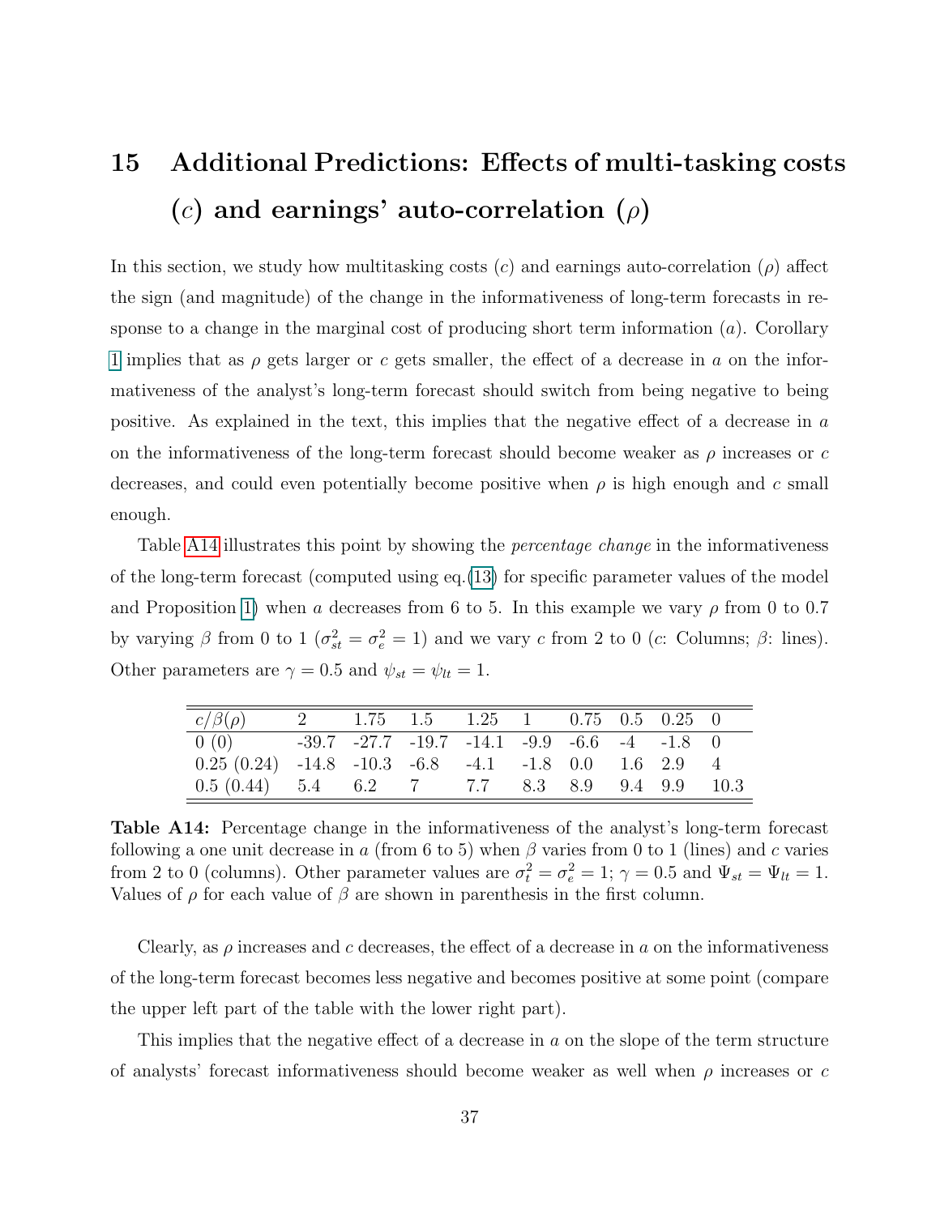# 15 Additional Predictions: Effects of multi-tasking costs ($c$) and earnings' auto-correlation ($\rho$)

In this section, we study how multitasking costs ($c$) and earnings auto-correlation ($\rho$) affect the sign (and magnitude) of the change in the informativeness of long-term forecasts in response to a change in the marginal cost of producing short term information ($a$). Corollary 1 implies that as $\rho$ gets larger or $c$ gets smaller, the effect of a decrease in $a$ on the informativeness of the analyst's long-term forecast should switch from being negative to being positive. As explained in the text, this implies that the negative effect of a decrease in $a$ on the informativeness of the long-term forecast should become weaker as $\rho$ increases or $c$ decreases, and could even potentially become positive when $\rho$ is high enough and $c$ small enough.

Table A14 illustrates this point by showing the *percentage change* in the informativeness of the long-term forecast (computed using eq.(13) for specific parameter values of the model and Proposition 1) when $a$ decreases from 6 to 5. In this example we vary $\rho$ from 0 to 0.7 by varying $\beta$ from 0 to 1 ($\sigma^2_{st} = \sigma^2_e = 1$) and we vary $c$ from 2 to 0 ($c$: Columns; $\beta$: lines). Other parameters are $\gamma = 0.5$ and $\psi_{st} = \psi_{lt} = 1$.

| $c/\beta(\rho)$ | 2 | 1.75 | 1.5 | 1.25 | 1 | 0.75 | 0.5 | 0.25 | 0 |
|---|---|---|---|---|---|---|---|---|---|
| 0 (0) | -39.7 | -27.7 | -19.7 | -14.1 | -9.9 | -6.6 | -4 | -1.8 | 0 |
| 0.25 (0.24) | -14.8 | -10.3 | -6.8 | -4.1 | -1.8 | 0.0 | 1.6 | 2.9 | 4 |
| 0.5 (0.44) | 5.4 | 6.2 | 7 | 7.7 | 8.3 | 8.9 | 9.4 | 9.9 | 10.3 |

**Table A14:** Percentage change in the informativeness of the analyst's long-term forecast following a one unit decrease in $a$ (from 6 to 5) when $\beta$ varies from 0 to 1 (lines) and $c$ varies from 2 to 0 (columns). Other parameter values are $\sigma^2_t = \sigma^2_e = 1$; $\gamma = 0.5$ and $\Psi_{st} = \Psi_{lt} = 1$. Values of $\rho$ for each value of $\beta$ are shown in parenthesis in the first column.

Clearly, as $\rho$ increases and $c$ decreases, the effect of a decrease in $a$ on the informativeness of the long-term forecast becomes less negative and becomes positive at some point (compare the upper left part of the table with the lower right part).

This implies that the negative effect of a decrease in $a$ on the slope of the term structure of analysts' forecast informativeness should become weaker as well when $\rho$ increases or $c$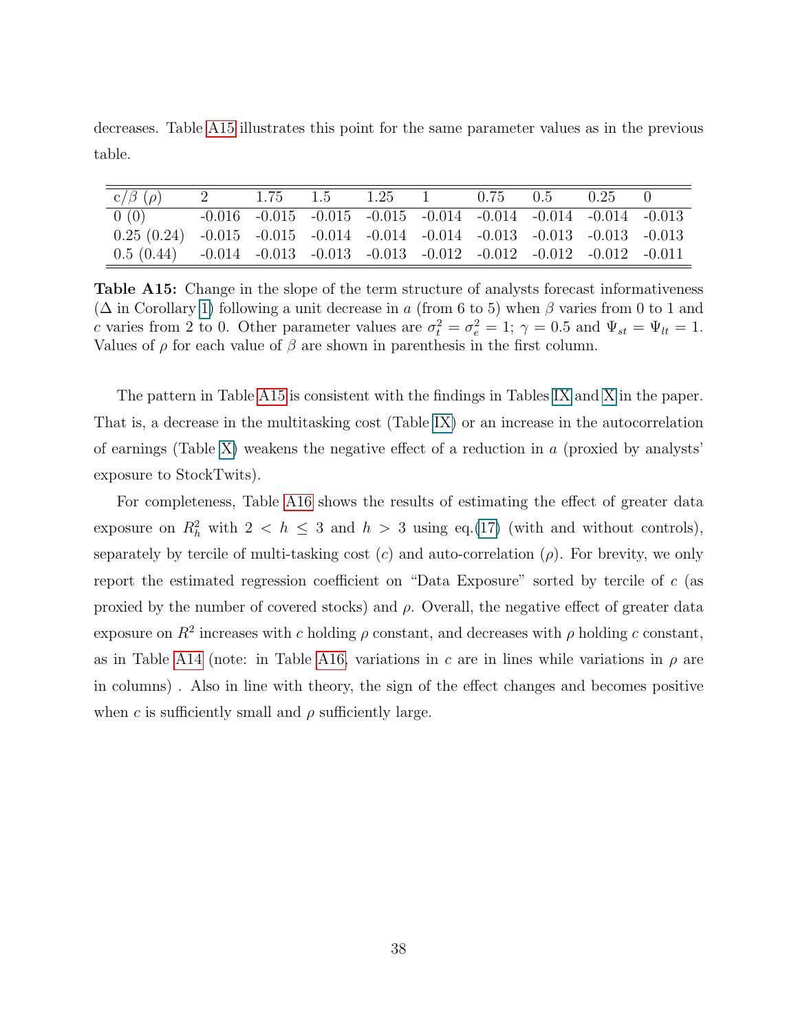decreases. Table A15 illustrates this point for the same parameter values as in the previous table.

| c/β (ρ) | 2 | 1.75 | 1.5 | 1.25 | 1 | 0.75 | 0.5 | 0.25 | 0 |
|---|---|---|---|---|---|---|---|---|---|
| 0 (0) | -0.016 | -0.015 | -0.015 | -0.015 | -0.014 | -0.014 | -0.014 | -0.014 | -0.013 |
| 0.25 (0.24) | -0.015 | -0.015 | -0.014 | -0.014 | -0.014 | -0.013 | -0.013 | -0.013 | -0.013 |
| 0.5 (0.44) | -0.014 | -0.013 | -0.013 | -0.013 | -0.012 | -0.012 | -0.012 | -0.012 | -0.011 |

**Table A15:** Change in the slope of the term structure of analysts forecast informativeness ($\Delta$ in Corollary 1) following a unit decrease in $a$ (from 6 to 5) when $\beta$ varies from 0 to 1 and $c$ varies from 2 to 0. Other parameter values are $\sigma_t^2 = \sigma_e^2 = 1$; $\gamma = 0.5$ and $\Psi_{st} = \Psi_{lt} = 1$. Values of $\rho$ for each value of $\beta$ are shown in parenthesis in the first column.

The pattern in Table A15 is consistent with the findings in Tables IX and X in the paper. That is, a decrease in the multitasking cost (Table IX) or an increase in the autocorrelation of earnings (Table X) weakens the negative effect of a reduction in $a$ (proxied by analysts' exposure to StockTwits).

For completeness, Table A16 shows the results of estimating the effect of greater data exposure on $R_h^2$ with $2 < h \leq 3$ and $h > 3$ using eq.(17) (with and without controls), separately by tercile of multi-tasking cost ($c$) and auto-correlation ($\rho$). For brevity, we only report the estimated regression coefficient on "Data Exposure" sorted by tercile of $c$ (as proxied by the number of covered stocks) and $\rho$. Overall, the negative effect of greater data exposure on $R^2$ increases with $c$ holding $\rho$ constant, and decreases with $\rho$ holding $c$ constant, as in Table A14 (note: in Table A16, variations in $c$ are in lines while variations in $\rho$ are in columns) . Also in line with theory, the sign of the effect changes and becomes positive when $c$ is sufficiently small and $\rho$ sufficiently large.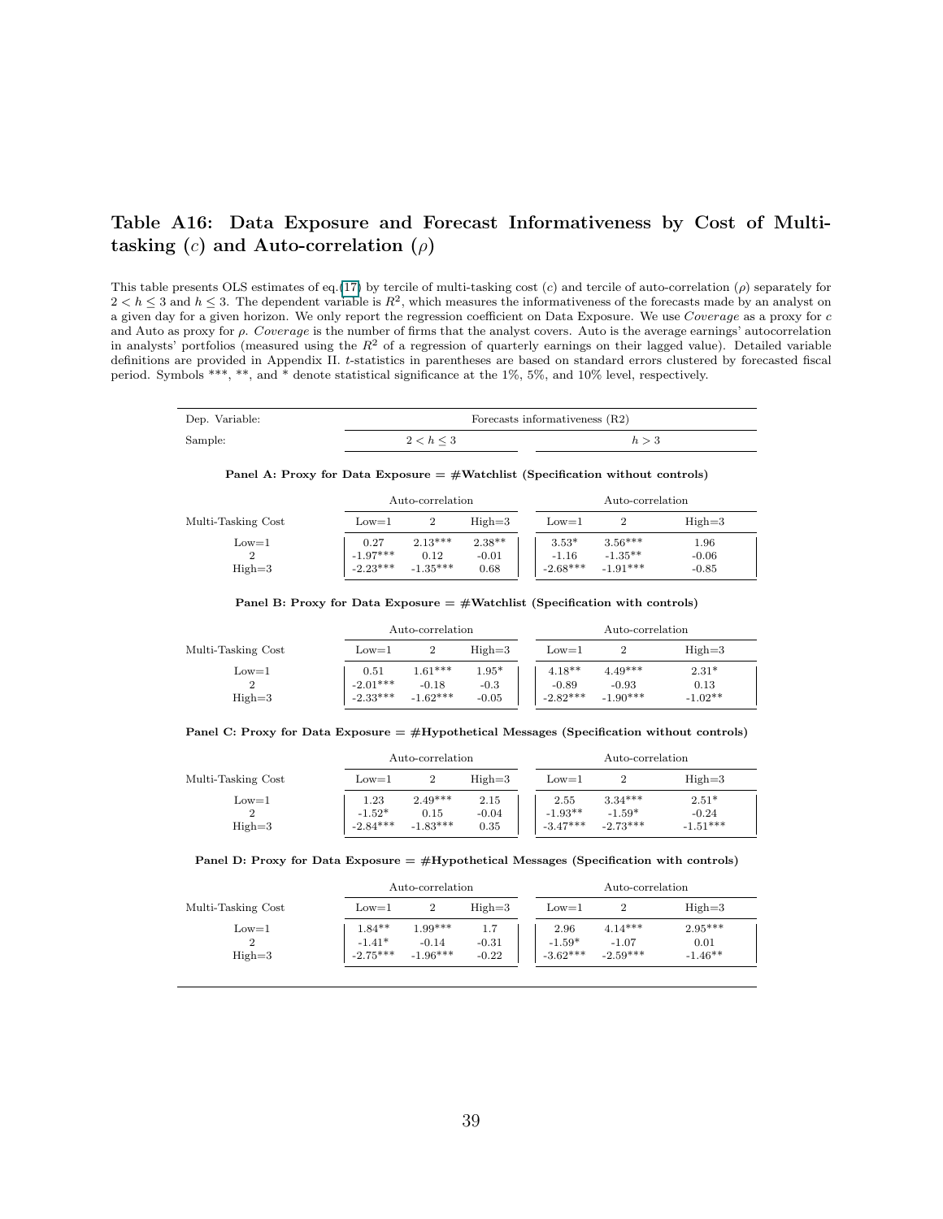## Table A16: Data Exposure and Forecast Informativeness by Cost of Multi-tasking ($c$) and Auto-correlation ($\rho$)

This table presents OLS estimates of eq.(17) by tercile of multi-tasking cost ($c$) and tercile of auto-correlation ($\rho$) separately for $2 < h \leq 3$ and $h \leq 3$. The dependent variable is $R^2$, which measures the informativeness of the forecasts made by an analyst on a given day for a given horizon. We only report the regression coefficient on Data Exposure. We use *Coverage* as a proxy for $c$ and Auto as proxy for $\rho$. *Coverage* is the number of firms that the analyst covers. Auto is the average earnings' autocorrelation in analysts' portfolios (measured using the $R^2$ of a regression of quarterly earnings on their lagged value). Detailed variable definitions are provided in Appendix II. $t$-statistics in parentheses are based on standard errors clustered by forecasted fiscal period. Symbols ***, **, and * denote statistical significance at the 1%, 5%, and 10% level, respectively.

| Dep. Variable: | Forecasts informativeness (R2) | | | | | |
|---|---|---|---|---|---|---|
| Sample: | $2 < h \leq 3$ | | | $h > 3$ | | |

**Panel A: Proxy for Data Exposure = #Watchlist (Specification without controls)**

| | Auto-correlation | | | Auto-correlation | | |
|---|---|---|---|---|---|---|
| Multi-Tasking Cost | Low=1 | 2 | High=3 | Low=1 | 2 | High=3 |
| Low=1 | 0.27 | 2.13*** | 2.38** | 3.53* | 3.56*** | 1.96 |
| 2 | -1.97*** | 0.12 | -0.01 | -1.16 | -1.35** | -0.06 |
| High=3 | -2.23*** | -1.35*** | 0.68 | -2.68*** | -1.91*** | -0.85 |

**Panel B: Proxy for Data Exposure = #Watchlist (Specification with controls)**

| | Auto-correlation | | | Auto-correlation | | |
|---|---|---|---|---|---|---|
| Multi-Tasking Cost | Low=1 | 2 | High=3 | Low=1 | 2 | High=3 |
| Low=1 | 0.51 | 1.61*** | 1.95* | 4.18** | 4.49*** | 2.31* |
| 2 | -2.01*** | -0.18 | -0.3 | -0.89 | -0.93 | 0.13 |
| High=3 | -2.33*** | -1.62*** | -0.05 | -2.82*** | -1.90*** | -1.02** |

**Panel C: Proxy for Data Exposure = #Hypothetical Messages (Specification without controls)**

| | Auto-correlation | | | Auto-correlation | | |
|---|---|---|---|---|---|---|
| Multi-Tasking Cost | Low=1 | 2 | High=3 | Low=1 | 2 | High=3 |
| Low=1 | 1.23 | 2.49*** | 2.15 | 2.55 | 3.34*** | 2.51* |
| 2 | -1.52* | 0.15 | -0.04 | -1.93** | -1.59* | -0.24 |
| High=3 | -2.84*** | -1.83*** | 0.35 | -3.47*** | -2.73*** | -1.51*** |

**Panel D: Proxy for Data Exposure = #Hypothetical Messages (Specification with controls)**

| | Auto-correlation | | | Auto-correlation | | |
|---|---|---|---|---|---|---|
| Multi-Tasking Cost | Low=1 | 2 | High=3 | Low=1 | 2 | High=3 |
| Low=1 | 1.84** | 1.99*** | 1.7 | 2.96 | 4.14*** | 2.95*** |
| 2 | -1.41* | -0.14 | -0.31 | -1.59* | -1.07 | 0.01 |
| High=3 | -2.75*** | -1.96*** | -0.22 | -3.62*** | -2.59*** | -1.46** |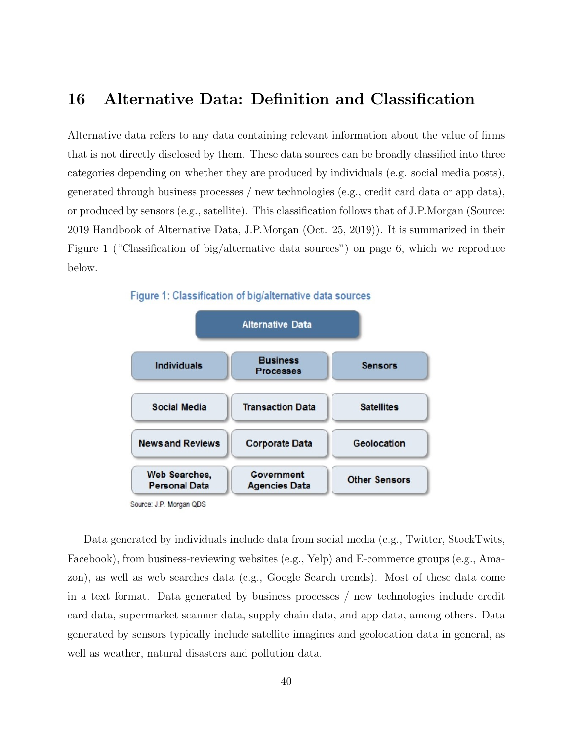## 16 Alternative Data: Definition and Classification

Alternative data refers to any data containing relevant information about the value of firms that is not directly disclosed by them. These data sources can be broadly classified into three categories depending on whether they are produced by individuals (e.g. social media posts), generated through business processes / new technologies (e.g., credit card data or app data), or produced by sensors (e.g., satellite). This classification follows that of J.P.Morgan (Source: 2019 Handbook of Alternative Data, J.P.Morgan (Oct. 25, 2019)). It is summarized in their Figure 1 ("Classification of big/alternative data sources") on page 6, which we reproduce below.

**Figure 1: Classification of big/alternative data sources**

| Alternative Data | | |
|---|---|---|
| Individuals | Business Processes | Sensors |
| Social Media | Transaction Data | Satellites |
| News and Reviews | Corporate Data | Geolocation |
| Web Searches, Personal Data | Government Agencies Data | Other Sensors |

Source: J.P. Morgan QDS

Data generated by individuals include data from social media (e.g., Twitter, StockTwits, Facebook), from business-reviewing websites (e.g., Yelp) and E-commerce groups (e.g., Amazon), as well as web searches data (e.g., Google Search trends). Most of these data come in a text format. Data generated by business processes / new technologies include credit card data, supermarket scanner data, supply chain data, and app data, among others. Data generated by sensors typically include satellite imagines and geolocation data in general, as well as weather, natural disasters and pollution data.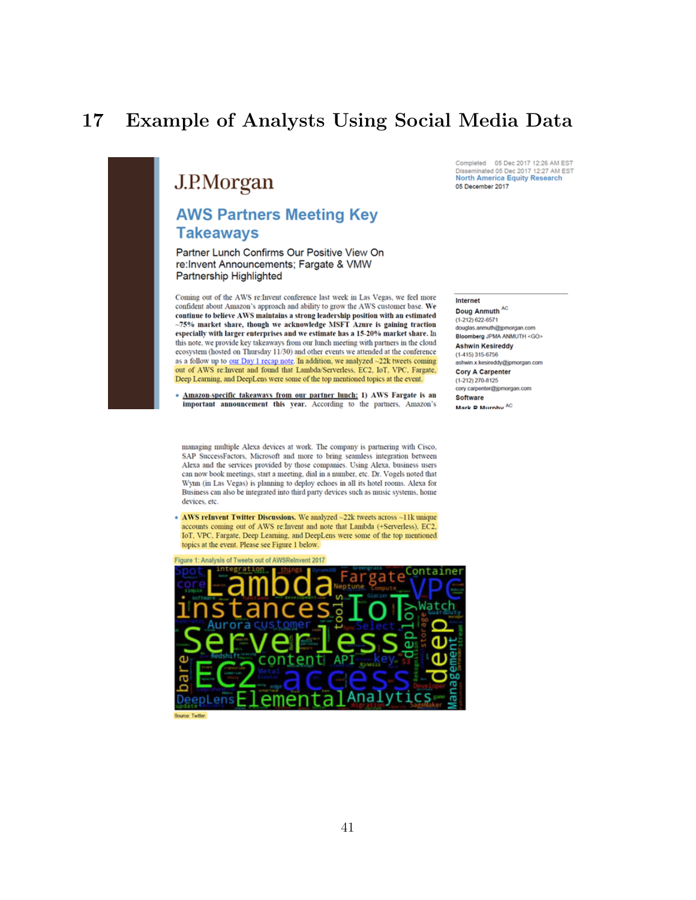## 17 Example of Analysts Using Social Media Data

J.P.Morgan

Completed 05 Dec 2017 12:26 AM EST
Disseminated 05 Dec 2017 12:27 AM EST
North America Equity Research
05 December 2017

# AWS Partners Meeting Key Takeaways

Partner Lunch Confirms Our Positive View On re:Invent Announcements; Fargate & VMW Partnership Highlighted

Coming out of the AWS re:Invent conference last week in Las Vegas, we feel more confident about Amazon's approach and ability to grow the AWS customer base. **We continue to believe AWS maintains a strong leadership position with an estimated ~75% market share, though we acknowledge MSFT Azure is gaining traction especially with larger enterprises and we estimate has a 15-20% market share.** In this note, we provide key takeaways from our lunch meeting with partners in the cloud ecosystem (hosted on Thursday 11/30) and other events we attended at the conference as a follow up to our Day 1 recap note. In addition, we analyzed ~22k tweets coming out of AWS re:Invent and found that Lambda/Serverless, EC2, IoT, VPC, Fargate, Deep Learning, and DeepLens were some of the top mentioned topics at the event.

- **Amazon-specific takeaways from our partner lunch: 1) AWS Fargate is an important announcement this year.** According to the partners, Amazon's

Internet
Doug Anmuth [AC]
(1-212) 622-6571
douglas.anmuth@jpmorgan.com
Bloomberg JPMA ANMUTH <GO>
Ashwin Kesireddy
(1-415) 315-6756
ashwin.x.kesireddy@jpmorgan.com
Cory A Carpenter
(1-212) 270-8125
cory.carpenter@jpmorgan.com
Software
Mark R Murphy [AC]

managing multiple Alexa devices at work. The company is partnering with Cisco, SAP SuccessFactors, Microsoft and more to bring seamless integration between Alexa and the services provided by those companies. Using Alexa, business users can now book meetings, start a meeting, dial in a number, etc. Dr. Vogels noted that Wynn (in Las Vegas) is planning to deploy echoes in all its hotel rooms. Alexa for Business can also be integrated into third party devices such as music systems, home devices, etc.

- **AWS reInvent Twitter Discussions.** We analyzed ~22k tweets across ~11k unique accounts coming out of AWS re:Invent and note that Lambda (+Serverless), EC2, IoT, VPC, Fargate, Deep Learning, and DeepLens were some of the top mentioned topics at the event. Please see Figure 1 below.

Figure 1: Analysis of Tweets out of AWSReInvent 2017

Source: Twitter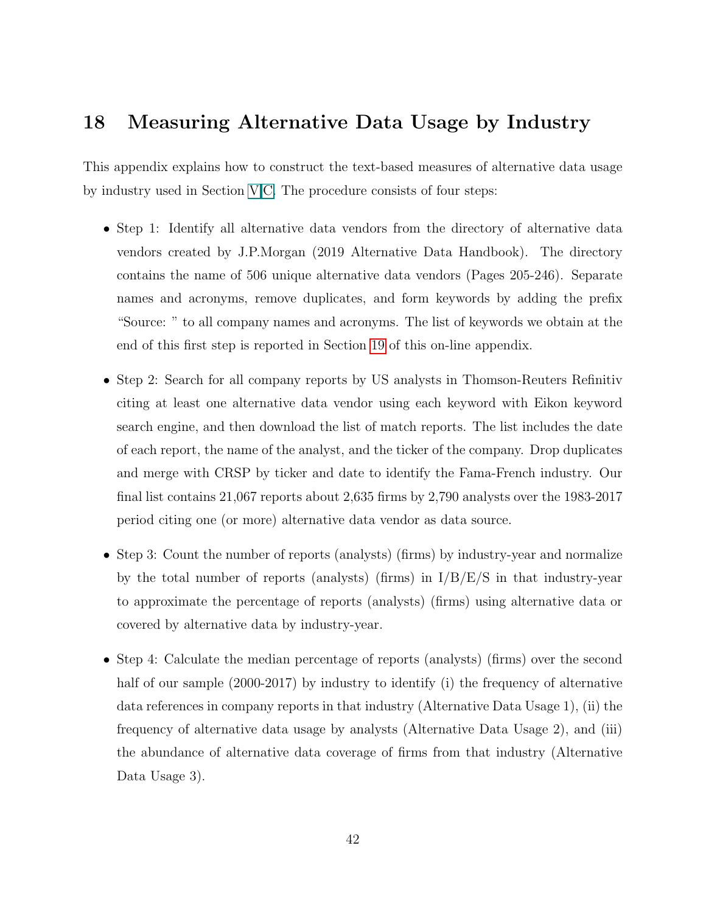# 18 Measuring Alternative Data Usage by Industry

This appendix explains how to construct the text-based measures of alternative data usage by industry used in Section V.C. The procedure consists of four steps:

- Step 1: Identify all alternative data vendors from the directory of alternative data vendors created by J.P.Morgan (2019 Alternative Data Handbook). The directory contains the name of 506 unique alternative data vendors (Pages 205-246). Separate names and acronyms, remove duplicates, and form keywords by adding the prefix "Source: " to all company names and acronyms. The list of keywords we obtain at the end of this first step is reported in Section 19 of this on-line appendix.
- Step 2: Search for all company reports by US analysts in Thomson-Reuters Refinitiv citing at least one alternative data vendor using each keyword with Eikon keyword search engine, and then download the list of match reports. The list includes the date of each report, the name of the analyst, and the ticker of the company. Drop duplicates and merge with CRSP by ticker and date to identify the Fama-French industry. Our final list contains 21,067 reports about 2,635 firms by 2,790 analysts over the 1983-2017 period citing one (or more) alternative data vendor as data source.
- Step 3: Count the number of reports (analysts) (firms) by industry-year and normalize by the total number of reports (analysts) (firms) in I/B/E/S in that industry-year to approximate the percentage of reports (analysts) (firms) using alternative data or covered by alternative data by industry-year.
- Step 4: Calculate the median percentage of reports (analysts) (firms) over the second half of our sample (2000-2017) by industry to identify (i) the frequency of alternative data references in company reports in that industry (Alternative Data Usage 1), (ii) the frequency of alternative data usage by analysts (Alternative Data Usage 2), and (iii) the abundance of alternative data coverage of firms from that industry (Alternative Data Usage 3).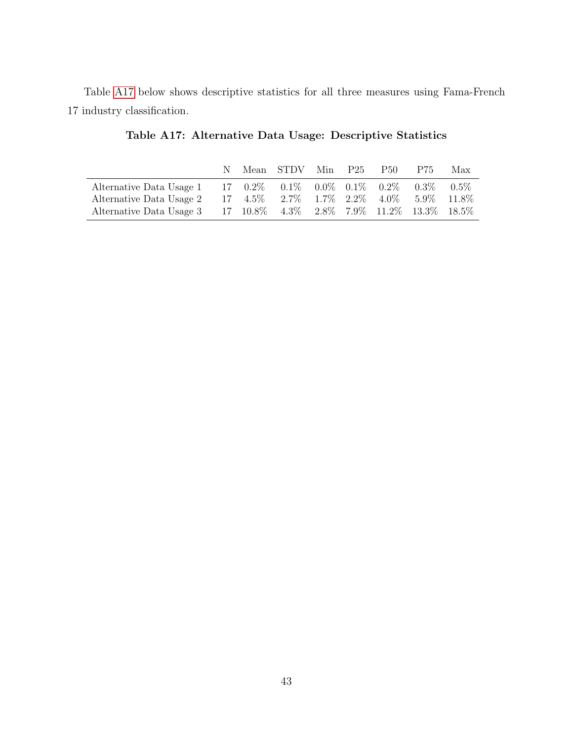Table A17 below shows descriptive statistics for all three measures using Fama-French 17 industry classification.

**Table A17: Alternative Data Usage: Descriptive Statistics**

| | N | Mean | STDV | Min | P25 | P50 | P75 | Max |
|---|---|---|---|---|---|---|---|---|
| Alternative Data Usage 1 | 17 | 0.2% | 0.1% | 0.0% | 0.1% | 0.2% | 0.3% | 0.5% |
| Alternative Data Usage 2 | 17 | 4.5% | 2.7% | 1.7% | 2.2% | 4.0% | 5.9% | 11.8% |
| Alternative Data Usage 3 | 17 | 10.8% | 4.3% | 2.8% | 7.9% | 11.2% | 13.3% | 18.5% |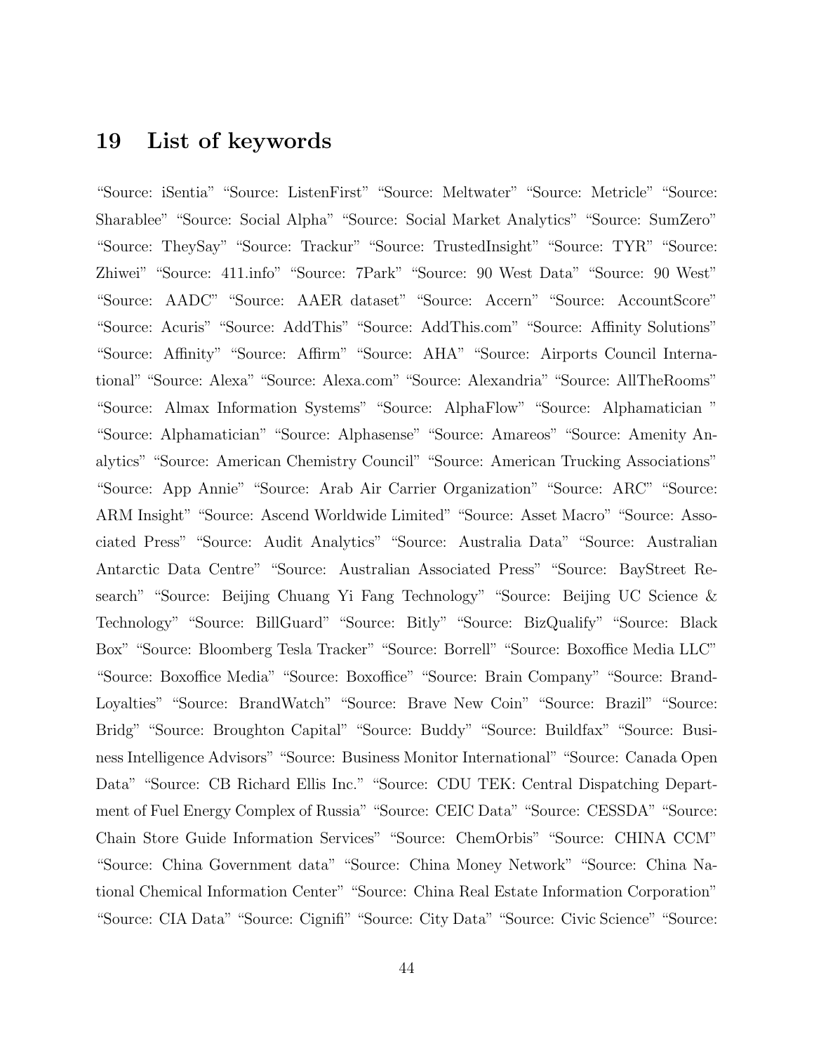## 19 List of keywords

“Source: iSentia” “Source: ListenFirst” “Source: Meltwater” “Source: Metricle” “Source: Sharablee” “Source: Social Alpha” “Source: Social Market Analytics” “Source: SumZero” “Source: TheySay” “Source: Trackur” “Source: TrustedInsight” “Source: TYR” “Source: Zhiwei” “Source: 411.info” “Source: 7Park” “Source: 90 West Data” “Source: 90 West” “Source: AADC” “Source: AAER dataset” “Source: Accern” “Source: AccountScore” “Source: Acuris” “Source: AddThis” “Source: AddThis.com” “Source: Affinity Solutions” “Source: Affinity” “Source: Affirm” “Source: AHA” “Source: Airports Council International” “Source: Alexa” “Source: Alexa.com” “Source: Alexandria” “Source: AllTheRooms” “Source: Almax Information Systems” “Source: AlphaFlow” “Source: Alphamatician ” “Source: Alphamatician” “Source: Alphasense” “Source: Amareos” “Source: Amenity Analytics” “Source: American Chemistry Council” “Source: American Trucking Associations” “Source: App Annie” “Source: Arab Air Carrier Organization” “Source: ARC” “Source: ARM Insight” “Source: Ascend Worldwide Limited” “Source: Asset Macro” “Source: Associated Press” “Source: Audit Analytics” “Source: Australia Data” “Source: Australian Antarctic Data Centre” “Source: Australian Associated Press” “Source: BayStreet Research” “Source: Beijing Chuang Yi Fang Technology” “Source: Beijing UC Science & Technology” “Source: BillGuard” “Source: Bitly” “Source: BizQualify” “Source: Black Box” “Source: Bloomberg Tesla Tracker” “Source: Borrell” “Source: Boxoffice Media LLC” “Source: Boxoffice Media” “Source: Boxoffice” “Source: Brain Company” “Source: BrandLoyalties” “Source: BrandWatch” “Source: Brave New Coin” “Source: Brazil” “Source: Bridg” “Source: Broughton Capital” “Source: Buddy” “Source: Buildfax” “Source: Business Intelligence Advisors” “Source: Business Monitor International” “Source: Canada Open Data” “Source: CB Richard Ellis Inc.” “Source: CDU TEK: Central Dispatching Department of Fuel Energy Complex of Russia” “Source: CEIC Data” “Source: CESSDA” “Source: Chain Store Guide Information Services” “Source: ChemOrbis” “Source: CHINA CCM” “Source: China Government data” “Source: China Money Network” “Source: China National Chemical Information Center” “Source: China Real Estate Information Corporation” “Source: CIA Data” “Source: Cignifi” “Source: City Data” “Source: Civic Science” “Source: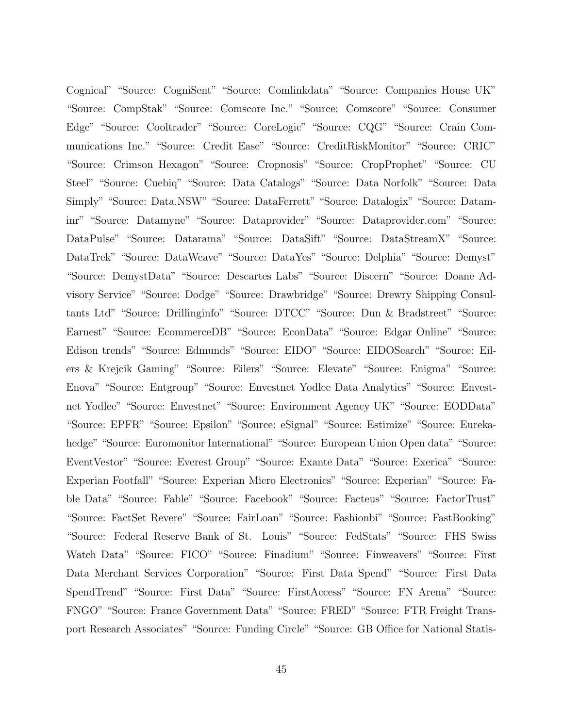Cognical" "Source: CogniSent" "Source: Comlinkdata" "Source: Companies House UK" "Source: CompStak" "Source: Comscore Inc." "Source: Comscore" "Source: Consumer Edge" "Source: Cooltrader" "Source: CoreLogic" "Source: CQG" "Source: Crain Communications Inc." "Source: Credit Ease" "Source: CreditRiskMonitor" "Source: CRIC" "Source: Crimson Hexagon" "Source: Cropnosis" "Source: CropProphet" "Source: CU Steel" "Source: Cuebiq" "Source: Data Catalogs" "Source: Data Norfolk" "Source: Data Simply" "Source: Data.NSW" "Source: DataFerrett" "Source: Datalogix" "Source: Dataminr" "Source: Datamyne" "Source: Dataprovider" "Source: Dataprovider.com" "Source: DataPulse" "Source: Datarama" "Source: DataSift" "Source: DataStreamX" "Source: DataTrek" "Source: DataWeave" "Source: DataYes" "Source: Delphia" "Source: Demyst" "Source: DemystData" "Source: Descartes Labs" "Source: Discern" "Source: Doane Advisory Service" "Source: Dodge" "Source: Drawbridge" "Source: Drewry Shipping Consultants Ltd" "Source: Drillinginfo" "Source: DTCC" "Source: Dun & Bradstreet" "Source: Earnest" "Source: EcommerceDB" "Source: EconData" "Source: Edgar Online" "Source: Edison trends" "Source: Edmunds" "Source: EIDO" "Source: EIDOSearch" "Source: Eilers & Krejcik Gaming" "Source: Eilers" "Source: Elevate" "Source: Enigma" "Source: Enova" "Source: Entgroup" "Source: Envestnet Yodlee Data Analytics" "Source: Envestnet Yodlee" "Source: Envestnet" "Source: Environment Agency UK" "Source: EODData" "Source: EPFR" "Source: Epsilon" "Source: eSignal" "Source: Estimize" "Source: Eurekahedge" "Source: Euromonitor International" "Source: European Union Open data" "Source: EventVestor" "Source: Everest Group" "Source: Exante Data" "Source: Exerica" "Source: Experian Footfall" "Source: Experian Micro Electronics" "Source: Experian" "Source: Fable Data" "Source: Fable" "Source: Facebook" "Source: Facteus" "Source: FactorTrust" "Source: FactSet Revere" "Source: FairLoan" "Source: Fashionbi" "Source: FastBooking" "Source: Federal Reserve Bank of St. Louis" "Source: FedStats" "Source: FHS Swiss Watch Data" "Source: FICO" "Source: Finadium" "Source: Finweavers" "Source: First Data Merchant Services Corporation" "Source: First Data Spend" "Source: First Data SpendTrend" "Source: First Data" "Source: FirstAccess" "Source: FN Arena" "Source: FNGO" "Source: France Government Data" "Source: FRED" "Source: FTR Freight Transport Research Associates" "Source: Funding Circle" "Source: GB Office for National Statis-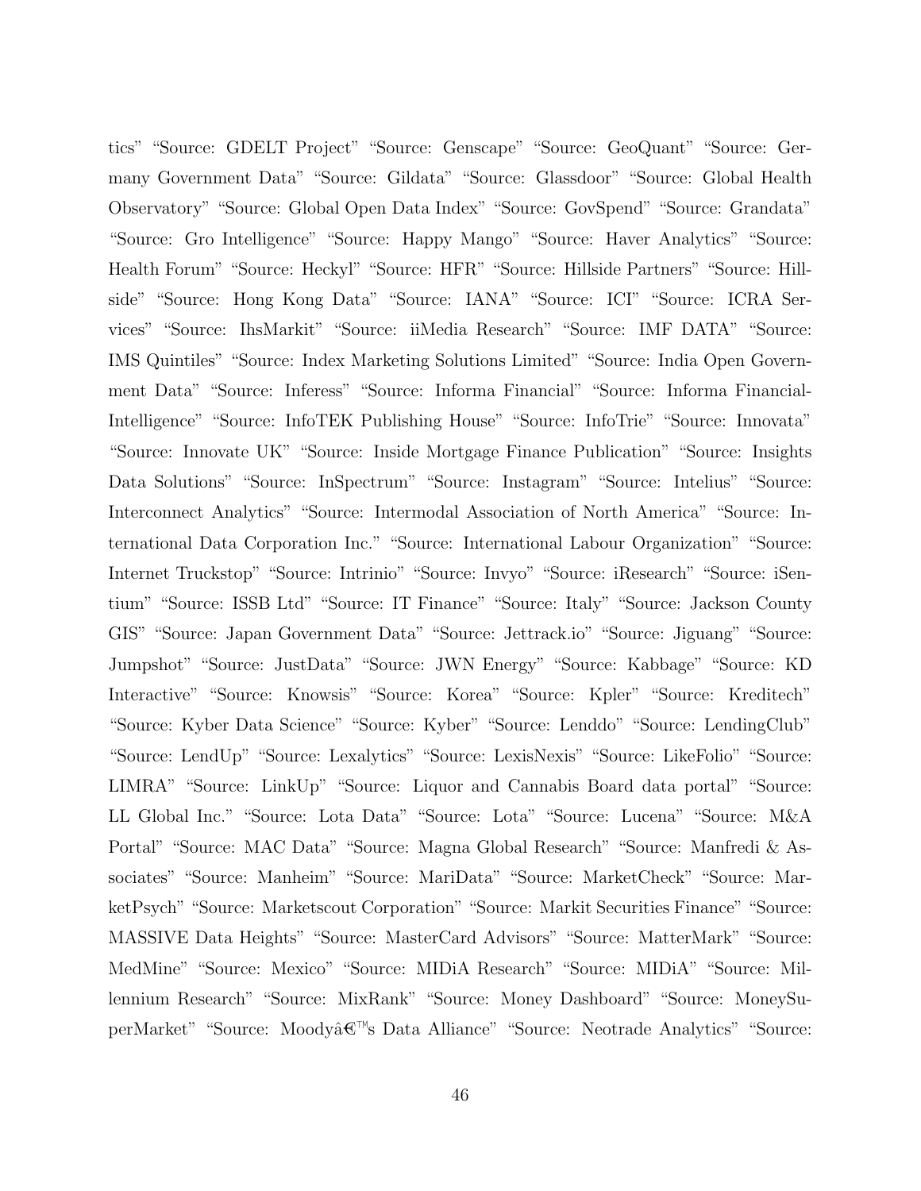tics" "Source: GDELT Project" "Source: Genscape" "Source: GeoQuant" "Source: Germany Government Data" "Source: Gildata" "Source: Glassdoor" "Source: Global Health Observatory" "Source: Global Open Data Index" "Source: GovSpend" "Source: Grandata" "Source: Gro Intelligence" "Source: Happy Mango" "Source: Haver Analytics" "Source: Health Forum" "Source: Heckyl" "Source: HFR" "Source: Hillside Partners" "Source: Hillside" "Source: Hong Kong Data" "Source: IANA" "Source: ICI" "Source: ICRA Services" "Source: IhsMarkit" "Source: iiMedia Research" "Source: IMF DATA" "Source: IMS Quintiles" "Source: Index Marketing Solutions Limited" "Source: India Open Government Data" "Source: Inferess" "Source: Informa Financial" "Source: Informa Financial-Intelligence" "Source: InfoTEK Publishing House" "Source: InfoTrie" "Source: Innovata" "Source: Innovate UK" "Source: Inside Mortgage Finance Publication" "Source: Insights Data Solutions" "Source: InSpectrum" "Source: Instagram" "Source: Intelius" "Source: Interconnect Analytics" "Source: Intermodal Association of North America" "Source: International Data Corporation Inc." "Source: International Labour Organization" "Source: Internet Truckstop" "Source: Intrinio" "Source: Invyo" "Source: iResearch" "Source: iSentium" "Source: ISSB Ltd" "Source: IT Finance" "Source: Italy" "Source: Jackson County GIS" "Source: Japan Government Data" "Source: Jettrack.io" "Source: Jiguang" "Source: Jumpshot" "Source: JustData" "Source: JWN Energy" "Source: Kabbage" "Source: KD Interactive" "Source: Knowsis" "Source: Korea" "Source: Kpler" "Source: Kreditech" "Source: Kyber Data Science" "Source: Kyber" "Source: Lenddo" "Source: LendingClub" "Source: LendUp" "Source: Lexalytics" "Source: LexisNexis" "Source: LikeFolio" "Source: LIMRA" "Source: LinkUp" "Source: Liquor and Cannabis Board data portal" "Source: LL Global Inc." "Source: Lota Data" "Source: Lota" "Source: Lucena" "Source: M&A Portal" "Source: MAC Data" "Source: Magna Global Research" "Source: Manfredi & Associates" "Source: Manheim" "Source: MariData" "Source: MarketCheck" "Source: MarketPsych" "Source: Marketscout Corporation" "Source: Markit Securities Finance" "Source: MASSIVE Data Heights" "Source: MasterCard Advisors" "Source: MatterMark" "Source: MedMine" "Source: Mexico" "Source: MIDiA Research" "Source: MIDiA" "Source: Millennium Research" "Source: MixRank" "Source: Money Dashboard" "Source: MoneySuperMarket" "Source: Moodyâ€™s Data Alliance" "Source: Neotrade Analytics" "Source: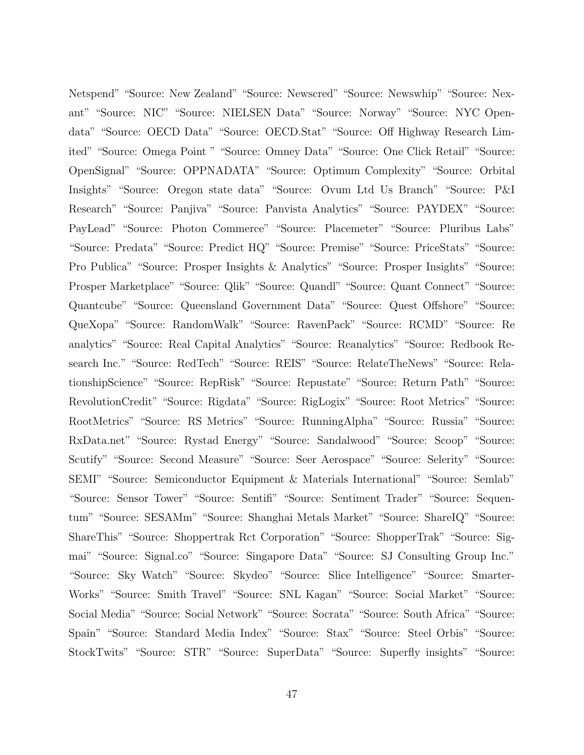Netspend" "Source: New Zealand" "Source: Newscred" "Source: Newswhip" "Source: Nexant" "Source: NIC" "Source: NIELSEN Data" "Source: Norway" "Source: NYC Opendata" "Source: OECD Data" "Source: OECD.Stat" "Source: Off Highway Research Limited" "Source: Omega Point " "Source: Omney Data" "Source: One Click Retail" "Source: OpenSignal" "Source: OPPNADATA" "Source: Optimum Complexity" "Source: Orbital Insights" "Source: Oregon state data" "Source: Ovum Ltd Us Branch" "Source: P&I Research" "Source: Panjiva" "Source: Panvista Analytics" "Source: PAYDEX" "Source: PayLead" "Source: Photon Commerce" "Source: Placemeter" "Source: Pluribus Labs" "Source: Predata" "Source: Predict HQ" "Source: Premise" "Source: PriceStats" "Source: Pro Publica" "Source: Prosper Insights & Analytics" "Source: Prosper Insights" "Source: Prosper Marketplace" "Source: Qlik" "Source: Quandl" "Source: Quant Connect" "Source: Quantcube" "Source: Queensland Government Data" "Source: Quest Offshore" "Source: QueXopa" "Source: RandomWalk" "Source: RavenPack" "Source: RCMD" "Source: Re analytics" "Source: Real Capital Analytics" "Source: Reanalytics" "Source: Redbook Research Inc." "Source: RedTech" "Source: REIS" "Source: RelateTheNews" "Source: RelationshipScience" "Source: RepRisk" "Source: Repustate" "Source: Return Path" "Source: RevolutionCredit" "Source: Rigdata" "Source: RigLogix" "Source: Root Metrics" "Source: RootMetrics" "Source: RS Metrics" "Source: RunningAlpha" "Source: Russia" "Source: RxData.net" "Source: Rystad Energy" "Source: Sandalwood" "Source: Scoop" "Source: Scutify" "Source: Second Measure" "Source: Seer Aerospace" "Source: Selerity" "Source: SEMI" "Source: Semiconductor Equipment & Materials International" "Source: Semlab" "Source: Sensor Tower" "Source: Sentifi" "Source: Sentiment Trader" "Source: Sequentum" "Source: SESAMm" "Source: Shanghai Metals Market" "Source: ShareIQ" "Source: ShareThis" "Source: Shoppertrak Rct Corporation" "Source: ShopperTrak" "Source: Sigmai" "Source: Signal.co" "Source: Singapore Data" "Source: SJ Consulting Group Inc." "Source: Sky Watch" "Source: Skydeo" "Source: Slice Intelligence" "Source: SmarterWorks" "Source: Smith Travel" "Source: SNL Kagan" "Source: Social Market" "Source: Social Media" "Source: Social Network" "Source: Socrata" "Source: South Africa" "Source: Spain" "Source: Standard Media Index" "Source: Stax" "Source: Steel Orbis" "Source: StockTwits" "Source: STR" "Source: SuperData" "Source: Superfly insights" "Source: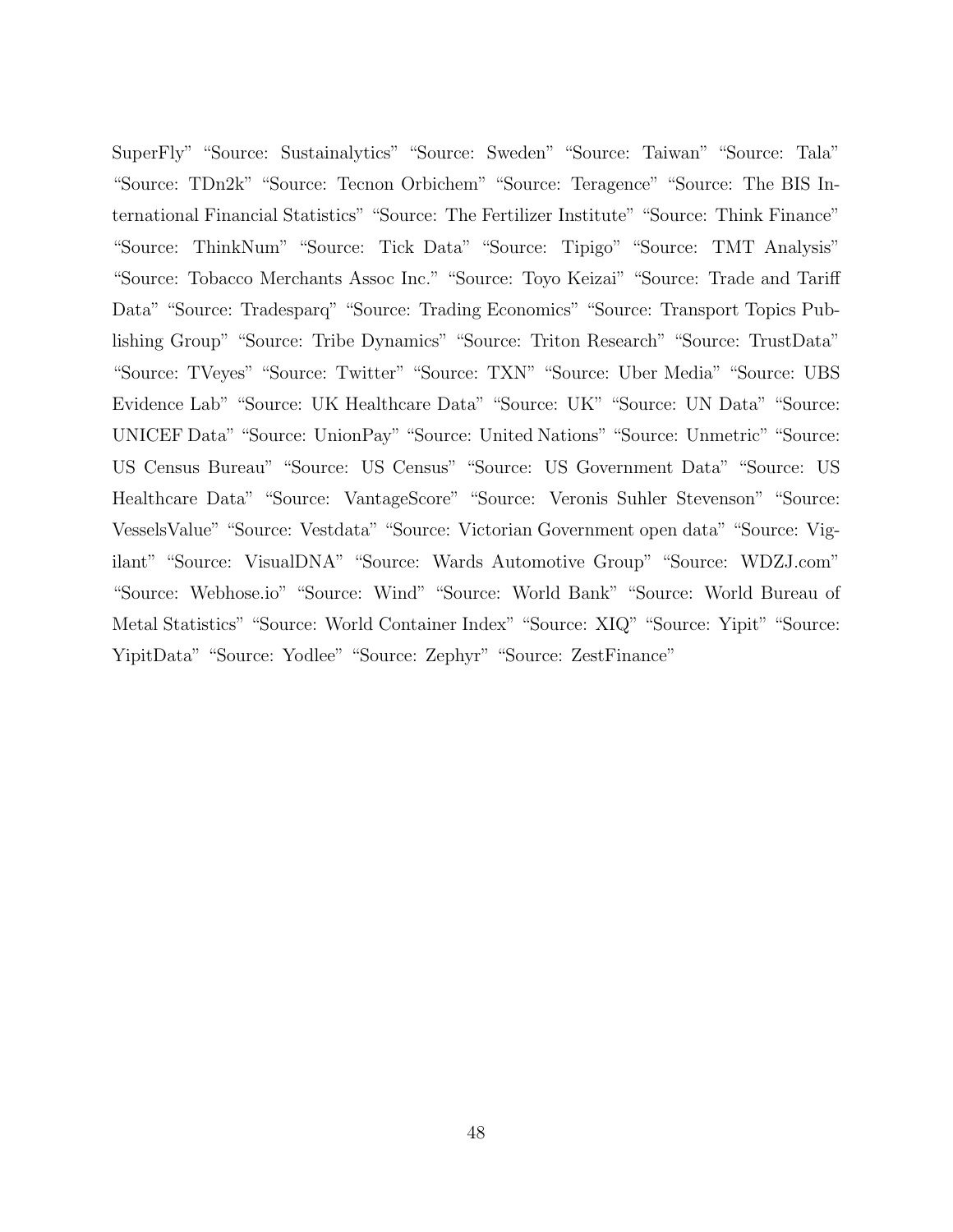SuperFly" "Source: Sustainalytics" "Source: Sweden" "Source: Taiwan" "Source: Tala" "Source: TDn2k" "Source: Tecnon Orbichem" "Source: Teragence" "Source: The BIS International Financial Statistics" "Source: The Fertilizer Institute" "Source: Think Finance" "Source: ThinkNum" "Source: Tick Data" "Source: Tipigo" "Source: TMT Analysis" "Source: Tobacco Merchants Assoc Inc." "Source: Toyo Keizai" "Source: Trade and Tariff Data" "Source: Tradesparq" "Source: Trading Economics" "Source: Transport Topics Publishing Group" "Source: Tribe Dynamics" "Source: Triton Research" "Source: TrustData" "Source: TVeyes" "Source: Twitter" "Source: TXN" "Source: Uber Media" "Source: UBS Evidence Lab" "Source: UK Healthcare Data" "Source: UK" "Source: UN Data" "Source: UNICEF Data" "Source: UnionPay" "Source: United Nations" "Source: Unmetric" "Source: US Census Bureau" "Source: US Census" "Source: US Government Data" "Source: US Healthcare Data" "Source: VantageScore" "Source: Veronis Suhler Stevenson" "Source: VesselsValue" "Source: Vestdata" "Source: Victorian Government open data" "Source: Vigilant" "Source: VisualDNA" "Source: Wards Automotive Group" "Source: WDZJ.com" "Source: Webhose.io" "Source: Wind" "Source: World Bank" "Source: World Bureau of Metal Statistics" "Source: World Container Index" "Source: XIQ" "Source: Yipit" "Source: YipitData" "Source: Yodlee" "Source: Zephyr" "Source: ZestFinance"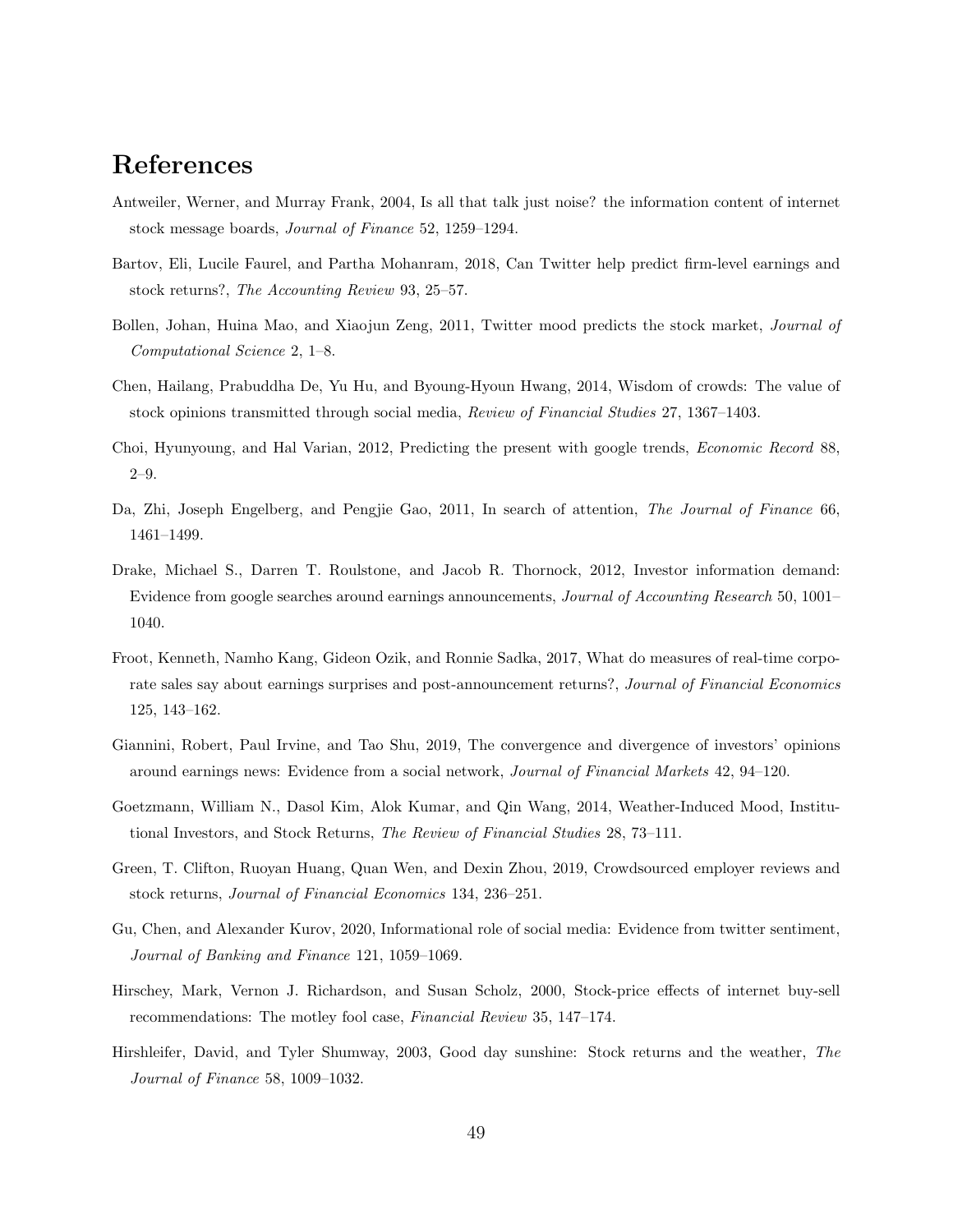# References

Antweiler, Werner, and Murray Frank, 2004, Is all that talk just noise? the information content of internet stock message boards, *Journal of Finance* 52, 1259–1294.

Bartov, Eli, Lucile Faurel, and Partha Mohanram, 2018, Can Twitter help predict firm-level earnings and stock returns?, *The Accounting Review* 93, 25–57.

Bollen, Johan, Huina Mao, and Xiaojun Zeng, 2011, Twitter mood predicts the stock market, *Journal of Computational Science* 2, 1–8.

Chen, Hailang, Prabuddha De, Yu Hu, and Byoung-Hyoun Hwang, 2014, Wisdom of crowds: The value of stock opinions transmitted through social media, *Review of Financial Studies* 27, 1367–1403.

Choi, Hyunyoung, and Hal Varian, 2012, Predicting the present with google trends, *Economic Record* 88, 2–9.

Da, Zhi, Joseph Engelberg, and Pengjie Gao, 2011, In search of attention, *The Journal of Finance* 66, 1461–1499.

Drake, Michael S., Darren T. Roulstone, and Jacob R. Thornock, 2012, Investor information demand: Evidence from google searches around earnings announcements, *Journal of Accounting Research* 50, 1001–1040.

Froot, Kenneth, Namho Kang, Gideon Ozik, and Ronnie Sadka, 2017, What do measures of real-time corporate sales say about earnings surprises and post-announcement returns?, *Journal of Financial Economics* 125, 143–162.

Giannini, Robert, Paul Irvine, and Tao Shu, 2019, The convergence and divergence of investors' opinions around earnings news: Evidence from a social network, *Journal of Financial Markets* 42, 94–120.

Goetzmann, William N., Dasol Kim, Alok Kumar, and Qin Wang, 2014, Weather-Induced Mood, Institutional Investors, and Stock Returns, *The Review of Financial Studies* 28, 73–111.

Green, T. Clifton, Ruoyan Huang, Quan Wen, and Dexin Zhou, 2019, Crowdsourced employer reviews and stock returns, *Journal of Financial Economics* 134, 236–251.

Gu, Chen, and Alexander Kurov, 2020, Informational role of social media: Evidence from twitter sentiment, *Journal of Banking and Finance* 121, 1059–1069.

Hirschey, Mark, Vernon J. Richardson, and Susan Scholz, 2000, Stock-price effects of internet buy-sell recommendations: The motley fool case, *Financial Review* 35, 147–174.

Hirshleifer, David, and Tyler Shumway, 2003, Good day sunshine: Stock returns and the weather, *The Journal of Finance* 58, 1009–1032.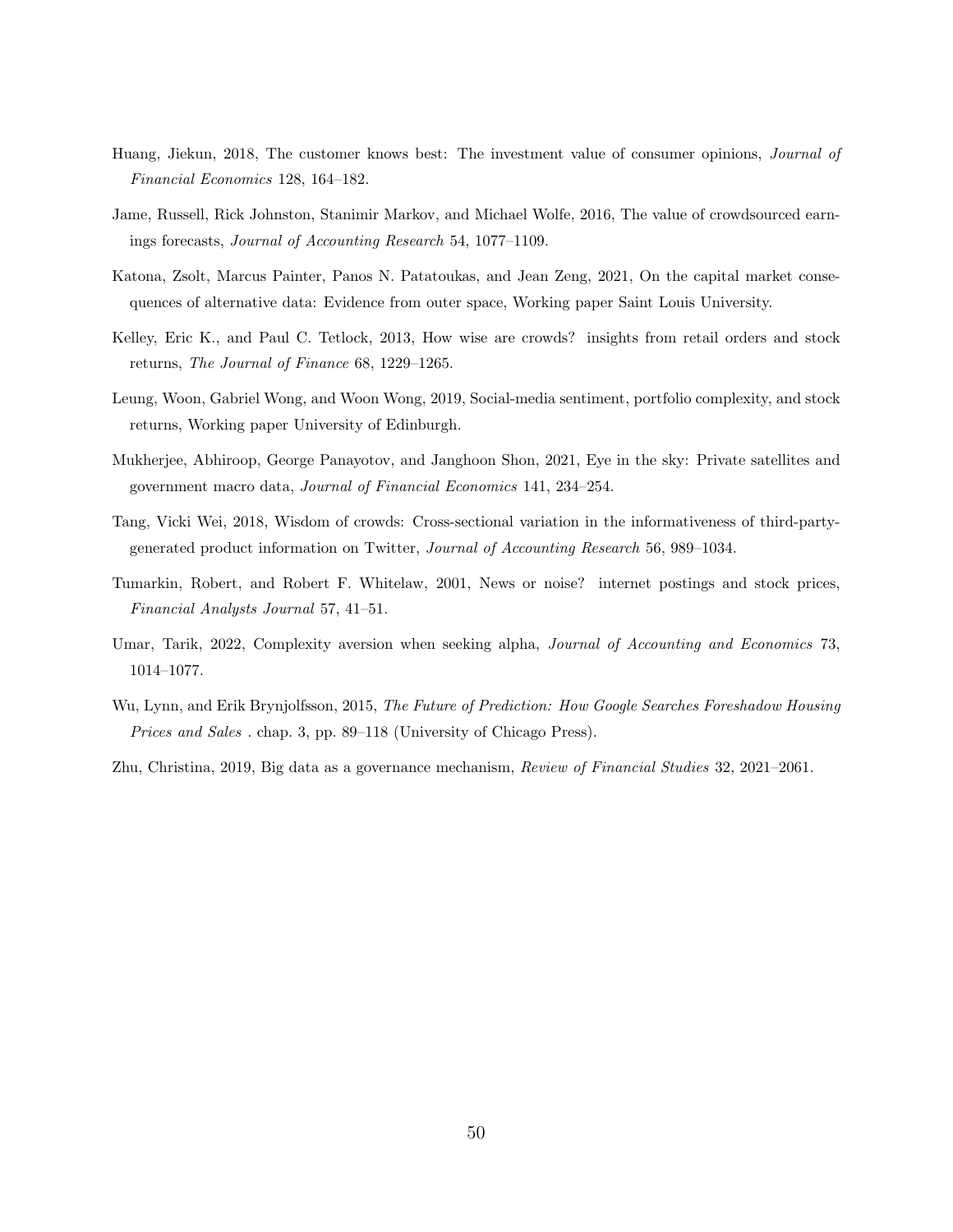Huang, Jiekun, 2018, The customer knows best: The investment value of consumer opinions, *Journal of Financial Economics* 128, 164–182.

Jame, Russell, Rick Johnston, Stanimir Markov, and Michael Wolfe, 2016, The value of crowdsourced earnings forecasts, *Journal of Accounting Research* 54, 1077–1109.

Katona, Zsolt, Marcus Painter, Panos N. Patatoukas, and Jean Zeng, 2021, On the capital market consequences of alternative data: Evidence from outer space, Working paper Saint Louis University.

Kelley, Eric K., and Paul C. Tetlock, 2013, How wise are crowds? insights from retail orders and stock returns, *The Journal of Finance* 68, 1229–1265.

Leung, Woon, Gabriel Wong, and Woon Wong, 2019, Social-media sentiment, portfolio complexity, and stock returns, Working paper University of Edinburgh.

Mukherjee, Abhiroop, George Panayotov, and Janghoon Shon, 2021, Eye in the sky: Private satellites and government macro data, *Journal of Financial Economics* 141, 234–254.

Tang, Vicki Wei, 2018, Wisdom of crowds: Cross-sectional variation in the informativeness of third-party-generated product information on Twitter, *Journal of Accounting Research* 56, 989–1034.

Tumarkin, Robert, and Robert F. Whitelaw, 2001, News or noise? internet postings and stock prices, *Financial Analysts Journal* 57, 41–51.

Umar, Tarik, 2022, Complexity aversion when seeking alpha, *Journal of Accounting and Economics* 73, 1014–1077.

Wu, Lynn, and Erik Brynjolfsson, 2015, *The Future of Prediction: How Google Searches Foreshadow Housing Prices and Sales* . chap. 3, pp. 89–118 (University of Chicago Press).

Zhu, Christina, 2019, Big data as a governance mechanism, *Review of Financial Studies* 32, 2021–2061.